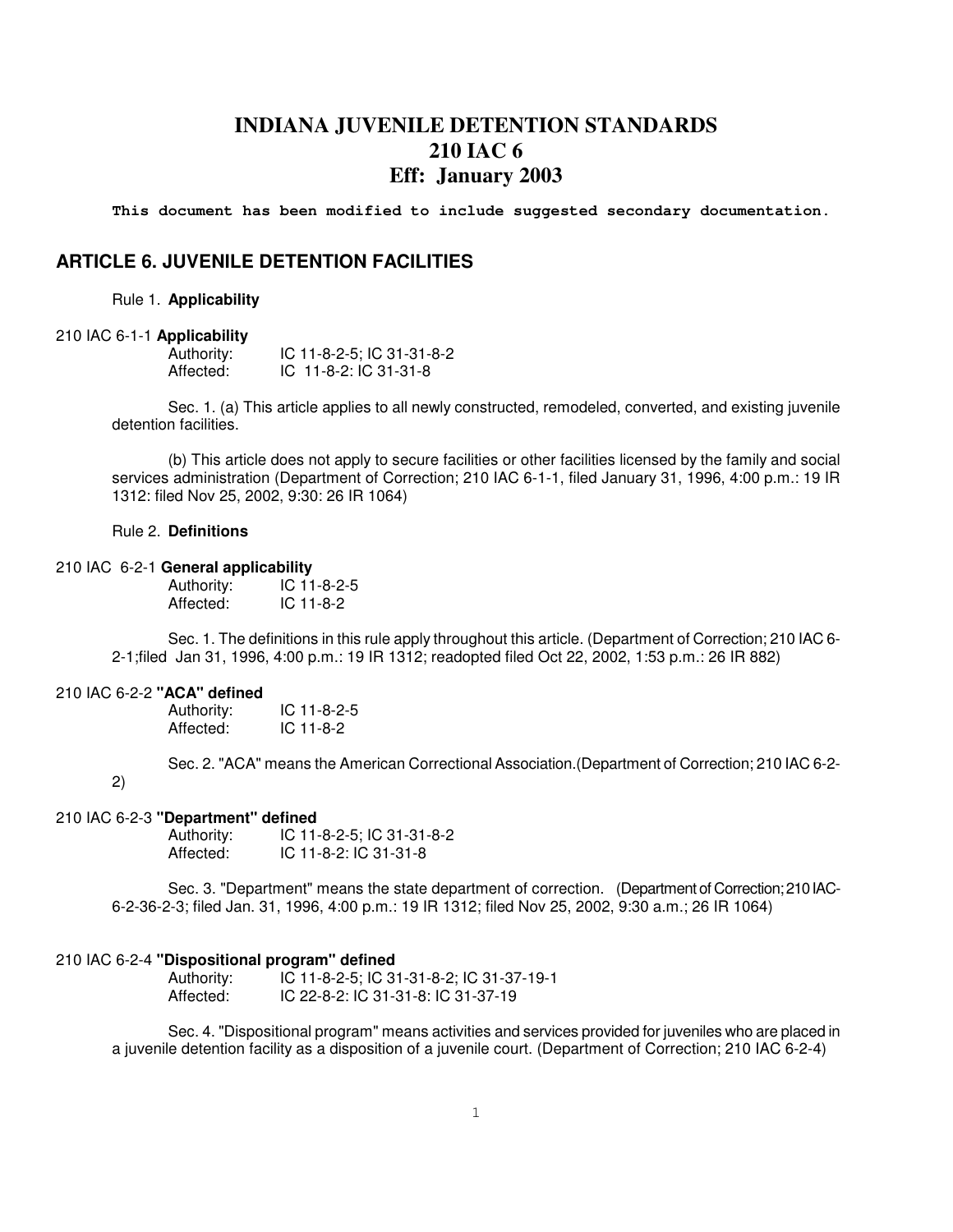# INDIANA JUVENILE DETENTION STANDARDS
# 210 IAC 6
# Eff: January 2003

**This document has been modified to include suggested secondary documentation.**

## ARTICLE 6. JUVENILE DETENTION FACILITIES

Rule 1. **Applicability**

### 210 IAC 6-1-1 **Applicability**

Authority: IC 11-8-2-5; IC 31-31-8-2
Affected: IC 11-8-2: IC 31-31-8

Sec. 1. (a) This article applies to all newly constructed, remodeled, converted, and existing juvenile detention facilities.

(b) This article does not apply to secure facilities or other facilities licensed by the family and social services administration (Department of Correction; 210 IAC 6-1-1, filed January 31, 1996, 4:00 p.m.: 19 IR 1312: filed Nov 25, 2002, 9:30: 26 IR 1064)

Rule 2. **Definitions**

### 210 IAC 6-2-1 **General applicability**

Authority: IC 11-8-2-5
Affected: IC 11-8-2

Sec. 1. The definitions in this rule apply throughout this article. (Department of Correction; 210 IAC 6-2-1;filed Jan 31, 1996, 4:00 p.m.: 19 IR 1312; readopted filed Oct 22, 2002, 1:53 p.m.: 26 IR 882)

### 210 IAC 6-2-2 **"ACA" defined**

Authority: IC 11-8-2-5
Affected: IC 11-8-2

Sec. 2. "ACA" means the American Correctional Association.(Department of Correction; 210 IAC 6-2-2)

### 210 IAC 6-2-3 **"Department" defined**

Authority: IC 11-8-2-5; IC 31-31-8-2
Affected: IC 11-8-2: IC 31-31-8

Sec. 3. "Department" means the state department of correction. (Department of Correction; 210 IAC-6-2-36-2-3; filed Jan. 31, 1996, 4:00 p.m.: 19 IR 1312; filed Nov 25, 2002, 9:30 a.m.; 26 IR 1064)

### 210 IAC 6-2-4 **"Dispositional program" defined**

Authority: IC 11-8-2-5; IC 31-31-8-2; IC 31-37-19-1
Affected: IC 22-8-2: IC 31-31-8: IC 31-37-19

Sec. 4. "Dispositional program" means activities and services provided for juveniles who are placed in a juvenile detention facility as a disposition of a juvenile court. (Department of Correction; 210 IAC 6-2-4)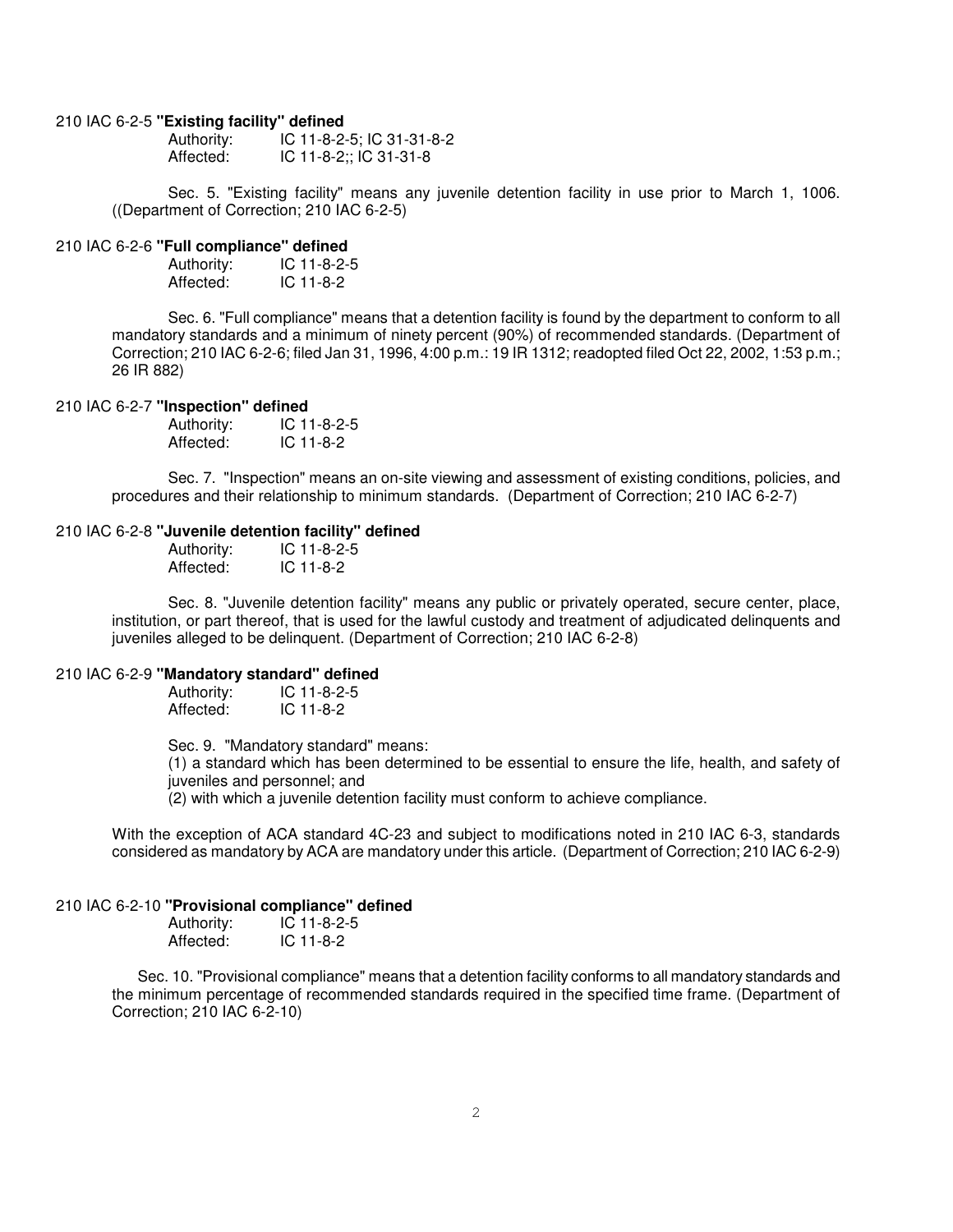### 210 IAC 6-2-5 **"Existing facility" defined**

Authority: IC 11-8-2-5; IC 31-31-8-2
Affected: IC 11-8-2;; IC 31-31-8

Sec. 5. "Existing facility" means any juvenile detention facility in use prior to March 1, 1006. ((Department of Correction; 210 IAC 6-2-5)

### 210 IAC 6-2-6 **"Full compliance" defined**

Authority: IC 11-8-2-5
Affected: IC 11-8-2

Sec. 6. "Full compliance" means that a detention facility is found by the department to conform to all mandatory standards and a minimum of ninety percent (90%) of recommended standards. (Department of Correction; 210 IAC 6-2-6; filed Jan 31, 1996, 4:00 p.m.: 19 IR 1312; readopted filed Oct 22, 2002, 1:53 p.m.; 26 IR 882)

### 210 IAC 6-2-7 **"Inspection" defined**

Authority: IC 11-8-2-5
Affected: IC 11-8-2

Sec. 7. "Inspection" means an on-site viewing and assessment of existing conditions, policies, and procedures and their relationship to minimum standards. (Department of Correction; 210 IAC 6-2-7)

### 210 IAC 6-2-8 **"Juvenile detention facility" defined**

Authority: IC 11-8-2-5
Affected: IC 11-8-2

Sec. 8. "Juvenile detention facility" means any public or privately operated, secure center, place, institution, or part thereof, that is used for the lawful custody and treatment of adjudicated delinquents and juveniles alleged to be delinquent. (Department of Correction; 210 IAC 6-2-8)

### 210 IAC 6-2-9 **"Mandatory standard" defined**

Authority: IC 11-8-2-5
Affected: IC 11-8-2

Sec. 9. "Mandatory standard" means:

(1) a standard which has been determined to be essential to ensure the life, health, and safety of juveniles and personnel; and

(2) with which a juvenile detention facility must conform to achieve compliance.

With the exception of ACA standard 4C-23 and subject to modifications noted in 210 IAC 6-3, standards considered as mandatory by ACA are mandatory under this article. (Department of Correction; 210 IAC 6-2-9)

### 210 IAC 6-2-10 **"Provisional compliance" defined**

Authority: IC 11-8-2-5
Affected: IC 11-8-2

Sec. 10. "Provisional compliance" means that a detention facility conforms to all mandatory standards and the minimum percentage of recommended standards required in the specified time frame. (Department of Correction; 210 IAC 6-2-10)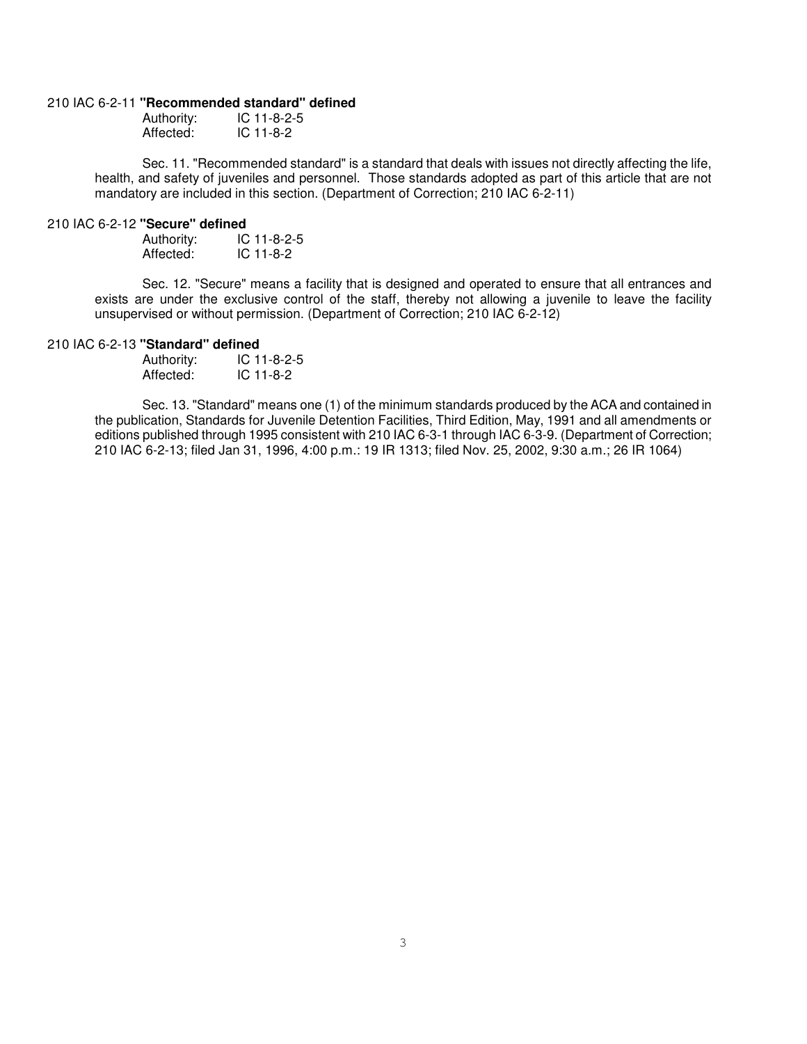210 IAC 6-2-11 **"Recommended standard" defined**

Authority: IC 11-8-2-5
Affected: IC 11-8-2

Sec. 11. "Recommended standard" is a standard that deals with issues not directly affecting the life, health, and safety of juveniles and personnel. Those standards adopted as part of this article that are not mandatory are included in this section. (Department of Correction; 210 IAC 6-2-11)

210 IAC 6-2-12 **"Secure" defined**

Authority: IC 11-8-2-5
Affected: IC 11-8-2

Sec. 12. "Secure" means a facility that is designed and operated to ensure that all entrances and exists are under the exclusive control of the staff, thereby not allowing a juvenile to leave the facility unsupervised or without permission. (Department of Correction; 210 IAC 6-2-12)

210 IAC 6-2-13 **"Standard" defined**

Authority: IC 11-8-2-5
Affected: IC 11-8-2

Sec. 13. "Standard" means one (1) of the minimum standards produced by the ACA and contained in the publication, Standards for Juvenile Detention Facilities, Third Edition, May, 1991 and all amendments or editions published through 1995 consistent with 210 IAC 6-3-1 through IAC 6-3-9. (Department of Correction; 210 IAC 6-2-13; filed Jan 31, 1996, 4:00 p.m.: 19 IR 1313; filed Nov. 25, 2002, 9:30 a.m.; 26 IR 1064)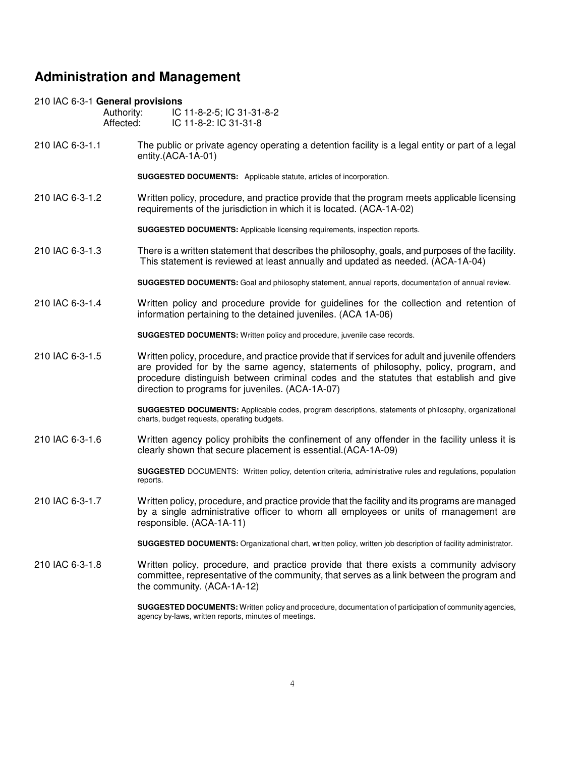## Administration and Management

210 IAC 6-3-1 **General provisions**

Authority: IC 11-8-2-5; IC 31-31-8-2
Affected: IC 11-8-2: IC 31-31-8

210 IAC 6-3-1.1 The public or private agency operating a detention facility is a legal entity or part of a legal entity.(ACA-1A-01)

**SUGGESTED DOCUMENTS:** Applicable statute, articles of incorporation.

210 IAC 6-3-1.2 Written policy, procedure, and practice provide that the program meets applicable licensing requirements of the jurisdiction in which it is located. (ACA-1A-02)

**SUGGESTED DOCUMENTS:** Applicable licensing requirements, inspection reports.

210 IAC 6-3-1.3 There is a written statement that describes the philosophy, goals, and purposes of the facility. This statement is reviewed at least annually and updated as needed. (ACA-1A-04)

**SUGGESTED DOCUMENTS:** Goal and philosophy statement, annual reports, documentation of annual review.

210 IAC 6-3-1.4 Written policy and procedure provide for guidelines for the collection and retention of information pertaining to the detained juveniles. (ACA 1A-06)

**SUGGESTED DOCUMENTS:** Written policy and procedure, juvenile case records.

210 IAC 6-3-1.5 Written policy, procedure, and practice provide that if services for adult and juvenile offenders are provided for by the same agency, statements of philosophy, policy, program, and procedure distinguish between criminal codes and the statutes that establish and give direction to programs for juveniles. (ACA-1A-07)

**SUGGESTED DOCUMENTS:** Applicable codes, program descriptions, statements of philosophy, organizational charts, budget requests, operating budgets.

210 IAC 6-3-1.6 Written agency policy prohibits the confinement of any offender in the facility unless it is clearly shown that secure placement is essential.(ACA-1A-09)

**SUGGESTED** DOCUMENTS: Written policy, detention criteria, administrative rules and regulations, population reports.

210 IAC 6-3-1.7 Written policy, procedure, and practice provide that the facility and its programs are managed by a single administrative officer to whom all employees or units of management are responsible. (ACA-1A-11)

**SUGGESTED DOCUMENTS:** Organizational chart, written policy, written job description of facility administrator.

210 IAC 6-3-1.8 Written policy, procedure, and practice provide that there exists a community advisory committee, representative of the community, that serves as a link between the program and the community. (ACA-1A-12)

**SUGGESTED DOCUMENTS:** Written policy and procedure, documentation of participation of community agencies, agency by-laws, written reports, minutes of meetings.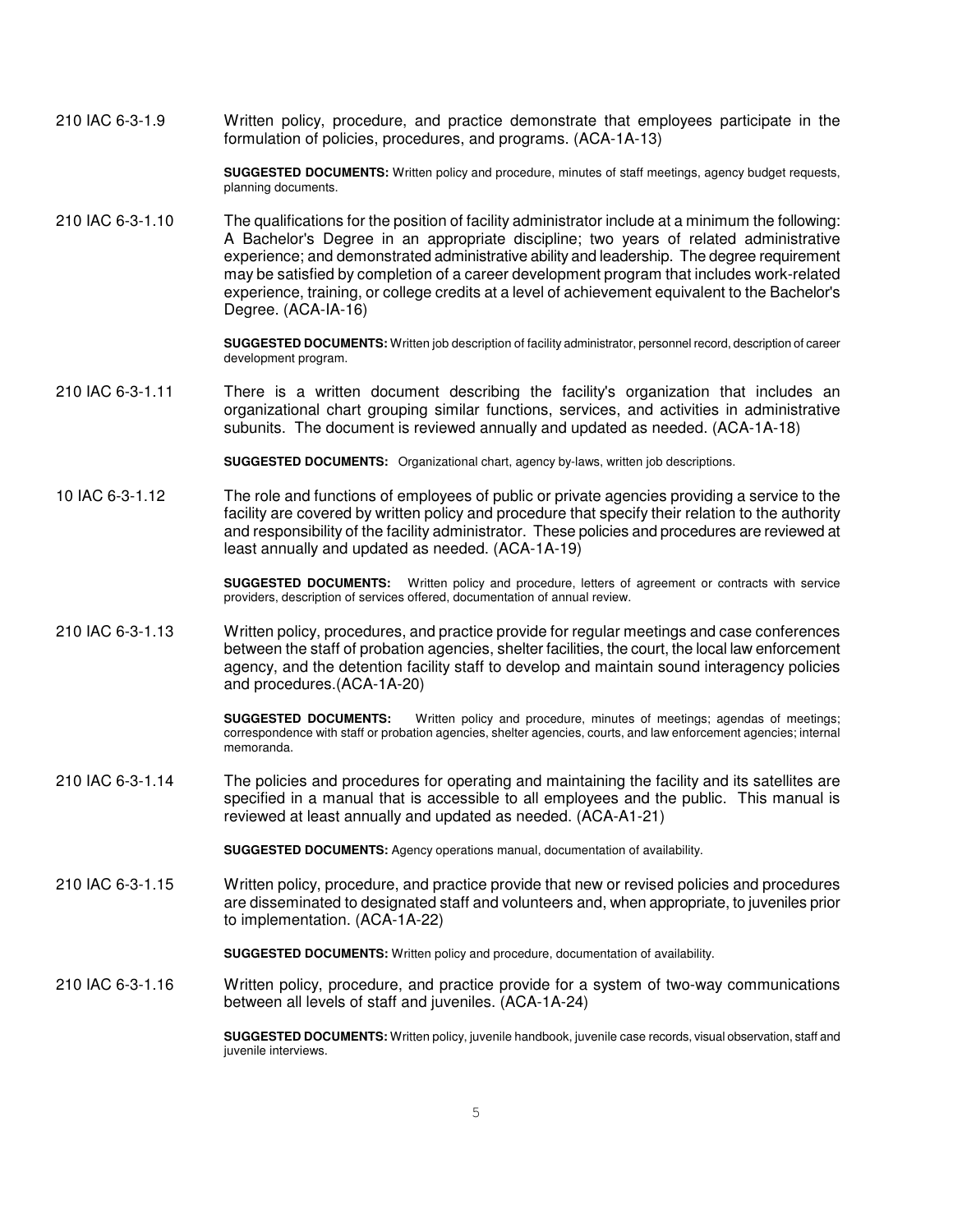210 IAC 6-3-1.9 Written policy, procedure, and practice demonstrate that employees participate in the formulation of policies, procedures, and programs. (ACA-1A-13)

**SUGGESTED DOCUMENTS:** Written policy and procedure, minutes of staff meetings, agency budget requests, planning documents.

210 IAC 6-3-1.10 The qualifications for the position of facility administrator include at a minimum the following: A Bachelor's Degree in an appropriate discipline; two years of related administrative experience; and demonstrated administrative ability and leadership. The degree requirement may be satisfied by completion of a career development program that includes work-related experience, training, or college credits at a level of achievement equivalent to the Bachelor's Degree. (ACA-IA-16)

**SUGGESTED DOCUMENTS:** Written job description of facility administrator, personnel record, description of career development program.

210 IAC 6-3-1.11 There is a written document describing the facility's organization that includes an organizational chart grouping similar functions, services, and activities in administrative subunits. The document is reviewed annually and updated as needed. (ACA-1A-18)

**SUGGESTED DOCUMENTS:** Organizational chart, agency by-laws, written job descriptions.

10 IAC 6-3-1.12 The role and functions of employees of public or private agencies providing a service to the facility are covered by written policy and procedure that specify their relation to the authority and responsibility of the facility administrator. These policies and procedures are reviewed at least annually and updated as needed. (ACA-1A-19)

**SUGGESTED DOCUMENTS:** Written policy and procedure, letters of agreement or contracts with service providers, description of services offered, documentation of annual review.

210 IAC 6-3-1.13 Written policy, procedures, and practice provide for regular meetings and case conferences between the staff of probation agencies, shelter facilities, the court, the local law enforcement agency, and the detention facility staff to develop and maintain sound interagency policies and procedures.(ACA-1A-20)

**SUGGESTED DOCUMENTS:** Written policy and procedure, minutes of meetings; agendas of meetings; correspondence with staff or probation agencies, shelter agencies, courts, and law enforcement agencies; internal memoranda.

210 IAC 6-3-1.14 The policies and procedures for operating and maintaining the facility and its satellites are specified in a manual that is accessible to all employees and the public. This manual is reviewed at least annually and updated as needed. (ACA-A1-21)

**SUGGESTED DOCUMENTS:** Agency operations manual, documentation of availability.

210 IAC 6-3-1.15 Written policy, procedure, and practice provide that new or revised policies and procedures are disseminated to designated staff and volunteers and, when appropriate, to juveniles prior to implementation. (ACA-1A-22)

**SUGGESTED DOCUMENTS:** Written policy and procedure, documentation of availability.

210 IAC 6-3-1.16 Written policy, procedure, and practice provide for a system of two-way communications between all levels of staff and juveniles. (ACA-1A-24)

**SUGGESTED DOCUMENTS:** Written policy, juvenile handbook, juvenile case records, visual observation, staff and juvenile interviews.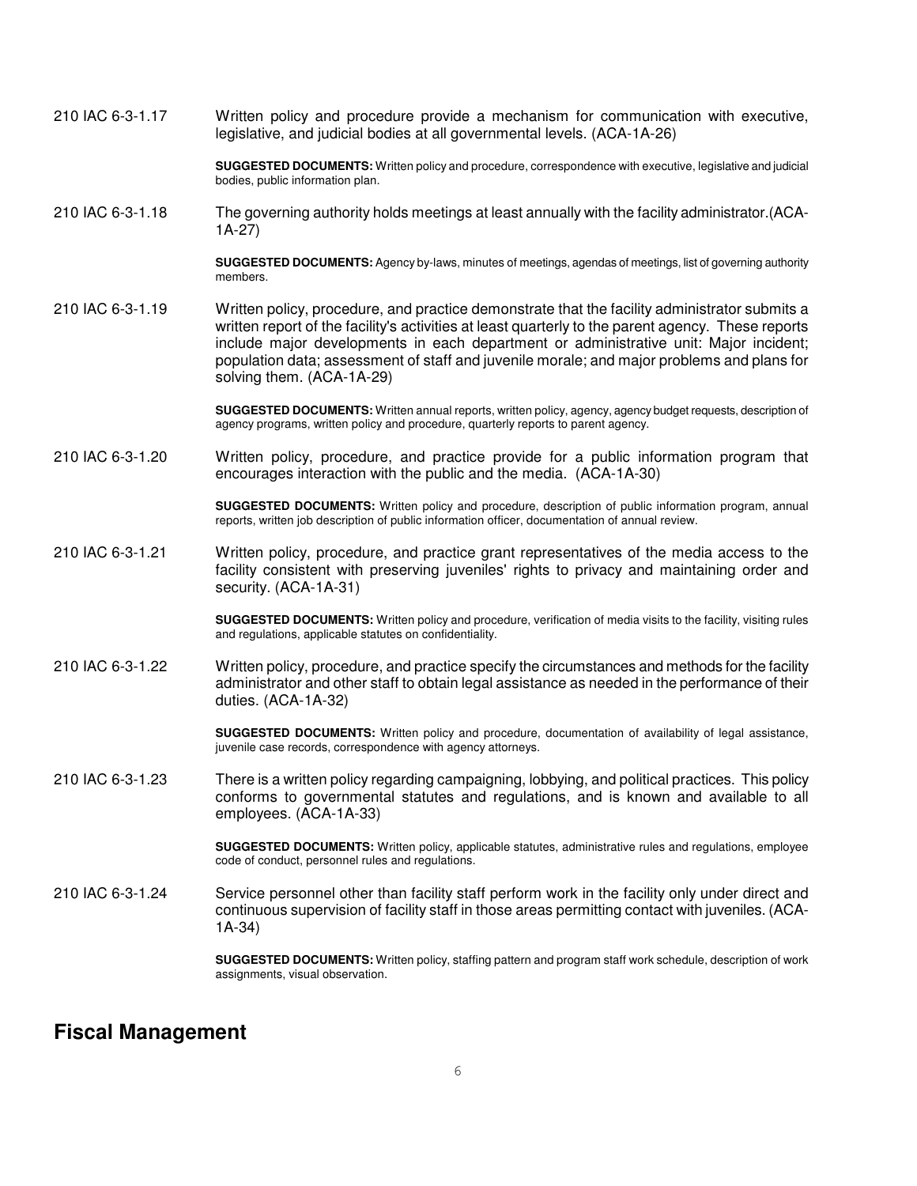210 IAC 6-3-1.17 Written policy and procedure provide a mechanism for communication with executive, legislative, and judicial bodies at all governmental levels. (ACA-1A-26)

**SUGGESTED DOCUMENTS:** Written policy and procedure, correspondence with executive, legislative and judicial bodies, public information plan.

210 IAC 6-3-1.18 The governing authority holds meetings at least annually with the facility administrator.(ACA-1A-27)

**SUGGESTED DOCUMENTS:** Agency by-laws, minutes of meetings, agendas of meetings, list of governing authority members.

210 IAC 6-3-1.19 Written policy, procedure, and practice demonstrate that the facility administrator submits a written report of the facility's activities at least quarterly to the parent agency. These reports include major developments in each department or administrative unit: Major incident; population data; assessment of staff and juvenile morale; and major problems and plans for solving them. (ACA-1A-29)

**SUGGESTED DOCUMENTS:** Written annual reports, written policy, agency, agency budget requests, description of agency programs, written policy and procedure, quarterly reports to parent agency.

210 IAC 6-3-1.20 Written policy, procedure, and practice provide for a public information program that encourages interaction with the public and the media. (ACA-1A-30)

**SUGGESTED DOCUMENTS:** Written policy and procedure, description of public information program, annual reports, written job description of public information officer, documentation of annual review.

210 IAC 6-3-1.21 Written policy, procedure, and practice grant representatives of the media access to the facility consistent with preserving juveniles' rights to privacy and maintaining order and security. (ACA-1A-31)

**SUGGESTED DOCUMENTS:** Written policy and procedure, verification of media visits to the facility, visiting rules and regulations, applicable statutes on confidentiality.

210 IAC 6-3-1.22 Written policy, procedure, and practice specify the circumstances and methods for the facility administrator and other staff to obtain legal assistance as needed in the performance of their duties. (ACA-1A-32)

**SUGGESTED DOCUMENTS:** Written policy and procedure, documentation of availability of legal assistance, juvenile case records, correspondence with agency attorneys.

210 IAC 6-3-1.23 There is a written policy regarding campaigning, lobbying, and political practices. This policy conforms to governmental statutes and regulations, and is known and available to all employees. (ACA-1A-33)

**SUGGESTED DOCUMENTS:** Written policy, applicable statutes, administrative rules and regulations, employee code of conduct, personnel rules and regulations.

210 IAC 6-3-1.24 Service personnel other than facility staff perform work in the facility only under direct and continuous supervision of facility staff in those areas permitting contact with juveniles. (ACA-1A-34)

**SUGGESTED DOCUMENTS:** Written policy, staffing pattern and program staff work schedule, description of work assignments, visual observation.

## Fiscal Management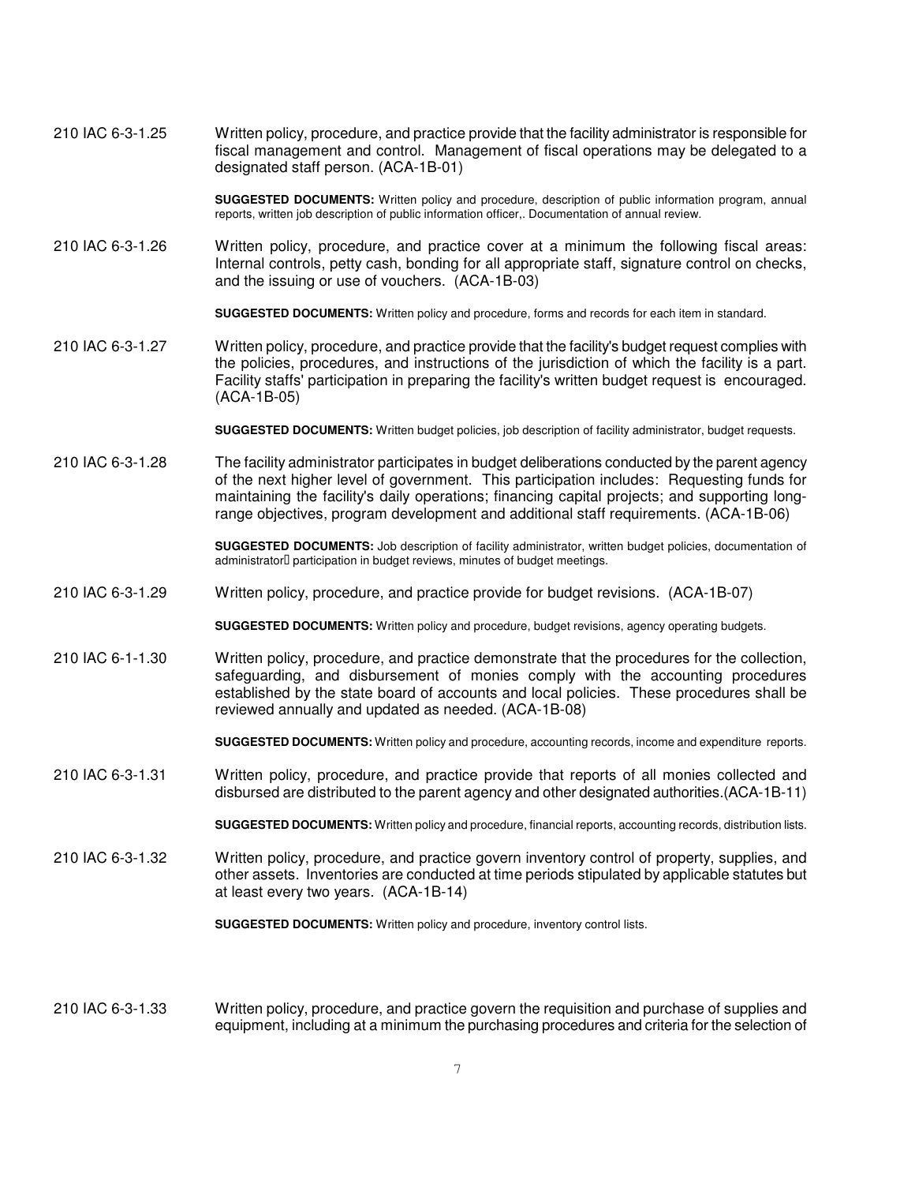210 IAC 6-3-1.25 Written policy, procedure, and practice provide that the facility administrator is responsible for fiscal management and control. Management of fiscal operations may be delegated to a designated staff person. (ACA-1B-01)

**SUGGESTED DOCUMENTS:** Written policy and procedure, description of public information program, annual reports, written job description of public information officer,. Documentation of annual review.

210 IAC 6-3-1.26 Written policy, procedure, and practice cover at a minimum the following fiscal areas: Internal controls, petty cash, bonding for all appropriate staff, signature control on checks, and the issuing or use of vouchers. (ACA-1B-03)

**SUGGESTED DOCUMENTS:** Written policy and procedure, forms and records for each item in standard.

210 IAC 6-3-1.27 Written policy, procedure, and practice provide that the facility's budget request complies with the policies, procedures, and instructions of the jurisdiction of which the facility is a part. Facility staffs' participation in preparing the facility's written budget request is encouraged. (ACA-1B-05)

**SUGGESTED DOCUMENTS:** Written budget policies, job description of facility administrator, budget requests.

210 IAC 6-3-1.28 The facility administrator participates in budget deliberations conducted by the parent agency of the next higher level of government. This participation includes: Requesting funds for maintaining the facility's daily operations; financing capital projects; and supporting long-range objectives, program development and additional staff requirements. (ACA-1B-06)

**SUGGESTED DOCUMENTS:** Job description of facility administrator, written budget policies, documentation of administrator participation in budget reviews, minutes of budget meetings.

210 IAC 6-3-1.29 Written policy, procedure, and practice provide for budget revisions. (ACA-1B-07)

**SUGGESTED DOCUMENTS:** Written policy and procedure, budget revisions, agency operating budgets.

210 IAC 6-1-1.30 Written policy, procedure, and practice demonstrate that the procedures for the collection, safeguarding, and disbursement of monies comply with the accounting procedures established by the state board of accounts and local policies. These procedures shall be reviewed annually and updated as needed. (ACA-1B-08)

**SUGGESTED DOCUMENTS:** Written policy and procedure, accounting records, income and expenditure reports.

210 IAC 6-3-1.31 Written policy, procedure, and practice provide that reports of all monies collected and disbursed are distributed to the parent agency and other designated authorities.(ACA-1B-11)

**SUGGESTED DOCUMENTS:** Written policy and procedure, financial reports, accounting records, distribution lists.

210 IAC 6-3-1.32 Written policy, procedure, and practice govern inventory control of property, supplies, and other assets. Inventories are conducted at time periods stipulated by applicable statutes but at least every two years. (ACA-1B-14)

**SUGGESTED DOCUMENTS:** Written policy and procedure, inventory control lists.

210 IAC 6-3-1.33 Written policy, procedure, and practice govern the requisition and purchase of supplies and equipment, including at a minimum the purchasing procedures and criteria for the selection of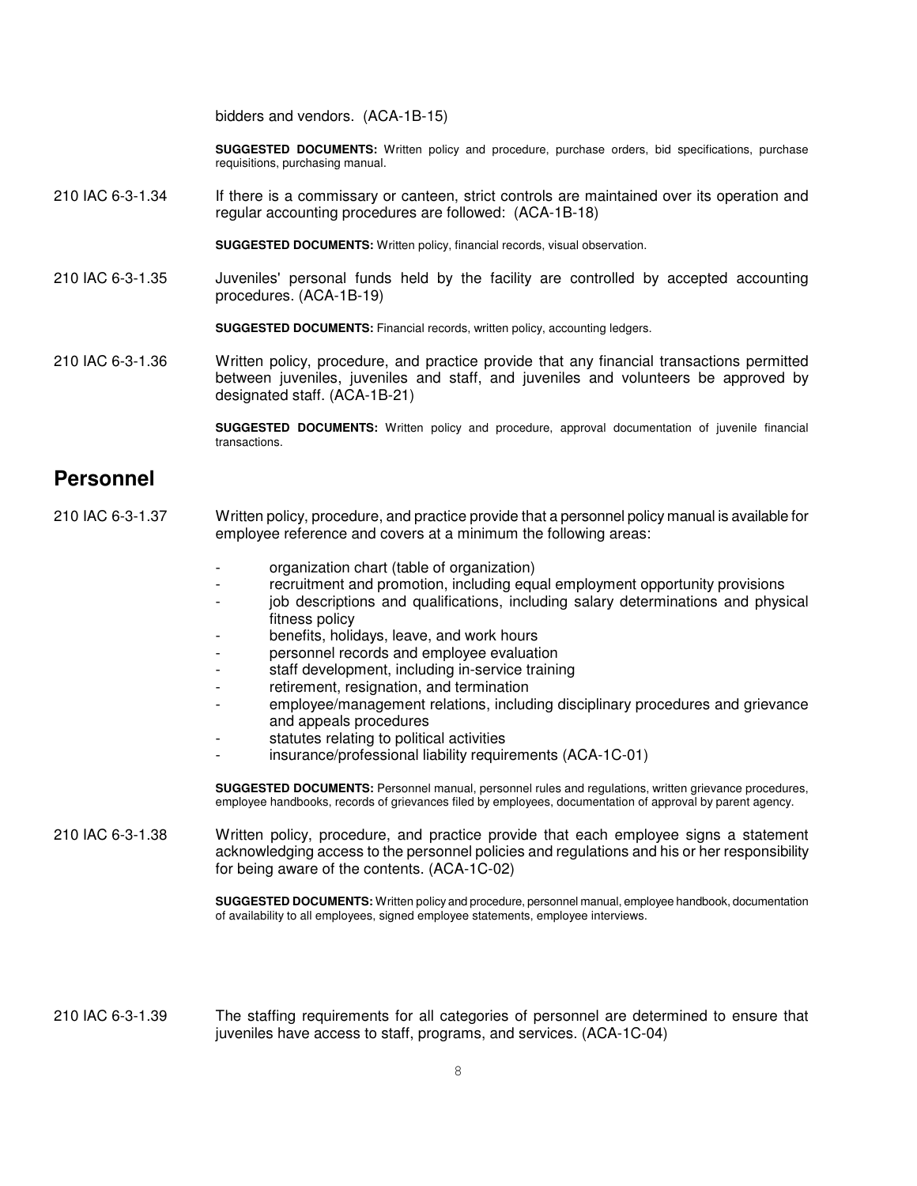bidders and vendors. (ACA-1B-15)

**SUGGESTED DOCUMENTS:** Written policy and procedure, purchase orders, bid specifications, purchase requisitions, purchasing manual.

210 IAC 6-3-1.34 If there is a commissary or canteen, strict controls are maintained over its operation and regular accounting procedures are followed: (ACA-1B-18)

**SUGGESTED DOCUMENTS:** Written policy, financial records, visual observation.

210 IAC 6-3-1.35 Juveniles' personal funds held by the facility are controlled by accepted accounting procedures. (ACA-1B-19)

**SUGGESTED DOCUMENTS:** Financial records, written policy, accounting ledgers.

210 IAC 6-3-1.36 Written policy, procedure, and practice provide that any financial transactions permitted between juveniles, juveniles and staff, and juveniles and volunteers be approved by designated staff. (ACA-1B-21)

**SUGGESTED DOCUMENTS:** Written policy and procedure, approval documentation of juvenile financial transactions.

## Personnel

210 IAC 6-3-1.37 Written policy, procedure, and practice provide that a personnel policy manual is available for employee reference and covers at a minimum the following areas:

- organization chart (table of organization)
- recruitment and promotion, including equal employment opportunity provisions
- job descriptions and qualifications, including salary determinations and physical fitness policy
- benefits, holidays, leave, and work hours
- personnel records and employee evaluation
- staff development, including in-service training
- retirement, resignation, and termination
- employee/management relations, including disciplinary procedures and grievance and appeals procedures
- statutes relating to political activities
- insurance/professional liability requirements (ACA-1C-01)

**SUGGESTED DOCUMENTS:** Personnel manual, personnel rules and regulations, written grievance procedures, employee handbooks, records of grievances filed by employees, documentation of approval by parent agency.

210 IAC 6-3-1.38 Written policy, procedure, and practice provide that each employee signs a statement acknowledging access to the personnel policies and regulations and his or her responsibility for being aware of the contents. (ACA-1C-02)

**SUGGESTED DOCUMENTS:** Written policy and procedure, personnel manual, employee handbook, documentation of availability to all employees, signed employee statements, employee interviews.

210 IAC 6-3-1.39 The staffing requirements for all categories of personnel are determined to ensure that juveniles have access to staff, programs, and services. (ACA-1C-04)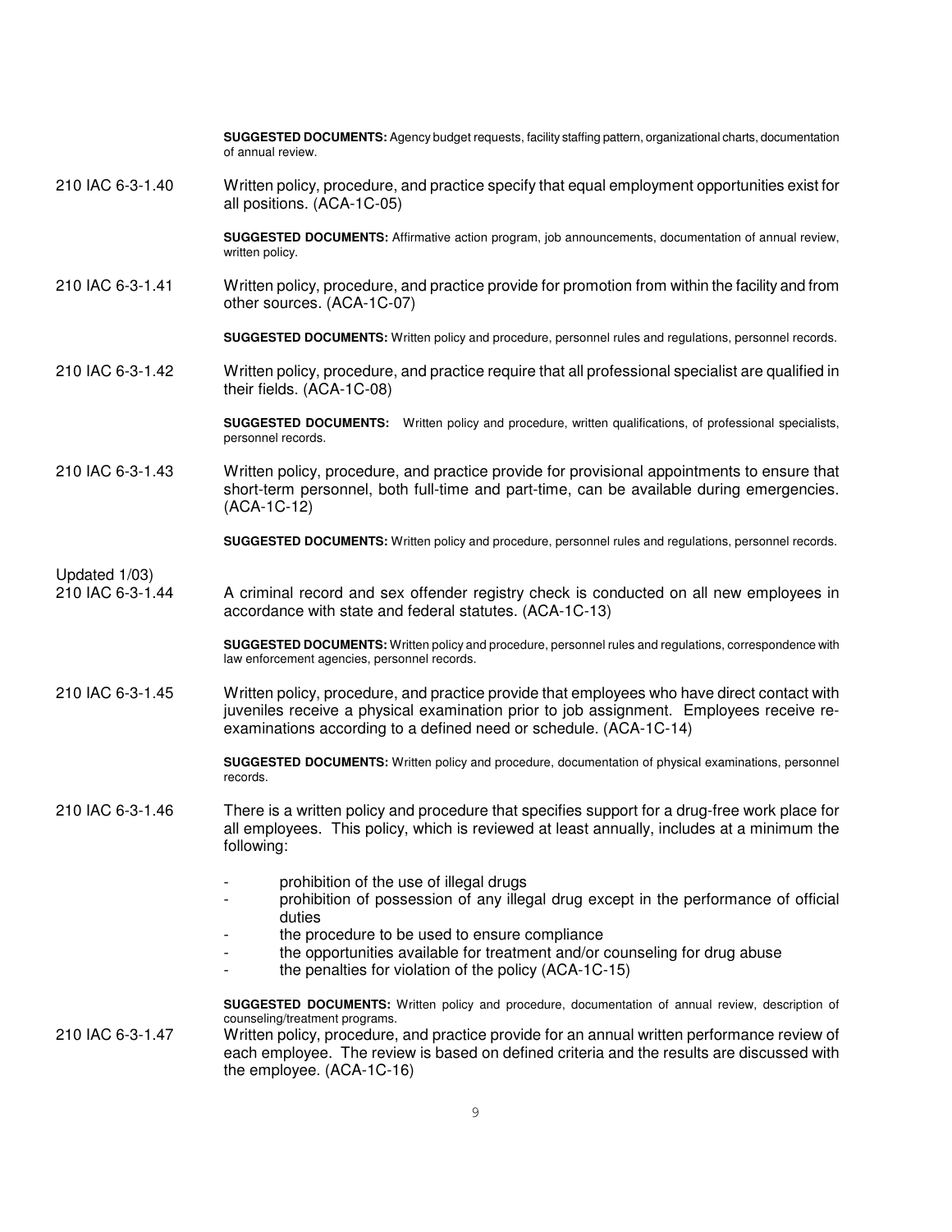**SUGGESTED DOCUMENTS:** Agency budget requests, facility staffing pattern, organizational charts, documentation of annual review.

210 IAC 6-3-1.40 Written policy, procedure, and practice specify that equal employment opportunities exist for all positions. (ACA-1C-05)

**SUGGESTED DOCUMENTS:** Affirmative action program, job announcements, documentation of annual review, written policy.

210 IAC 6-3-1.41 Written policy, procedure, and practice provide for promotion from within the facility and from other sources. (ACA-1C-07)

**SUGGESTED DOCUMENTS:** Written policy and procedure, personnel rules and regulations, personnel records.

210 IAC 6-3-1.42 Written policy, procedure, and practice require that all professional specialist are qualified in their fields. (ACA-1C-08)

**SUGGESTED DOCUMENTS:** Written policy and procedure, written qualifications, of professional specialists, personnel records.

210 IAC 6-3-1.43 Written policy, procedure, and practice provide for provisional appointments to ensure that short-term personnel, both full-time and part-time, can be available during emergencies. (ACA-1C-12)

**SUGGESTED DOCUMENTS:** Written policy and procedure, personnel rules and regulations, personnel records.

Updated 1/03)
210 IAC 6-3-1.44 A criminal record and sex offender registry check is conducted on all new employees in accordance with state and federal statutes. (ACA-1C-13)

**SUGGESTED DOCUMENTS:** Written policy and procedure, personnel rules and regulations, correspondence with law enforcement agencies, personnel records.

210 IAC 6-3-1.45 Written policy, procedure, and practice provide that employees who have direct contact with juveniles receive a physical examination prior to job assignment. Employees receive re-examinations according to a defined need or schedule. (ACA-1C-14)

**SUGGESTED DOCUMENTS:** Written policy and procedure, documentation of physical examinations, personnel records.

210 IAC 6-3-1.46 There is a written policy and procedure that specifies support for a drug-free work place for all employees. This policy, which is reviewed at least annually, includes at a minimum the following:

- prohibition of the use of illegal drugs
- prohibition of possession of any illegal drug except in the performance of official duties
- the procedure to be used to ensure compliance
- the opportunities available for treatment and/or counseling for drug abuse
- the penalties for violation of the policy (ACA-1C-15)

**SUGGESTED DOCUMENTS:** Written policy and procedure, documentation of annual review, description of counseling/treatment programs.

210 IAC 6-3-1.47 Written policy, procedure, and practice provide for an annual written performance review of each employee. The review is based on defined criteria and the results are discussed with the employee. (ACA-1C-16)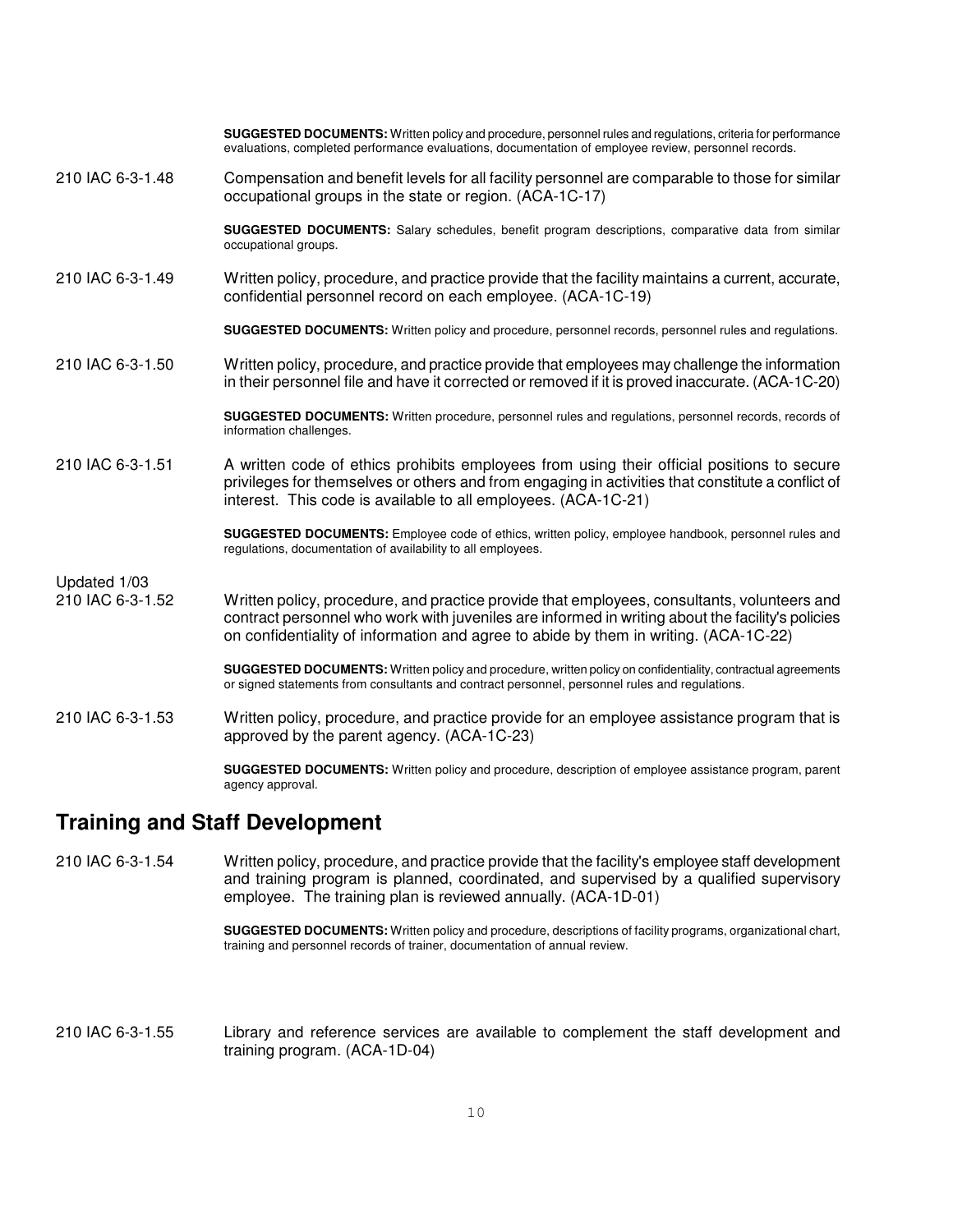**SUGGESTED DOCUMENTS:** Written policy and procedure, personnel rules and regulations, criteria for performance evaluations, completed performance evaluations, documentation of employee review, personnel records.

210 IAC 6-3-1.48 Compensation and benefit levels for all facility personnel are comparable to those for similar occupational groups in the state or region. (ACA-1C-17)

**SUGGESTED DOCUMENTS:** Salary schedules, benefit program descriptions, comparative data from similar occupational groups.

210 IAC 6-3-1.49 Written policy, procedure, and practice provide that the facility maintains a current, accurate, confidential personnel record on each employee. (ACA-1C-19)

**SUGGESTED DOCUMENTS:** Written policy and procedure, personnel records, personnel rules and regulations.

210 IAC 6-3-1.50 Written policy, procedure, and practice provide that employees may challenge the information in their personnel file and have it corrected or removed if it is proved inaccurate. (ACA-1C-20)

**SUGGESTED DOCUMENTS:** Written procedure, personnel rules and regulations, personnel records, records of information challenges.

210 IAC 6-3-1.51 A written code of ethics prohibits employees from using their official positions to secure privileges for themselves or others and from engaging in activities that constitute a conflict of interest. This code is available to all employees. (ACA-1C-21)

**SUGGESTED DOCUMENTS:** Employee code of ethics, written policy, employee handbook, personnel rules and regulations, documentation of availability to all employees.

Updated 1/03

210 IAC 6-3-1.52 Written policy, procedure, and practice provide that employees, consultants, volunteers and contract personnel who work with juveniles are informed in writing about the facility's policies on confidentiality of information and agree to abide by them in writing. (ACA-1C-22)

**SUGGESTED DOCUMENTS:** Written policy and procedure, written policy on confidentiality, contractual agreements or signed statements from consultants and contract personnel, personnel rules and regulations.

210 IAC 6-3-1.53 Written policy, procedure, and practice provide for an employee assistance program that is approved by the parent agency. (ACA-1C-23)

**SUGGESTED DOCUMENTS:** Written policy and procedure, description of employee assistance program, parent agency approval.

## Training and Staff Development

210 IAC 6-3-1.54 Written policy, procedure, and practice provide that the facility's employee staff development and training program is planned, coordinated, and supervised by a qualified supervisory employee. The training plan is reviewed annually. (ACA-1D-01)

**SUGGESTED DOCUMENTS:** Written policy and procedure, descriptions of facility programs, organizational chart, training and personnel records of trainer, documentation of annual review.

210 IAC 6-3-1.55 Library and reference services are available to complement the staff development and training program. (ACA-1D-04)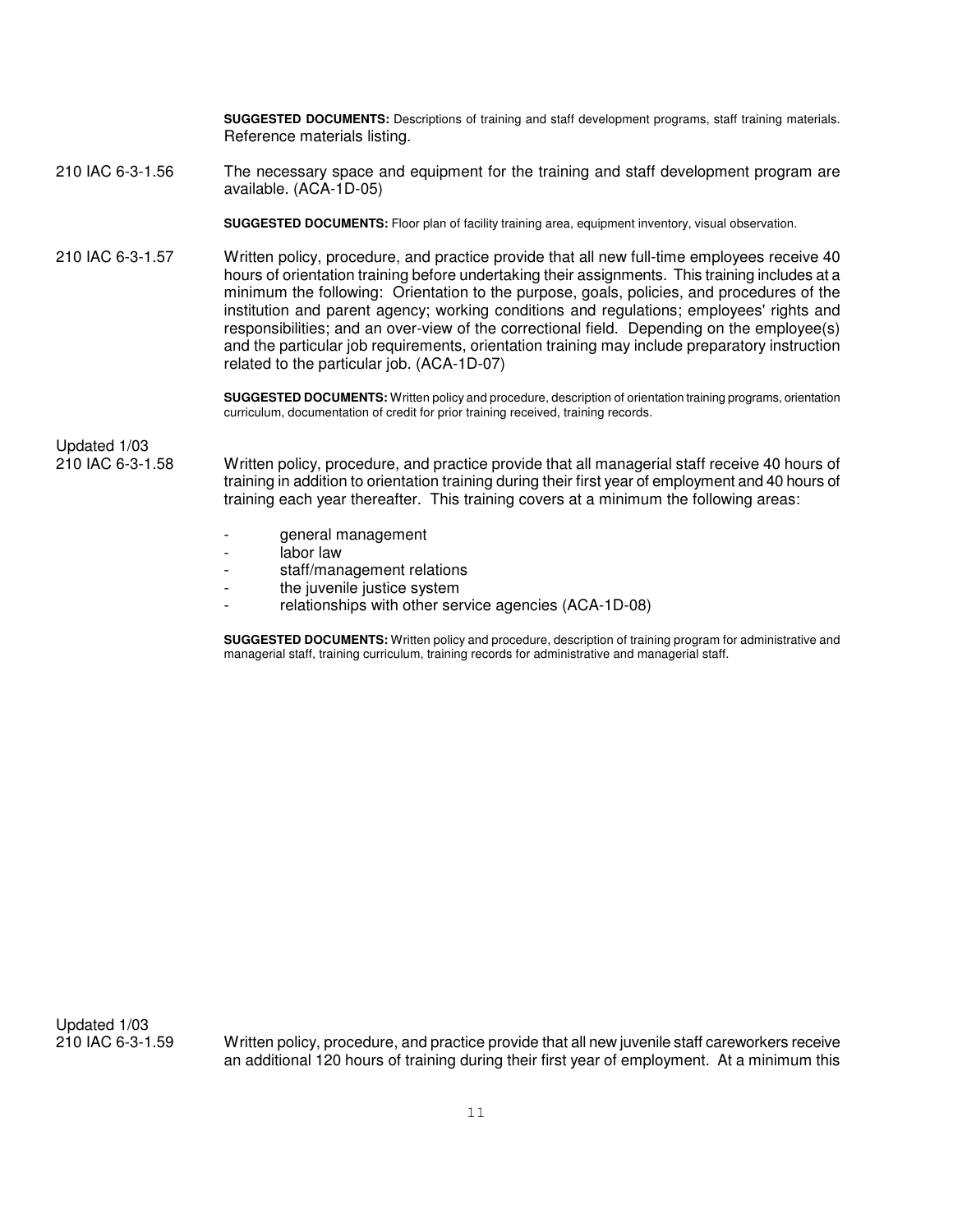**SUGGESTED DOCUMENTS:** Descriptions of training and staff development programs, staff training materials. Reference materials listing.

210 IAC 6-3-1.56 The necessary space and equipment for the training and staff development program are available. (ACA-1D-05)

**SUGGESTED DOCUMENTS:** Floor plan of facility training area, equipment inventory, visual observation.

210 IAC 6-3-1.57 Written policy, procedure, and practice provide that all new full-time employees receive 40 hours of orientation training before undertaking their assignments. This training includes at a minimum the following: Orientation to the purpose, goals, policies, and procedures of the institution and parent agency; working conditions and regulations; employees' rights and responsibilities; and an over-view of the correctional field. Depending on the employee(s) and the particular job requirements, orientation training may include preparatory instruction related to the particular job. (ACA-1D-07)

**SUGGESTED DOCUMENTS:** Written policy and procedure, description of orientation training programs, orientation curriculum, documentation of credit for prior training received, training records.

Updated 1/03
210 IAC 6-3-1.58 Written policy, procedure, and practice provide that all managerial staff receive 40 hours of training in addition to orientation training during their first year of employment and 40 hours of training each year thereafter. This training covers at a minimum the following areas:

- general management
- labor law
- staff/management relations
- the juvenile justice system
- relationships with other service agencies (ACA-1D-08)

**SUGGESTED DOCUMENTS:** Written policy and procedure, description of training program for administrative and managerial staff, training curriculum, training records for administrative and managerial staff.

Updated 1/03
210 IAC 6-3-1.59 Written policy, procedure, and practice provide that all new juvenile staff careworkers receive an additional 120 hours of training during their first year of employment. At a minimum this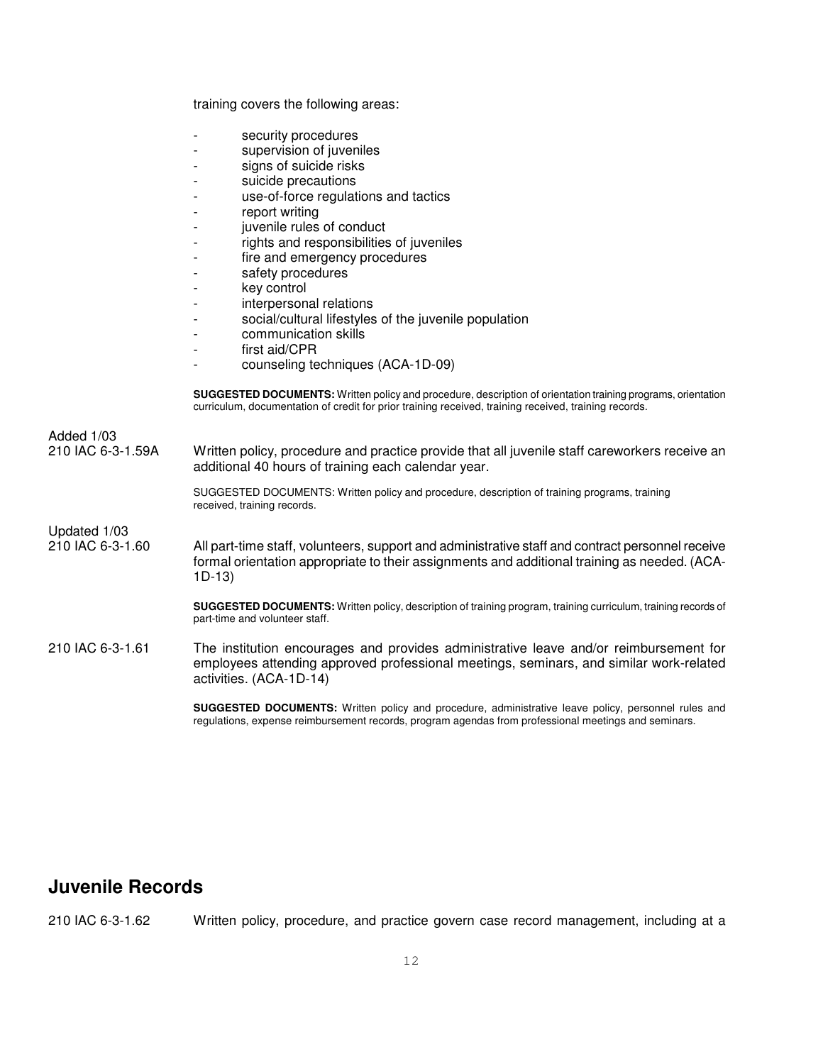training covers the following areas:

- security procedures
- supervision of juveniles
- signs of suicide risks
- suicide precautions
- use-of-force regulations and tactics
- report writing
- juvenile rules of conduct
- rights and responsibilities of juveniles
- fire and emergency procedures
- safety procedures
- key control
- interpersonal relations
- social/cultural lifestyles of the juvenile population
- communication skills
- first aid/CPR
- counseling techniques (ACA-1D-09)

**SUGGESTED DOCUMENTS:** Written policy and procedure, description of orientation training programs, orientation curriculum, documentation of credit for prior training received, training received, training records.

Added 1/03
210 IAC 6-3-1.59A Written policy, procedure and practice provide that all juvenile staff careworkers receive an additional 40 hours of training each calendar year.

SUGGESTED DOCUMENTS: Written policy and procedure, description of training programs, training received, training records.

Updated 1/03
210 IAC 6-3-1.60 All part-time staff, volunteers, support and administrative staff and contract personnel receive formal orientation appropriate to their assignments and additional training as needed. (ACA-1D-13)

**SUGGESTED DOCUMENTS:** Written policy, description of training program, training curriculum, training records of part-time and volunteer staff.

210 IAC 6-3-1.61 The institution encourages and provides administrative leave and/or reimbursement for employees attending approved professional meetings, seminars, and similar work-related activities. (ACA-1D-14)

**SUGGESTED DOCUMENTS:** Written policy and procedure, administrative leave policy, personnel rules and regulations, expense reimbursement records, program agendas from professional meetings and seminars.

## Juvenile Records

210 IAC 6-3-1.62 Written policy, procedure, and practice govern case record management, including at a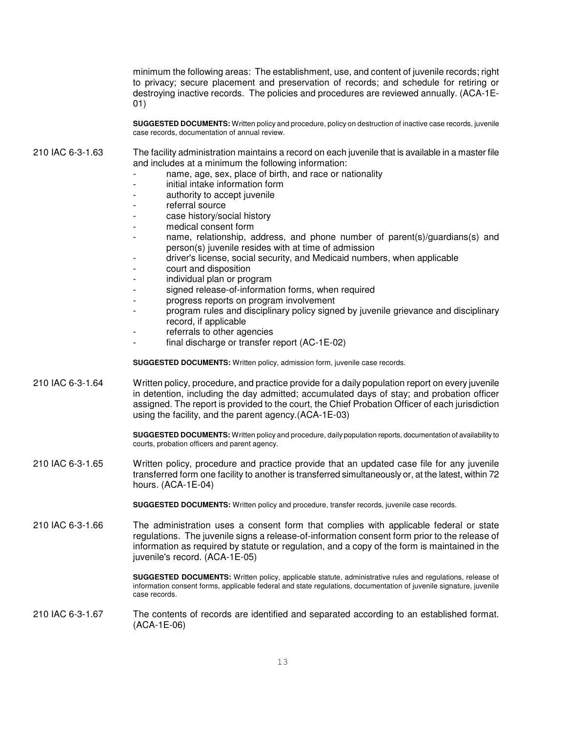minimum the following areas: The establishment, use, and content of juvenile records; right to privacy; secure placement and preservation of records; and schedule for retiring or destroying inactive records. The policies and procedures are reviewed annually. (ACA-1E-01)

**SUGGESTED DOCUMENTS:** Written policy and procedure, policy on destruction of inactive case records, juvenile case records, documentation of annual review.

210 IAC 6-3-1.63 The facility administration maintains a record on each juvenile that is available in a master file and includes at a minimum the following information:

- name, age, sex, place of birth, and race or nationality
- initial intake information form
- authority to accept juvenile
- referral source
- case history/social history
- medical consent form
- name, relationship, address, and phone number of parent(s)/guardians(s) and person(s) juvenile resides with at time of admission
- driver's license, social security, and Medicaid numbers, when applicable
- court and disposition
- individual plan or program
- signed release-of-information forms, when required
- progress reports on program involvement
- program rules and disciplinary policy signed by juvenile grievance and disciplinary record, if applicable
- referrals to other agencies
- final discharge or transfer report (AC-1E-02)

**SUGGESTED DOCUMENTS:** Written policy, admission form, juvenile case records.

210 IAC 6-3-1.64 Written policy, procedure, and practice provide for a daily population report on every juvenile in detention, including the day admitted; accumulated days of stay; and probation officer assigned. The report is provided to the court, the Chief Probation Officer of each jurisdiction using the facility, and the parent agency.(ACA-1E-03)

**SUGGESTED DOCUMENTS:** Written policy and procedure, daily population reports, documentation of availability to courts, probation officers and parent agency.

210 IAC 6-3-1.65 Written policy, procedure and practice provide that an updated case file for any juvenile transferred form one facility to another is transferred simultaneously or, at the latest, within 72 hours. (ACA-1E-04)

**SUGGESTED DOCUMENTS:** Written policy and procedure, transfer records, juvenile case records.

210 IAC 6-3-1.66 The administration uses a consent form that complies with applicable federal or state regulations. The juvenile signs a release-of-information consent form prior to the release of information as required by statute or regulation, and a copy of the form is maintained in the juvenile's record. (ACA-1E-05)

**SUGGESTED DOCUMENTS:** Written policy, applicable statute, administrative rules and regulations, release of information consent forms, applicable federal and state regulations, documentation of juvenile signature, juvenile case records.

210 IAC 6-3-1.67 The contents of records are identified and separated according to an established format. (ACA-1E-06)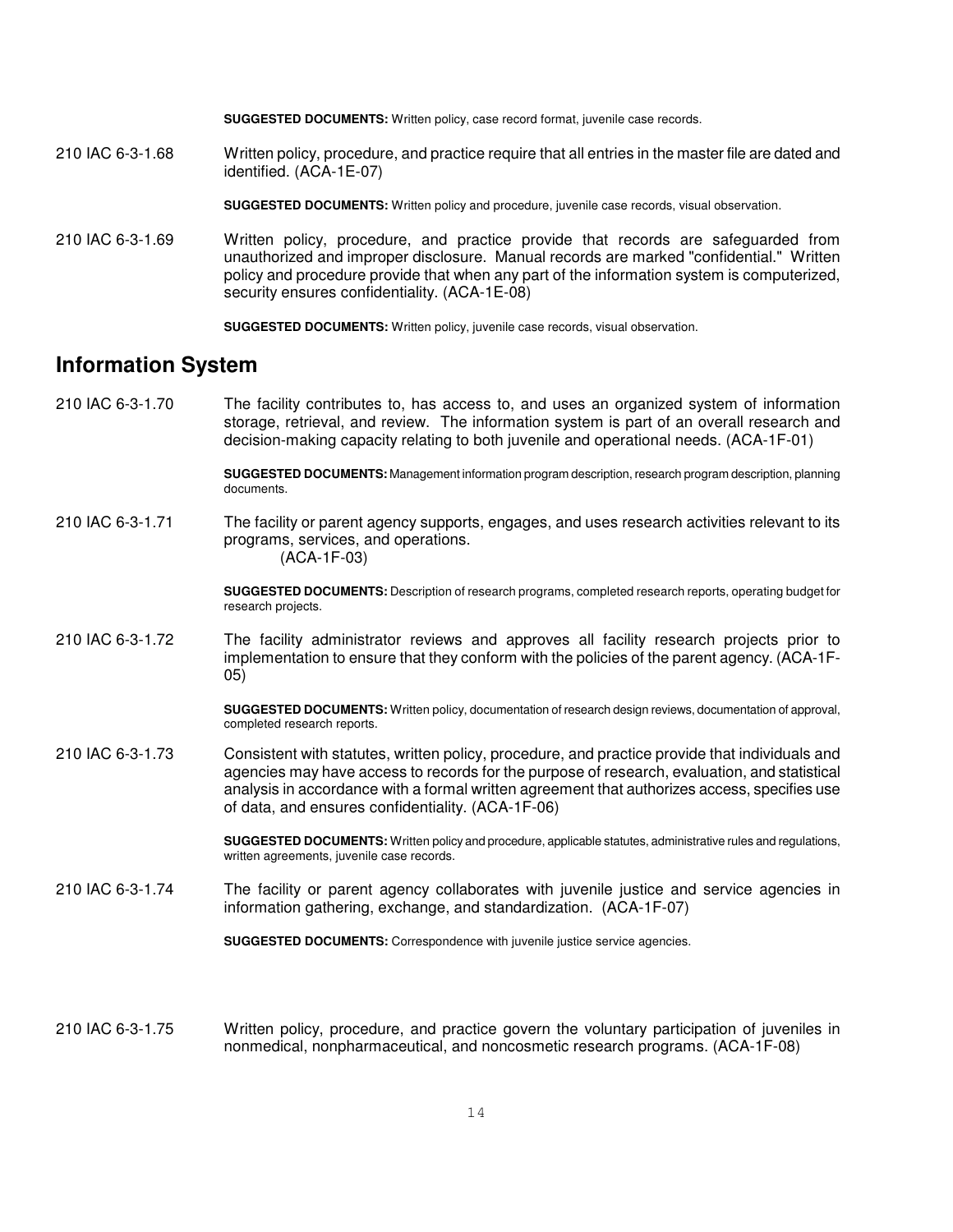**SUGGESTED DOCUMENTS:** Written policy, case record format, juvenile case records.

210 IAC 6-3-1.68 Written policy, procedure, and practice require that all entries in the master file are dated and identified. (ACA-1E-07)

**SUGGESTED DOCUMENTS:** Written policy and procedure, juvenile case records, visual observation.

210 IAC 6-3-1.69 Written policy, procedure, and practice provide that records are safeguarded from unauthorized and improper disclosure. Manual records are marked "confidential." Written policy and procedure provide that when any part of the information system is computerized, security ensures confidentiality. (ACA-1E-08)

**SUGGESTED DOCUMENTS:** Written policy, juvenile case records, visual observation.

## Information System

210 IAC 6-3-1.70 The facility contributes to, has access to, and uses an organized system of information storage, retrieval, and review. The information system is part of an overall research and decision-making capacity relating to both juvenile and operational needs. (ACA-1F-01)

**SUGGESTED DOCUMENTS:** Management information program description, research program description, planning documents.

210 IAC 6-3-1.71 The facility or parent agency supports, engages, and uses research activities relevant to its programs, services, and operations. (ACA-1F-03)

**SUGGESTED DOCUMENTS:** Description of research programs, completed research reports, operating budget for research projects.

210 IAC 6-3-1.72 The facility administrator reviews and approves all facility research projects prior to implementation to ensure that they conform with the policies of the parent agency. (ACA-1F-05)

**SUGGESTED DOCUMENTS:** Written policy, documentation of research design reviews, documentation of approval, completed research reports.

210 IAC 6-3-1.73 Consistent with statutes, written policy, procedure, and practice provide that individuals and agencies may have access to records for the purpose of research, evaluation, and statistical analysis in accordance with a formal written agreement that authorizes access, specifies use of data, and ensures confidentiality. (ACA-1F-06)

**SUGGESTED DOCUMENTS:** Written policy and procedure, applicable statutes, administrative rules and regulations, written agreements, juvenile case records.

210 IAC 6-3-1.74 The facility or parent agency collaborates with juvenile justice and service agencies in information gathering, exchange, and standardization. (ACA-1F-07)

**SUGGESTED DOCUMENTS:** Correspondence with juvenile justice service agencies.

210 IAC 6-3-1.75 Written policy, procedure, and practice govern the voluntary participation of juveniles in nonmedical, nonpharmaceutical, and noncosmetic research programs. (ACA-1F-08)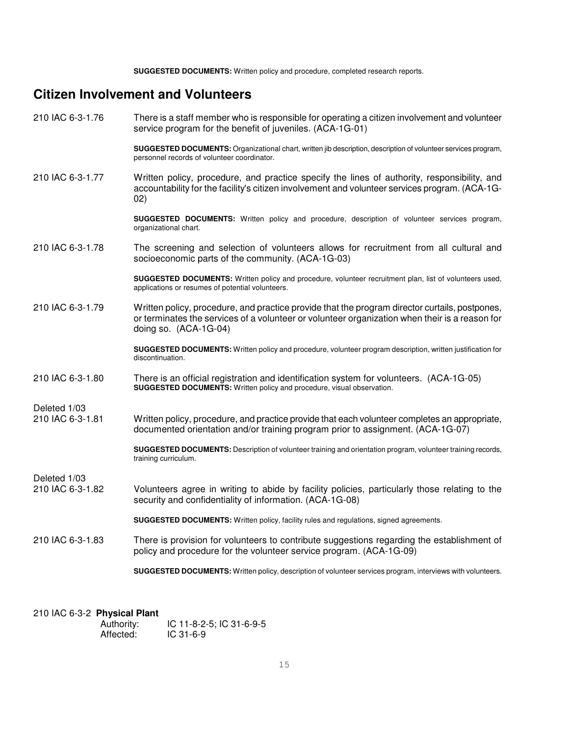**SUGGESTED DOCUMENTS:** Written policy and procedure, completed research reports.

## Citizen Involvement and Volunteers

210 IAC 6-3-1.76 There is a staff member who is responsible for operating a citizen involvement and volunteer service program for the benefit of juveniles. (ACA-1G-01)

**SUGGESTED DOCUMENTS:** Organizational chart, written jib description, description of volunteer services program, personnel records of volunteer coordinator.

210 IAC 6-3-1.77 Written policy, procedure, and practice specify the lines of authority, responsibility, and accountability for the facility's citizen involvement and volunteer services program. (ACA-1G-02)

**SUGGESTED DOCUMENTS:** Written policy and procedure, description of volunteer services program, organizational chart.

210 IAC 6-3-1.78 The screening and selection of volunteers allows for recruitment from all cultural and socioeconomic parts of the community. (ACA-1G-03)

**SUGGESTED DOCUMENTS:** Written policy and procedure, volunteer recruitment plan, list of volunteers used, applications or resumes of potential volunteers.

210 IAC 6-3-1.79 Written policy, procedure, and practice provide that the program director curtails, postpones, or terminates the services of a volunteer or volunteer organization when their is a reason for doing so. (ACA-1G-04)

**SUGGESTED DOCUMENTS:** Written policy and procedure, volunteer program description, written justification for discontinuation.

210 IAC 6-3-1.80 There is an official registration and identification system for volunteers. (ACA-1G-05)
**SUGGESTED DOCUMENTS:** Written policy and procedure, visual observation.

Deleted 1/03
210 IAC 6-3-1.81 Written policy, procedure, and practice provide that each volunteer completes an appropriate, documented orientation and/or training program prior to assignment. (ACA-1G-07)

**SUGGESTED DOCUMENTS:** Description of volunteer training and orientation program, volunteer training records, training curriculum.

Deleted 1/03
210 IAC 6-3-1.82 Volunteers agree in writing to abide by facility policies, particularly those relating to the security and confidentiality of information. (ACA-1G-08)

**SUGGESTED DOCUMENTS:** Written policy, facility rules and regulations, signed agreements.

210 IAC 6-3-1.83 There is provision for volunteers to contribute suggestions regarding the establishment of policy and procedure for the volunteer service program. (ACA-1G-09)

**SUGGESTED DOCUMENTS:** Written policy, description of volunteer services program, interviews with volunteers.

210 IAC 6-3-2 **Physical Plant**

Authority: IC 11-8-2-5; IC 31-6-9-5
Affected: IC 31-6-9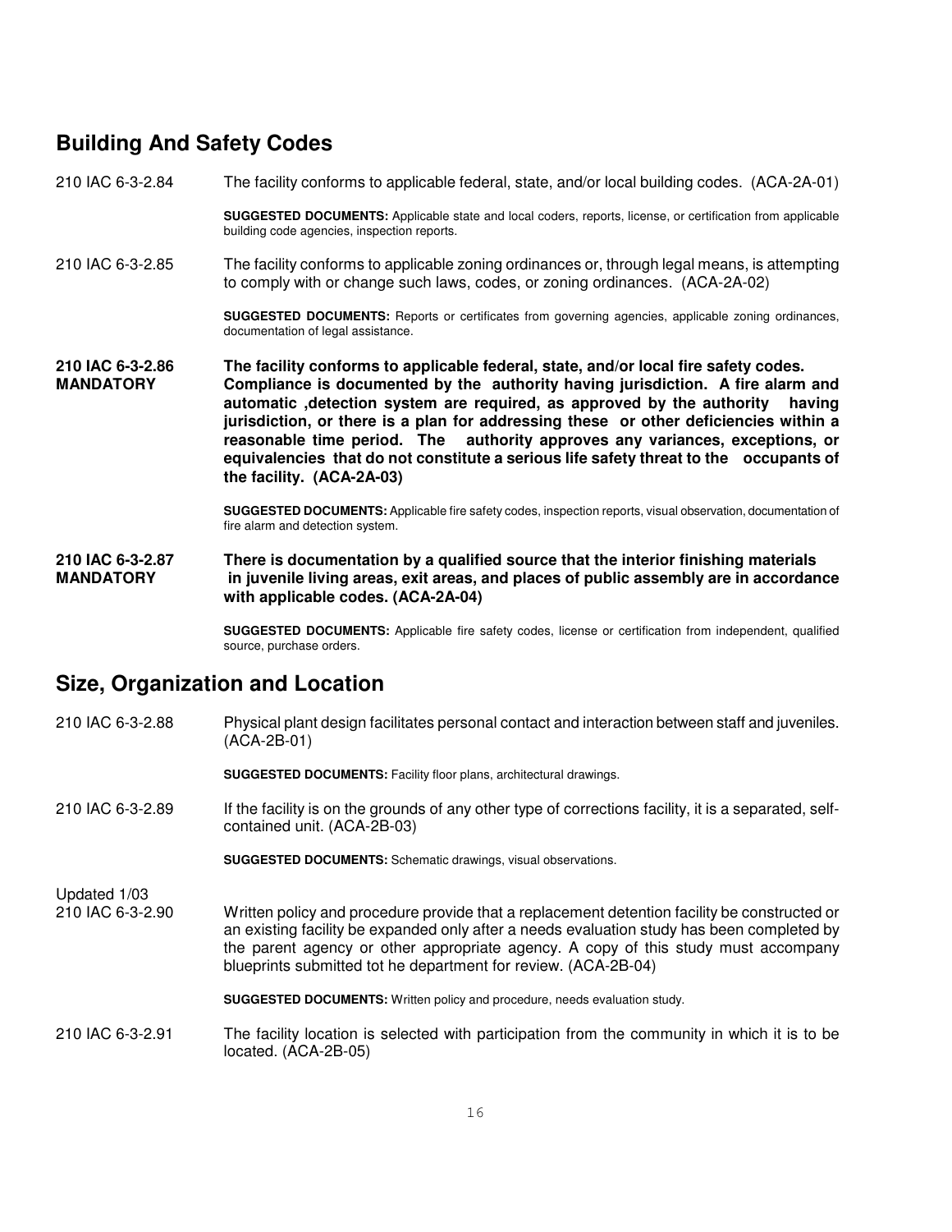## Building And Safety Codes

210 IAC 6-3-2.84 The facility conforms to applicable federal, state, and/or local building codes. (ACA-2A-01)

**SUGGESTED DOCUMENTS:** Applicable state and local coders, reports, license, or certification from applicable building code agencies, inspection reports.

210 IAC 6-3-2.85 The facility conforms to applicable zoning ordinances or, through legal means, is attempting to comply with or change such laws, codes, or zoning ordinances. (ACA-2A-02)

**SUGGESTED DOCUMENTS:** Reports or certificates from governing agencies, applicable zoning ordinances, documentation of legal assistance.

**210 IAC 6-3-2.86 MANDATORY** **The facility conforms to applicable federal, state, and/or local fire safety codes. Compliance is documented by the authority having jurisdiction. A fire alarm and automatic ,detection system are required, as approved by the authority having jurisdiction, or there is a plan for addressing these or other deficiencies within a reasonable time period. The authority approves any variances, exceptions, or equivalencies that do not constitute a serious life safety threat to the occupants of the facility. (ACA-2A-03)**

**SUGGESTED DOCUMENTS:** Applicable fire safety codes, inspection reports, visual observation, documentation of fire alarm and detection system.

**210 IAC 6-3-2.87 MANDATORY** **There is documentation by a qualified source that the interior finishing materials in juvenile living areas, exit areas, and places of public assembly are in accordance with applicable codes. (ACA-2A-04)**

**SUGGESTED DOCUMENTS:** Applicable fire safety codes, license or certification from independent, qualified source, purchase orders.

## Size, Organization and Location

210 IAC 6-3-2.88 Physical plant design facilitates personal contact and interaction between staff and juveniles. (ACA-2B-01)

**SUGGESTED DOCUMENTS:** Facility floor plans, architectural drawings.

210 IAC 6-3-2.89 If the facility is on the grounds of any other type of corrections facility, it is a separated, self-contained unit. (ACA-2B-03)

**SUGGESTED DOCUMENTS:** Schematic drawings, visual observations.

Updated 1/03

210 IAC 6-3-2.90 Written policy and procedure provide that a replacement detention facility be constructed or an existing facility be expanded only after a needs evaluation study has been completed by the parent agency or other appropriate agency. A copy of this study must accompany blueprints submitted tot he department for review. (ACA-2B-04)

**SUGGESTED DOCUMENTS:** Written policy and procedure, needs evaluation study.

210 IAC 6-3-2.91 The facility location is selected with participation from the community in which it is to be located. (ACA-2B-05)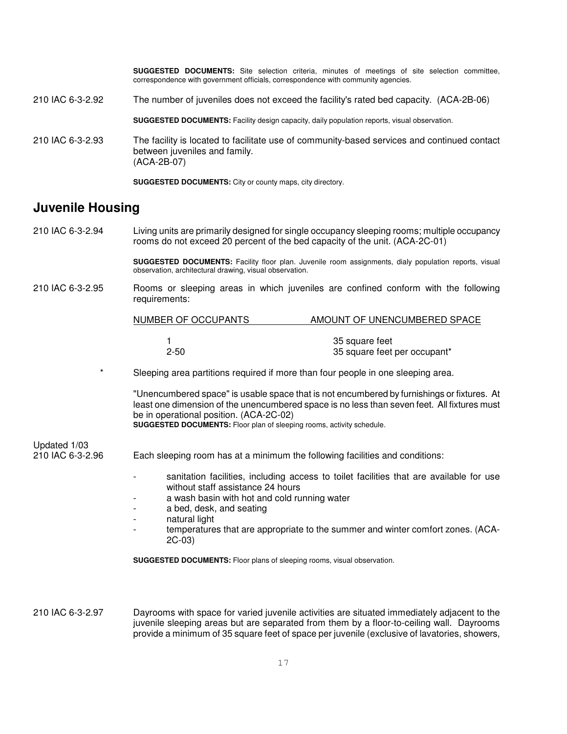**SUGGESTED DOCUMENTS:** Site selection criteria, minutes of meetings of site selection committee, correspondence with government officials, correspondence with community agencies.

210 IAC 6-3-2.92 The number of juveniles does not exceed the facility's rated bed capacity. (ACA-2B-06)

**SUGGESTED DOCUMENTS:** Facility design capacity, daily population reports, visual observation.

210 IAC 6-3-2.93 The facility is located to facilitate use of community-based services and continued contact between juveniles and family. (ACA-2B-07)

**SUGGESTED DOCUMENTS:** City or county maps, city directory.

## Juvenile Housing

210 IAC 6-3-2.94 Living units are primarily designed for single occupancy sleeping rooms; multiple occupancy rooms do not exceed 20 percent of the bed capacity of the unit. (ACA-2C-01)

**SUGGESTED DOCUMENTS:** Facility floor plan. Juvenile room assignments, dialy population reports, visual observation, architectural drawing, visual observation.

210 IAC 6-3-2.95 Rooms or sleeping areas in which juveniles are confined conform with the following requirements:

| NUMBER OF OCCUPANTS | AMOUNT OF UNENCUMBERED SPACE |
|---|---|
| 1 | 35 square feet |
| 2-50 | 35 square feet per occupant* |

\* Sleeping area partitions required if more than four people in one sleeping area.

"Unencumbered space" is usable space that is not encumbered by furnishings or fixtures. At least one dimension of the unencumbered space is no less than seven feet. All fixtures must be in operational position. (ACA-2C-02)
**SUGGESTED DOCUMENTS:** Floor plan of sleeping rooms, activity schedule.

Updated 1/03
210 IAC 6-3-2.96 Each sleeping room has at a minimum the following facilities and conditions:

- sanitation facilities, including access to toilet facilities that are available for use without staff assistance 24 hours
- a wash basin with hot and cold running water
- a bed, desk, and seating
- natural light
- temperatures that are appropriate to the summer and winter comfort zones. (ACA-2C-03)

**SUGGESTED DOCUMENTS:** Floor plans of sleeping rooms, visual observation.

210 IAC 6-3-2.97 Dayrooms with space for varied juvenile activities are situated immediately adjacent to the juvenile sleeping areas but are separated from them by a floor-to-ceiling wall. Dayrooms provide a minimum of 35 square feet of space per juvenile (exclusive of lavatories, showers,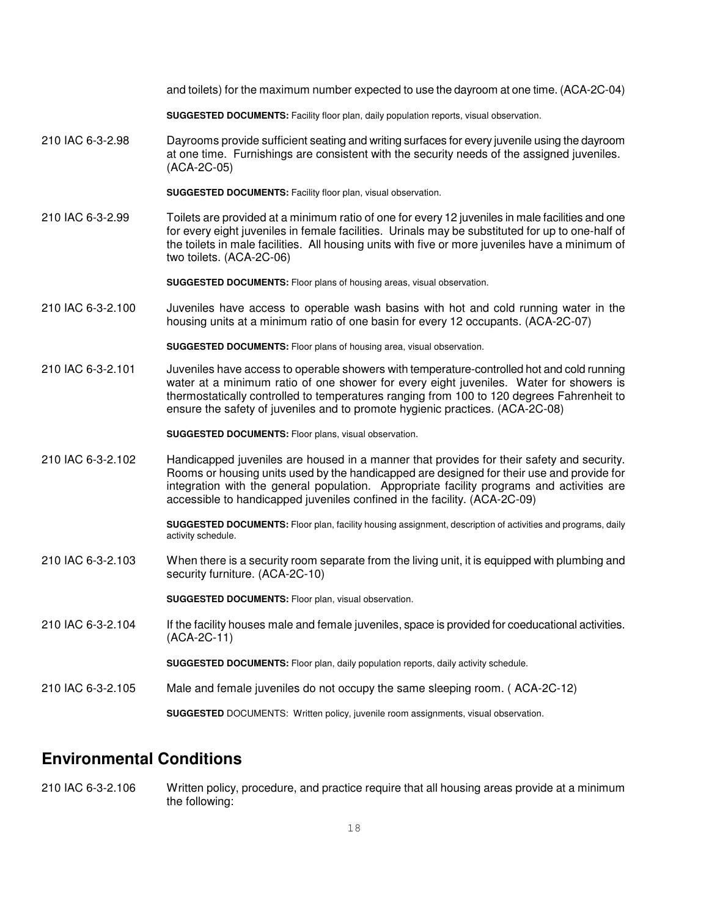and toilets) for the maximum number expected to use the dayroom at one time. (ACA-2C-04)

**SUGGESTED DOCUMENTS:** Facility floor plan, daily population reports, visual observation.

210 IAC 6-3-2.98 Dayrooms provide sufficient seating and writing surfaces for every juvenile using the dayroom at one time. Furnishings are consistent with the security needs of the assigned juveniles. (ACA-2C-05)

**SUGGESTED DOCUMENTS:** Facility floor plan, visual observation.

210 IAC 6-3-2.99 Toilets are provided at a minimum ratio of one for every 12 juveniles in male facilities and one for every eight juveniles in female facilities. Urinals may be substituted for up to one-half of the toilets in male facilities. All housing units with five or more juveniles have a minimum of two toilets. (ACA-2C-06)

**SUGGESTED DOCUMENTS:** Floor plans of housing areas, visual observation.

210 IAC 6-3-2.100 Juveniles have access to operable wash basins with hot and cold running water in the housing units at a minimum ratio of one basin for every 12 occupants. (ACA-2C-07)

**SUGGESTED DOCUMENTS:** Floor plans of housing area, visual observation.

210 IAC 6-3-2.101 Juveniles have access to operable showers with temperature-controlled hot and cold running water at a minimum ratio of one shower for every eight juveniles. Water for showers is thermostatically controlled to temperatures ranging from 100 to 120 degrees Fahrenheit to ensure the safety of juveniles and to promote hygienic practices. (ACA-2C-08)

**SUGGESTED DOCUMENTS:** Floor plans, visual observation.

210 IAC 6-3-2.102 Handicapped juveniles are housed in a manner that provides for their safety and security. Rooms or housing units used by the handicapped are designed for their use and provide for integration with the general population. Appropriate facility programs and activities are accessible to handicapped juveniles confined in the facility. (ACA-2C-09)

**SUGGESTED DOCUMENTS:** Floor plan, facility housing assignment, description of activities and programs, daily activity schedule.

210 IAC 6-3-2.103 When there is a security room separate from the living unit, it is equipped with plumbing and security furniture. (ACA-2C-10)

**SUGGESTED DOCUMENTS:** Floor plan, visual observation.

210 IAC 6-3-2.104 If the facility houses male and female juveniles, space is provided for coeducational activities. (ACA-2C-11)

**SUGGESTED DOCUMENTS:** Floor plan, daily population reports, daily activity schedule.

210 IAC 6-3-2.105 Male and female juveniles do not occupy the same sleeping room. ( ACA-2C-12)

**SUGGESTED** DOCUMENTS: Written policy, juvenile room assignments, visual observation.

## Environmental Conditions

210 IAC 6-3-2.106 Written policy, procedure, and practice require that all housing areas provide at a minimum the following: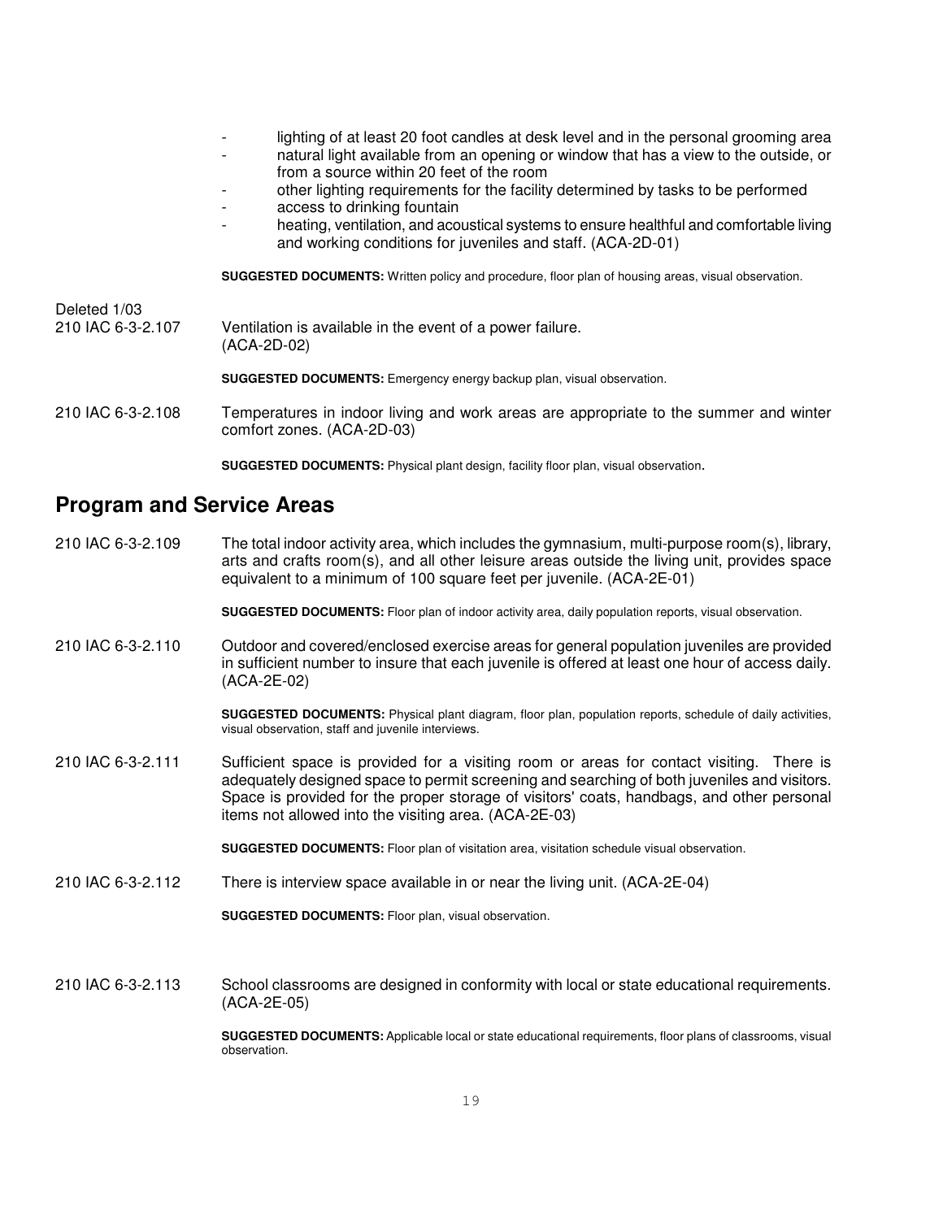- lighting of at least 20 foot candles at desk level and in the personal grooming area
- natural light available from an opening or window that has a view to the outside, or from a source within 20 feet of the room
- other lighting requirements for the facility determined by tasks to be performed
- access to drinking fountain
- heating, ventilation, and acoustical systems to ensure healthful and comfortable living and working conditions for juveniles and staff. (ACA-2D-01)

**SUGGESTED DOCUMENTS:** Written policy and procedure, floor plan of housing areas, visual observation.

Deleted 1/03
210 IAC 6-3-2.107 Ventilation is available in the event of a power failure. (ACA-2D-02)

**SUGGESTED DOCUMENTS:** Emergency energy backup plan, visual observation.

210 IAC 6-3-2.108 Temperatures in indoor living and work areas are appropriate to the summer and winter comfort zones. (ACA-2D-03)

**SUGGESTED DOCUMENTS:** Physical plant design, facility floor plan, visual observation.

## Program and Service Areas

210 IAC 6-3-2.109 The total indoor activity area, which includes the gymnasium, multi-purpose room(s), library, arts and crafts room(s), and all other leisure areas outside the living unit, provides space equivalent to a minimum of 100 square feet per juvenile. (ACA-2E-01)

**SUGGESTED DOCUMENTS:** Floor plan of indoor activity area, daily population reports, visual observation.

210 IAC 6-3-2.110 Outdoor and covered/enclosed exercise areas for general population juveniles are provided in sufficient number to insure that each juvenile is offered at least one hour of access daily. (ACA-2E-02)

**SUGGESTED DOCUMENTS:** Physical plant diagram, floor plan, population reports, schedule of daily activities, visual observation, staff and juvenile interviews.

210 IAC 6-3-2.111 Sufficient space is provided for a visiting room or areas for contact visiting. There is adequately designed space to permit screening and searching of both juveniles and visitors. Space is provided for the proper storage of visitors' coats, handbags, and other personal items not allowed into the visiting area. (ACA-2E-03)

**SUGGESTED DOCUMENTS:** Floor plan of visitation area, visitation schedule visual observation.

210 IAC 6-3-2.112 There is interview space available in or near the living unit. (ACA-2E-04)

**SUGGESTED DOCUMENTS:** Floor plan, visual observation.

210 IAC 6-3-2.113 School classrooms are designed in conformity with local or state educational requirements. (ACA-2E-05)

**SUGGESTED DOCUMENTS:** Applicable local or state educational requirements, floor plans of classrooms, visual observation.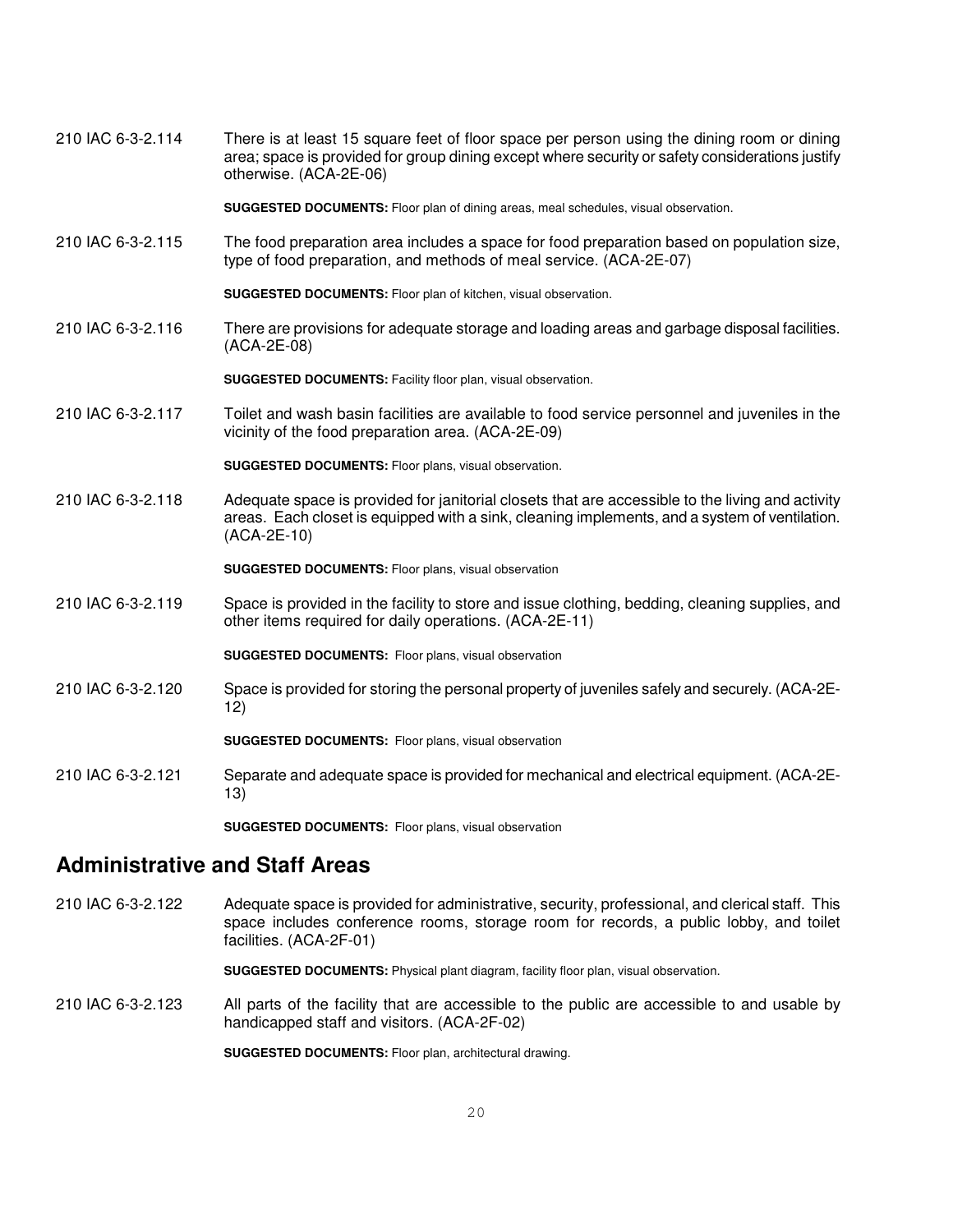210 IAC 6-3-2.114 There is at least 15 square feet of floor space per person using the dining room or dining area; space is provided for group dining except where security or safety considerations justify otherwise. (ACA-2E-06)

**SUGGESTED DOCUMENTS:** Floor plan of dining areas, meal schedules, visual observation.

210 IAC 6-3-2.115 The food preparation area includes a space for food preparation based on population size, type of food preparation, and methods of meal service. (ACA-2E-07)

**SUGGESTED DOCUMENTS:** Floor plan of kitchen, visual observation.

210 IAC 6-3-2.116 There are provisions for adequate storage and loading areas and garbage disposal facilities. (ACA-2E-08)

**SUGGESTED DOCUMENTS:** Facility floor plan, visual observation.

210 IAC 6-3-2.117 Toilet and wash basin facilities are available to food service personnel and juveniles in the vicinity of the food preparation area. (ACA-2E-09)

**SUGGESTED DOCUMENTS:** Floor plans, visual observation.

210 IAC 6-3-2.118 Adequate space is provided for janitorial closets that are accessible to the living and activity areas. Each closet is equipped with a sink, cleaning implements, and a system of ventilation. (ACA-2E-10)

**SUGGESTED DOCUMENTS:** Floor plans, visual observation

210 IAC 6-3-2.119 Space is provided in the facility to store and issue clothing, bedding, cleaning supplies, and other items required for daily operations. (ACA-2E-11)

**SUGGESTED DOCUMENTS:** Floor plans, visual observation

210 IAC 6-3-2.120 Space is provided for storing the personal property of juveniles safely and securely. (ACA-2E-12)

**SUGGESTED DOCUMENTS:** Floor plans, visual observation

210 IAC 6-3-2.121 Separate and adequate space is provided for mechanical and electrical equipment. (ACA-2E-13)

**SUGGESTED DOCUMENTS:** Floor plans, visual observation

## Administrative and Staff Areas

210 IAC 6-3-2.122 Adequate space is provided for administrative, security, professional, and clerical staff. This space includes conference rooms, storage room for records, a public lobby, and toilet facilities. (ACA-2F-01)

**SUGGESTED DOCUMENTS:** Physical plant diagram, facility floor plan, visual observation.

210 IAC 6-3-2.123 All parts of the facility that are accessible to the public are accessible to and usable by handicapped staff and visitors. (ACA-2F-02)

**SUGGESTED DOCUMENTS:** Floor plan, architectural drawing.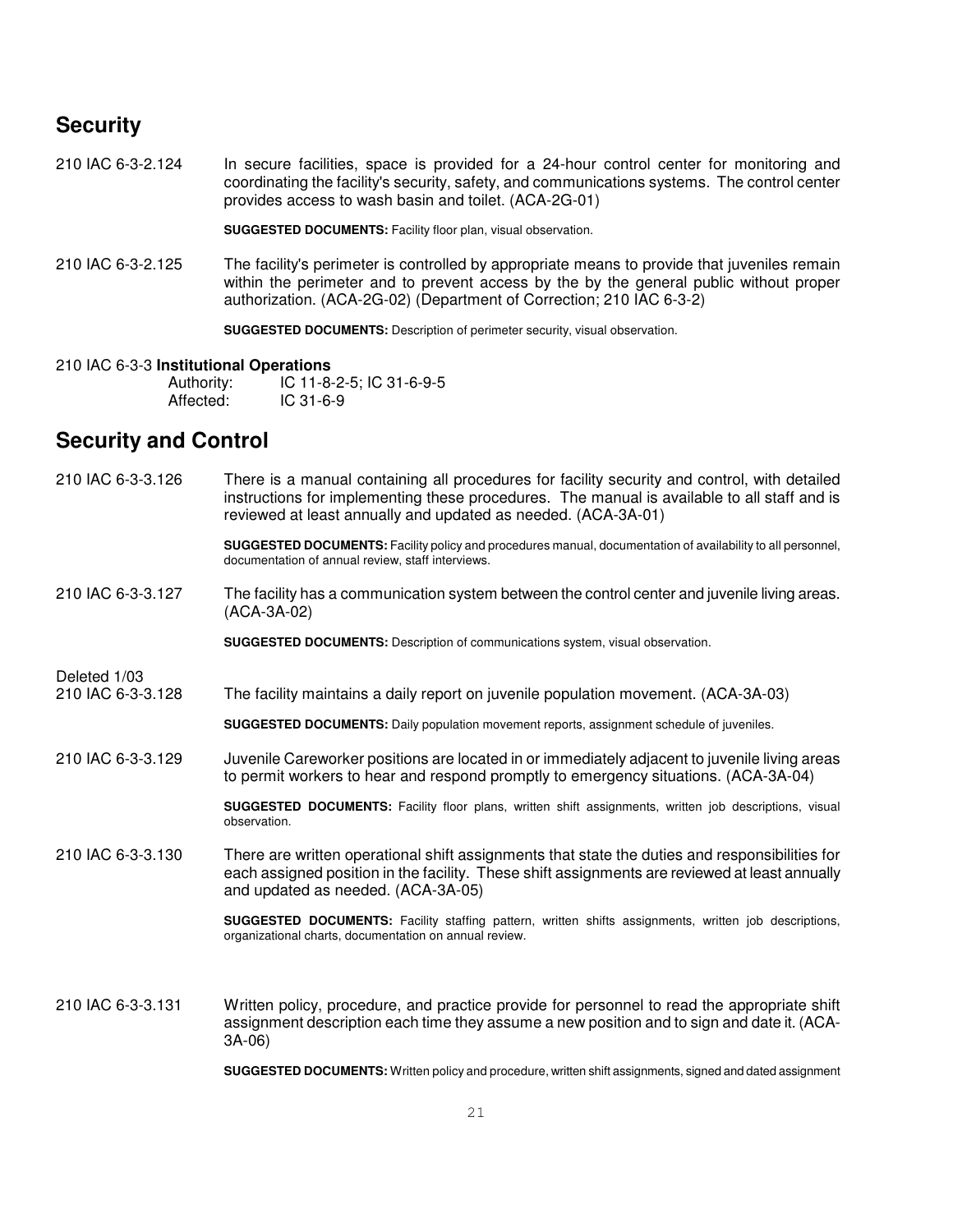## Security

210 IAC 6-3-2.124 In secure facilities, space is provided for a 24-hour control center for monitoring and coordinating the facility's security, safety, and communications systems. The control center provides access to wash basin and toilet. (ACA-2G-01)

**SUGGESTED DOCUMENTS:** Facility floor plan, visual observation.

210 IAC 6-3-2.125 The facility's perimeter is controlled by appropriate means to provide that juveniles remain within the perimeter and to prevent access by the by the general public without proper authorization. (ACA-2G-02) (Department of Correction; 210 IAC 6-3-2)

**SUGGESTED DOCUMENTS:** Description of perimeter security, visual observation.

210 IAC 6-3-3 **Institutional Operations**

Authority: IC 11-8-2-5; IC 31-6-9-5
Affected: IC 31-6-9

## Security and Control

210 IAC 6-3-3.126 There is a manual containing all procedures for facility security and control, with detailed instructions for implementing these procedures. The manual is available to all staff and is reviewed at least annually and updated as needed. (ACA-3A-01)

**SUGGESTED DOCUMENTS:** Facility policy and procedures manual, documentation of availability to all personnel, documentation of annual review, staff interviews.

210 IAC 6-3-3.127 The facility has a communication system between the control center and juvenile living areas. (ACA-3A-02)

**SUGGESTED DOCUMENTS:** Description of communications system, visual observation.

Deleted 1/03

210 IAC 6-3-3.128 The facility maintains a daily report on juvenile population movement. (ACA-3A-03)

**SUGGESTED DOCUMENTS:** Daily population movement reports, assignment schedule of juveniles.

210 IAC 6-3-3.129 Juvenile Careworker positions are located in or immediately adjacent to juvenile living areas to permit workers to hear and respond promptly to emergency situations. (ACA-3A-04)

**SUGGESTED DOCUMENTS:** Facility floor plans, written shift assignments, written job descriptions, visual observation.

210 IAC 6-3-3.130 There are written operational shift assignments that state the duties and responsibilities for each assigned position in the facility. These shift assignments are reviewed at least annually and updated as needed. (ACA-3A-05)

**SUGGESTED DOCUMENTS:** Facility staffing pattern, written shifts assignments, written job descriptions, organizational charts, documentation on annual review.

210 IAC 6-3-3.131 Written policy, procedure, and practice provide for personnel to read the appropriate shift assignment description each time they assume a new position and to sign and date it. (ACA-3A-06)

**SUGGESTED DOCUMENTS:** Written policy and procedure, written shift assignments, signed and dated assignment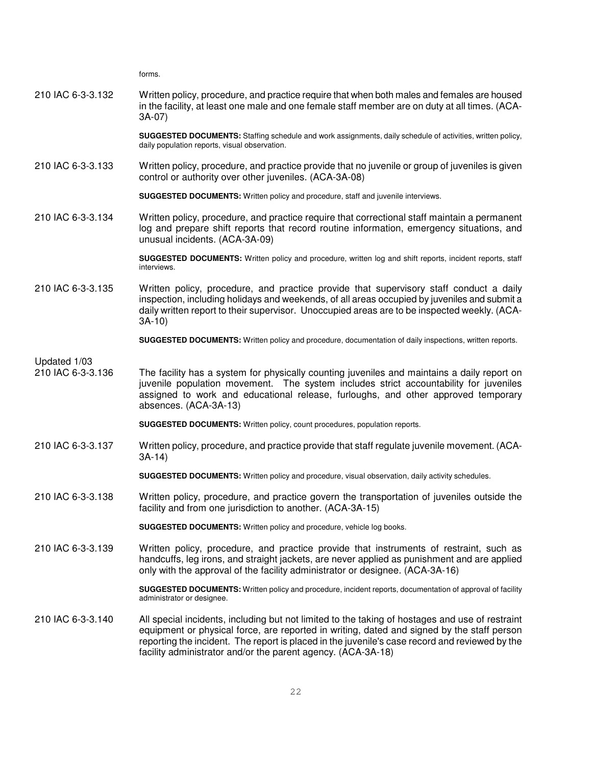forms.

210 IAC 6-3-3.132 Written policy, procedure, and practice require that when both males and females are housed in the facility, at least one male and one female staff member are on duty at all times. (ACA-3A-07)

**SUGGESTED DOCUMENTS:** Staffing schedule and work assignments, daily schedule of activities, written policy, daily population reports, visual observation.

210 IAC 6-3-3.133 Written policy, procedure, and practice provide that no juvenile or group of juveniles is given control or authority over other juveniles. (ACA-3A-08)

**SUGGESTED DOCUMENTS:** Written policy and procedure, staff and juvenile interviews.

210 IAC 6-3-3.134 Written policy, procedure, and practice require that correctional staff maintain a permanent log and prepare shift reports that record routine information, emergency situations, and unusual incidents. (ACA-3A-09)

**SUGGESTED DOCUMENTS:** Written policy and procedure, written log and shift reports, incident reports, staff interviews.

210 IAC 6-3-3.135 Written policy, procedure, and practice provide that supervisory staff conduct a daily inspection, including holidays and weekends, of all areas occupied by juveniles and submit a daily written report to their supervisor. Unoccupied areas are to be inspected weekly. (ACA-3A-10)

**SUGGESTED DOCUMENTS:** Written policy and procedure, documentation of daily inspections, written reports.

Updated 1/03

210 IAC 6-3-3.136 The facility has a system for physically counting juveniles and maintains a daily report on juvenile population movement. The system includes strict accountability for juveniles assigned to work and educational release, furloughs, and other approved temporary absences. (ACA-3A-13)

**SUGGESTED DOCUMENTS:** Written policy, count procedures, population reports.

210 IAC 6-3-3.137 Written policy, procedure, and practice provide that staff regulate juvenile movement. (ACA-3A-14)

**SUGGESTED DOCUMENTS:** Written policy and procedure, visual observation, daily activity schedules.

210 IAC 6-3-3.138 Written policy, procedure, and practice govern the transportation of juveniles outside the facility and from one jurisdiction to another. (ACA-3A-15)

**SUGGESTED DOCUMENTS:** Written policy and procedure, vehicle log books.

210 IAC 6-3-3.139 Written policy, procedure, and practice provide that instruments of restraint, such as handcuffs, leg irons, and straight jackets, are never applied as punishment and are applied only with the approval of the facility administrator or designee. (ACA-3A-16)

**SUGGESTED DOCUMENTS:** Written policy and procedure, incident reports, documentation of approval of facility administrator or designee.

210 IAC 6-3-3.140 All special incidents, including but not limited to the taking of hostages and use of restraint equipment or physical force, are reported in writing, dated and signed by the staff person reporting the incident. The report is placed in the juvenile's case record and reviewed by the facility administrator and/or the parent agency. (ACA-3A-18)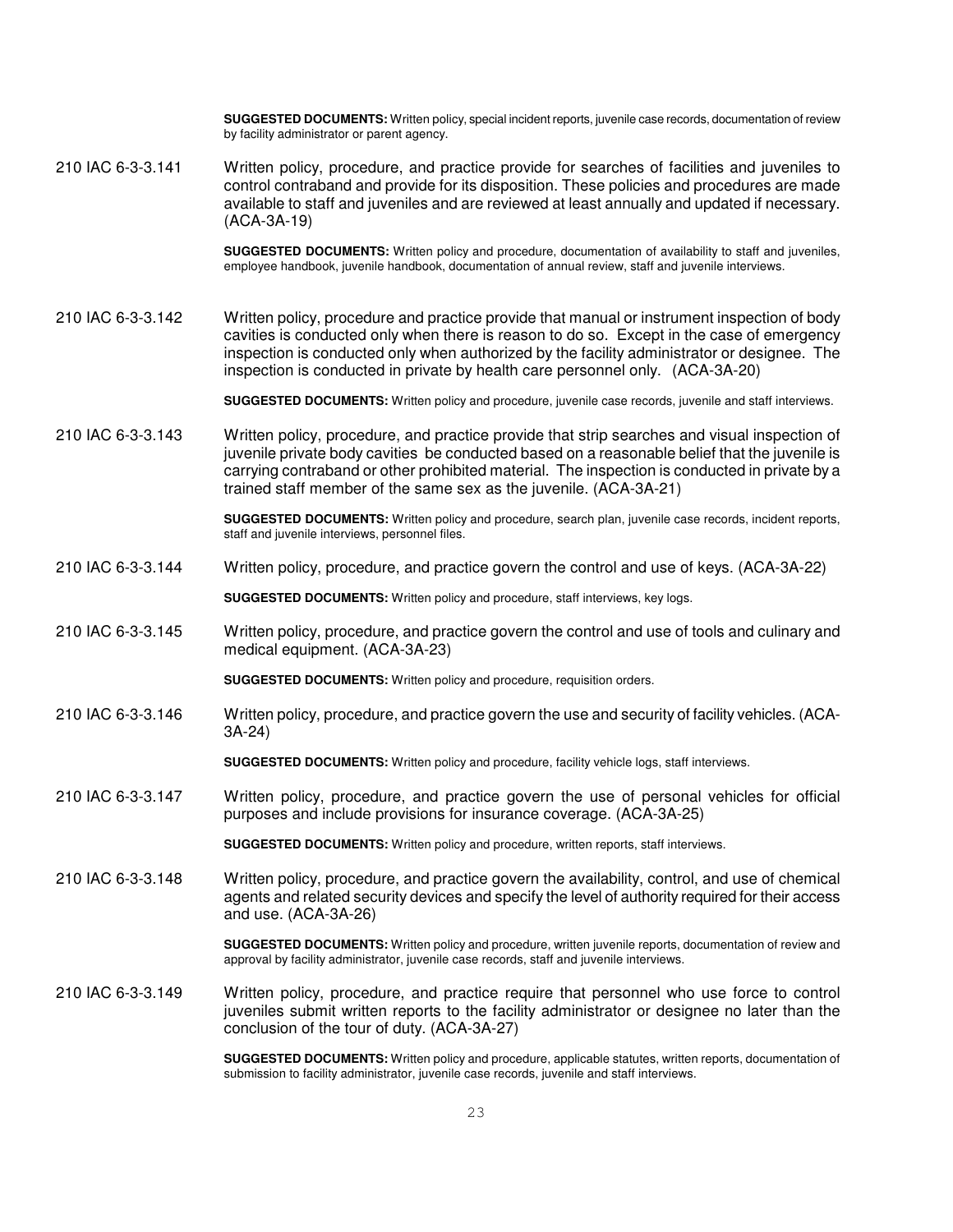**SUGGESTED DOCUMENTS:** Written policy, special incident reports, juvenile case records, documentation of review by facility administrator or parent agency.

210 IAC 6-3-3.141 Written policy, procedure, and practice provide for searches of facilities and juveniles to control contraband and provide for its disposition. These policies and procedures are made available to staff and juveniles and are reviewed at least annually and updated if necessary. (ACA-3A-19)

**SUGGESTED DOCUMENTS:** Written policy and procedure, documentation of availability to staff and juveniles, employee handbook, juvenile handbook, documentation of annual review, staff and juvenile interviews.

210 IAC 6-3-3.142 Written policy, procedure and practice provide that manual or instrument inspection of body cavities is conducted only when there is reason to do so. Except in the case of emergency inspection is conducted only when authorized by the facility administrator or designee. The inspection is conducted in private by health care personnel only. (ACA-3A-20)

**SUGGESTED DOCUMENTS:** Written policy and procedure, juvenile case records, juvenile and staff interviews.

210 IAC 6-3-3.143 Written policy, procedure, and practice provide that strip searches and visual inspection of juvenile private body cavities be conducted based on a reasonable belief that the juvenile is carrying contraband or other prohibited material. The inspection is conducted in private by a trained staff member of the same sex as the juvenile. (ACA-3A-21)

**SUGGESTED DOCUMENTS:** Written policy and procedure, search plan, juvenile case records, incident reports, staff and juvenile interviews, personnel files.

210 IAC 6-3-3.144 Written policy, procedure, and practice govern the control and use of keys. (ACA-3A-22)

**SUGGESTED DOCUMENTS:** Written policy and procedure, staff interviews, key logs.

210 IAC 6-3-3.145 Written policy, procedure, and practice govern the control and use of tools and culinary and medical equipment. (ACA-3A-23)

**SUGGESTED DOCUMENTS:** Written policy and procedure, requisition orders.

210 IAC 6-3-3.146 Written policy, procedure, and practice govern the use and security of facility vehicles. (ACA-3A-24)

**SUGGESTED DOCUMENTS:** Written policy and procedure, facility vehicle logs, staff interviews.

210 IAC 6-3-3.147 Written policy, procedure, and practice govern the use of personal vehicles for official purposes and include provisions for insurance coverage. (ACA-3A-25)

**SUGGESTED DOCUMENTS:** Written policy and procedure, written reports, staff interviews.

210 IAC 6-3-3.148 Written policy, procedure, and practice govern the availability, control, and use of chemical agents and related security devices and specify the level of authority required for their access and use. (ACA-3A-26)

**SUGGESTED DOCUMENTS:** Written policy and procedure, written juvenile reports, documentation of review and approval by facility administrator, juvenile case records, staff and juvenile interviews.

210 IAC 6-3-3.149 Written policy, procedure, and practice require that personnel who use force to control juveniles submit written reports to the facility administrator or designee no later than the conclusion of the tour of duty. (ACA-3A-27)

**SUGGESTED DOCUMENTS:** Written policy and procedure, applicable statutes, written reports, documentation of submission to facility administrator, juvenile case records, juvenile and staff interviews.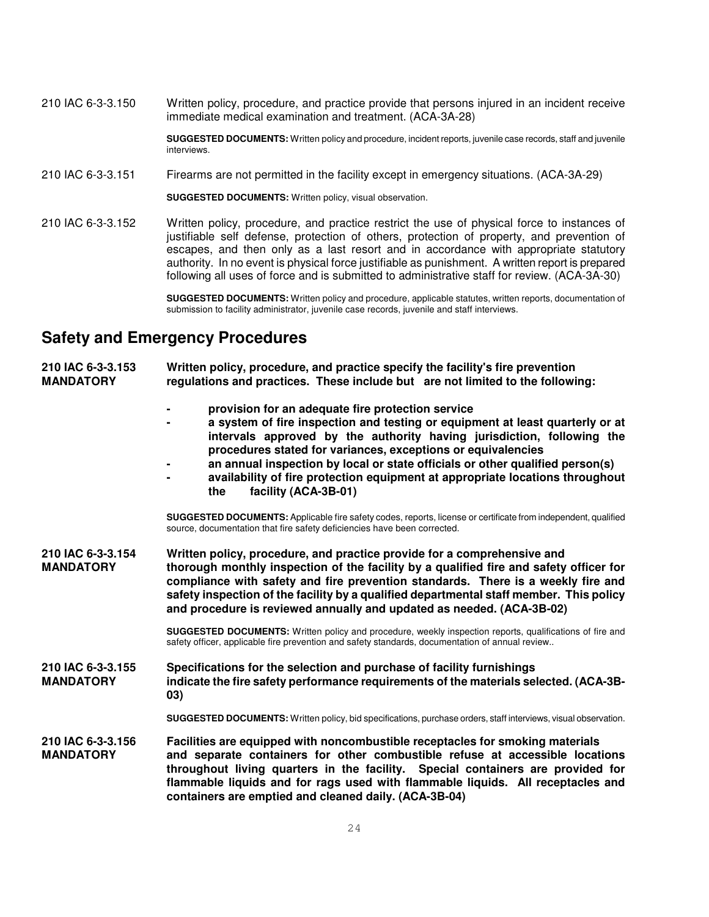210 IAC 6-3-3.150 Written policy, procedure, and practice provide that persons injured in an incident receive immediate medical examination and treatment. (ACA-3A-28)

**SUGGESTED DOCUMENTS:** Written policy and procedure, incident reports, juvenile case records, staff and juvenile interviews.

210 IAC 6-3-3.151 Firearms are not permitted in the facility except in emergency situations. (ACA-3A-29)

**SUGGESTED DOCUMENTS:** Written policy, visual observation.

210 IAC 6-3-3.152 Written policy, procedure, and practice restrict the use of physical force to instances of justifiable self defense, protection of others, protection of property, and prevention of escapes, and then only as a last resort and in accordance with appropriate statutory authority. In no event is physical force justifiable as punishment. A written report is prepared following all uses of force and is submitted to administrative staff for review. (ACA-3A-30)

**SUGGESTED DOCUMENTS:** Written policy and procedure, applicable statutes, written reports, documentation of submission to facility administrator, juvenile case records, juvenile and staff interviews.

## Safety and Emergency Procedures

**210 IAC 6-3-3.153 MANDATORY** **Written policy, procedure, and practice specify the facility's fire prevention regulations and practices. These include but are not limited to the following:**

- **provision for an adequate fire protection service**
- **a system of fire inspection and testing or equipment at least quarterly or at intervals approved by the authority having jurisdiction, following the procedures stated for variances, exceptions or equivalencies**
- **an annual inspection by local or state officials or other qualified person(s)**
- **availability of fire protection equipment at appropriate locations throughout the facility (ACA-3B-01)**

**SUGGESTED DOCUMENTS:** Applicable fire safety codes, reports, license or certificate from independent, qualified source, documentation that fire safety deficiencies have been corrected.

**210 IAC 6-3-3.154 MANDATORY** **Written policy, procedure, and practice provide for a comprehensive and thorough monthly inspection of the facility by a qualified fire and safety officer for compliance with safety and fire prevention standards. There is a weekly fire and safety inspection of the facility by a qualified departmental staff member. This policy and procedure is reviewed annually and updated as needed. (ACA-3B-02)**

**SUGGESTED DOCUMENTS:** Written policy and procedure, weekly inspection reports, qualifications of fire and safety officer, applicable fire prevention and safety standards, documentation of annual review..

**210 IAC 6-3-3.155 MANDATORY** **Specifications for the selection and purchase of facility furnishings indicate the fire safety performance requirements of the materials selected. (ACA-3B-03)**

**SUGGESTED DOCUMENTS:** Written policy, bid specifications, purchase orders, staff interviews, visual observation.

**210 IAC 6-3-3.156 MANDATORY** **Facilities are equipped with noncombustible receptacles for smoking materials and separate containers for other combustible refuse at accessible locations throughout living quarters in the facility. Special containers are provided for flammable liquids and for rags used with flammable liquids. All receptacles and containers are emptied and cleaned daily. (ACA-3B-04)**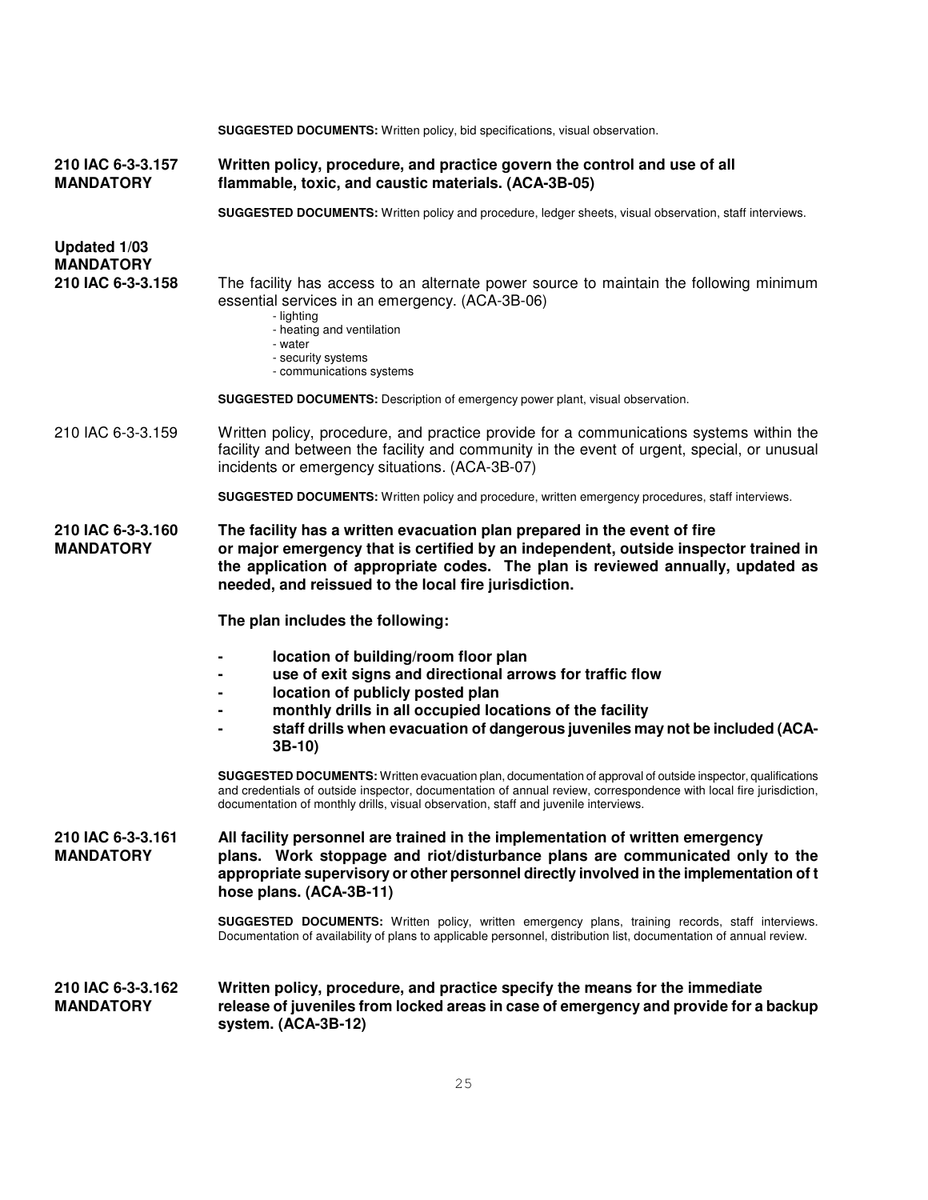**SUGGESTED DOCUMENTS:** Written policy, bid specifications, visual observation.

**210 IAC 6-3-3.157**
**MANDATORY**

**Written policy, procedure, and practice govern the control and use of all flammable, toxic, and caustic materials. (ACA-3B-05)**

**SUGGESTED DOCUMENTS:** Written policy and procedure, ledger sheets, visual observation, staff interviews.

**Updated 1/03**
**MANDATORY**
**210 IAC 6-3-3.158**

The facility has access to an alternate power source to maintain the following minimum essential services in an emergency. (ACA-3B-06)

- lighting
- heating and ventilation
- water
- security systems
- communications systems

**SUGGESTED DOCUMENTS:** Description of emergency power plant, visual observation.

210 IAC 6-3-3.159

Written policy, procedure, and practice provide for a communications systems within the facility and between the facility and community in the event of urgent, special, or unusual incidents or emergency situations. (ACA-3B-07)

**SUGGESTED DOCUMENTS:** Written policy and procedure, written emergency procedures, staff interviews.

**210 IAC 6-3-3.160**
**MANDATORY**

**The facility has a written evacuation plan prepared in the event of fire or major emergency that is certified by an independent, outside inspector trained in the application of appropriate codes. The plan is reviewed annually, updated as needed, and reissued to the local fire jurisdiction.**

**The plan includes the following:**

- **location of building/room floor plan**
- **use of exit signs and directional arrows for traffic flow**
- **location of publicly posted plan**
- **monthly drills in all occupied locations of the facility**
- **staff drills when evacuation of dangerous juveniles may not be included (ACA-3B-10)**

**SUGGESTED DOCUMENTS:** Written evacuation plan, documentation of approval of outside inspector, qualifications and credentials of outside inspector, documentation of annual review, correspondence with local fire jurisdiction, documentation of monthly drills, visual observation, staff and juvenile interviews.

**210 IAC 6-3-3.161**
**MANDATORY**

**All facility personnel are trained in the implementation of written emergency plans. Work stoppage and riot/disturbance plans are communicated only to the appropriate supervisory or other personnel directly involved in the implementation of those plans. (ACA-3B-11)**

**SUGGESTED DOCUMENTS:** Written policy, written emergency plans, training records, staff interviews. Documentation of availability of plans to applicable personnel, distribution list, documentation of annual review.

**210 IAC 6-3-3.162**
**MANDATORY**

**Written policy, procedure, and practice specify the means for the immediate release of juveniles from locked areas in case of emergency and provide for a backup system. (ACA-3B-12)**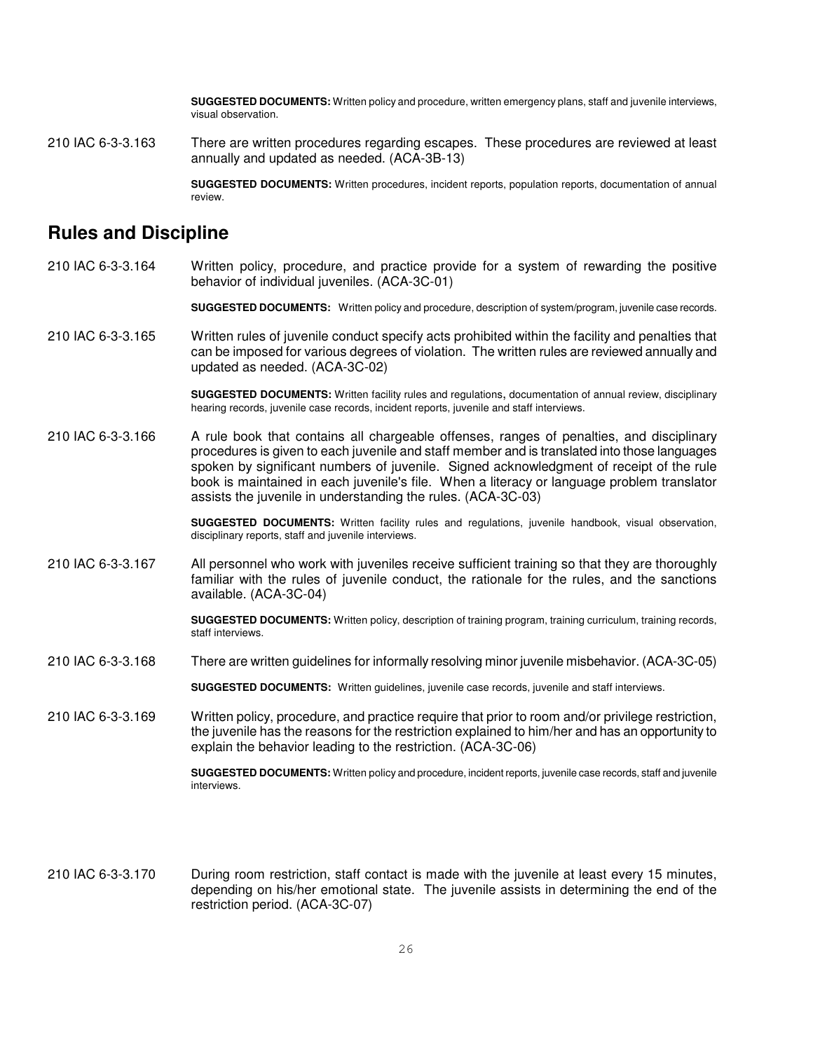**SUGGESTED DOCUMENTS:** Written policy and procedure, written emergency plans, staff and juvenile interviews, visual observation.

210 IAC 6-3-3.163 There are written procedures regarding escapes. These procedures are reviewed at least annually and updated as needed. (ACA-3B-13)

**SUGGESTED DOCUMENTS:** Written procedures, incident reports, population reports, documentation of annual review.

## Rules and Discipline

210 IAC 6-3-3.164 Written policy, procedure, and practice provide for a system of rewarding the positive behavior of individual juveniles. (ACA-3C-01)

**SUGGESTED DOCUMENTS:** Written policy and procedure, description of system/program, juvenile case records.

210 IAC 6-3-3.165 Written rules of juvenile conduct specify acts prohibited within the facility and penalties that can be imposed for various degrees of violation. The written rules are reviewed annually and updated as needed. (ACA-3C-02)

**SUGGESTED DOCUMENTS:** Written facility rules and regulations, documentation of annual review, disciplinary hearing records, juvenile case records, incident reports, juvenile and staff interviews.

210 IAC 6-3-3.166 A rule book that contains all chargeable offenses, ranges of penalties, and disciplinary procedures is given to each juvenile and staff member and is translated into those languages spoken by significant numbers of juvenile. Signed acknowledgment of receipt of the rule book is maintained in each juvenile's file. When a literacy or language problem translator assists the juvenile in understanding the rules. (ACA-3C-03)

**SUGGESTED DOCUMENTS:** Written facility rules and regulations, juvenile handbook, visual observation, disciplinary reports, staff and juvenile interviews.

210 IAC 6-3-3.167 All personnel who work with juveniles receive sufficient training so that they are thoroughly familiar with the rules of juvenile conduct, the rationale for the rules, and the sanctions available. (ACA-3C-04)

**SUGGESTED DOCUMENTS:** Written policy, description of training program, training curriculum, training records, staff interviews.

210 IAC 6-3-3.168 There are written guidelines for informally resolving minor juvenile misbehavior. (ACA-3C-05)

**SUGGESTED DOCUMENTS:** Written guidelines, juvenile case records, juvenile and staff interviews.

210 IAC 6-3-3.169 Written policy, procedure, and practice require that prior to room and/or privilege restriction, the juvenile has the reasons for the restriction explained to him/her and has an opportunity to explain the behavior leading to the restriction. (ACA-3C-06)

**SUGGESTED DOCUMENTS:** Written policy and procedure, incident reports, juvenile case records, staff and juvenile interviews.

210 IAC 6-3-3.170 During room restriction, staff contact is made with the juvenile at least every 15 minutes, depending on his/her emotional state. The juvenile assists in determining the end of the restriction period. (ACA-3C-07)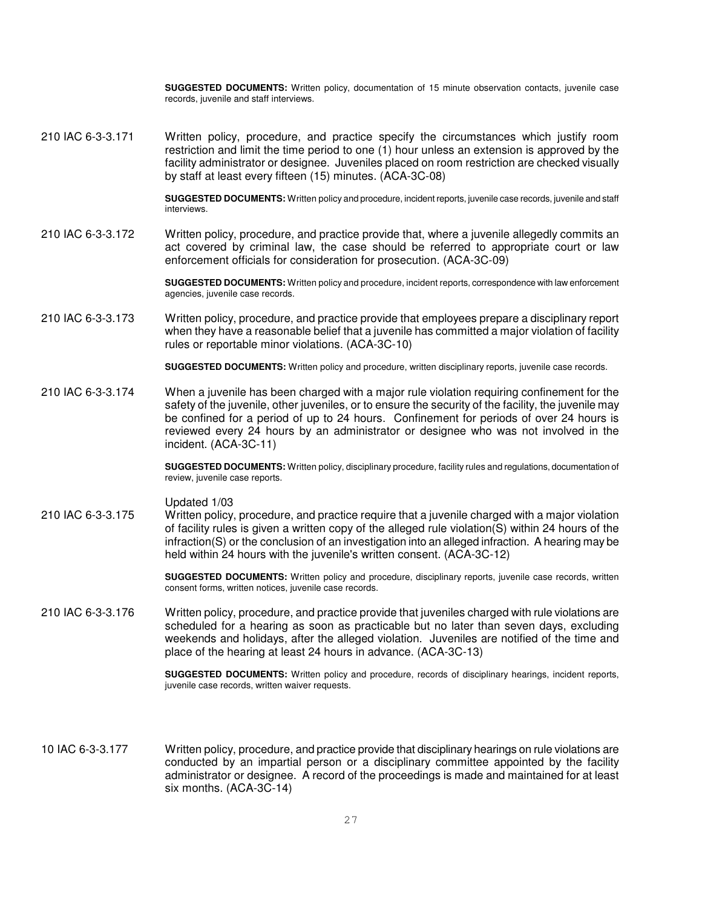**SUGGESTED DOCUMENTS:** Written policy, documentation of 15 minute observation contacts, juvenile case records, juvenile and staff interviews.

210 IAC 6-3-3.171 Written policy, procedure, and practice specify the circumstances which justify room restriction and limit the time period to one (1) hour unless an extension is approved by the facility administrator or designee. Juveniles placed on room restriction are checked visually by staff at least every fifteen (15) minutes. (ACA-3C-08)

**SUGGESTED DOCUMENTS:** Written policy and procedure, incident reports, juvenile case records, juvenile and staff interviews.

210 IAC 6-3-3.172 Written policy, procedure, and practice provide that, where a juvenile allegedly commits an act covered by criminal law, the case should be referred to appropriate court or law enforcement officials for consideration for prosecution. (ACA-3C-09)

**SUGGESTED DOCUMENTS:** Written policy and procedure, incident reports, correspondence with law enforcement agencies, juvenile case records.

210 IAC 6-3-3.173 Written policy, procedure, and practice provide that employees prepare a disciplinary report when they have a reasonable belief that a juvenile has committed a major violation of facility rules or reportable minor violations. (ACA-3C-10)

**SUGGESTED DOCUMENTS:** Written policy and procedure, written disciplinary reports, juvenile case records.

210 IAC 6-3-3.174 When a juvenile has been charged with a major rule violation requiring confinement for the safety of the juvenile, other juveniles, or to ensure the security of the facility, the juvenile may be confined for a period of up to 24 hours. Confinement for periods of over 24 hours is reviewed every 24 hours by an administrator or designee who was not involved in the incident. (ACA-3C-11)

**SUGGESTED DOCUMENTS:** Written policy, disciplinary procedure, facility rules and regulations, documentation of review, juvenile case reports.

Updated 1/03

210 IAC 6-3-3.175 Written policy, procedure, and practice require that a juvenile charged with a major violation of facility rules is given a written copy of the alleged rule violation(S) within 24 hours of the infraction(S) or the conclusion of an investigation into an alleged infraction. A hearing may be held within 24 hours with the juvenile's written consent. (ACA-3C-12)

**SUGGESTED DOCUMENTS:** Written policy and procedure, disciplinary reports, juvenile case records, written consent forms, written notices, juvenile case records.

210 IAC 6-3-3.176 Written policy, procedure, and practice provide that juveniles charged with rule violations are scheduled for a hearing as soon as practicable but no later than seven days, excluding weekends and holidays, after the alleged violation. Juveniles are notified of the time and place of the hearing at least 24 hours in advance. (ACA-3C-13)

**SUGGESTED DOCUMENTS:** Written policy and procedure, records of disciplinary hearings, incident reports, juvenile case records, written waiver requests.

10 IAC 6-3-3.177 Written policy, procedure, and practice provide that disciplinary hearings on rule violations are conducted by an impartial person or a disciplinary committee appointed by the facility administrator or designee. A record of the proceedings is made and maintained for at least six months. (ACA-3C-14)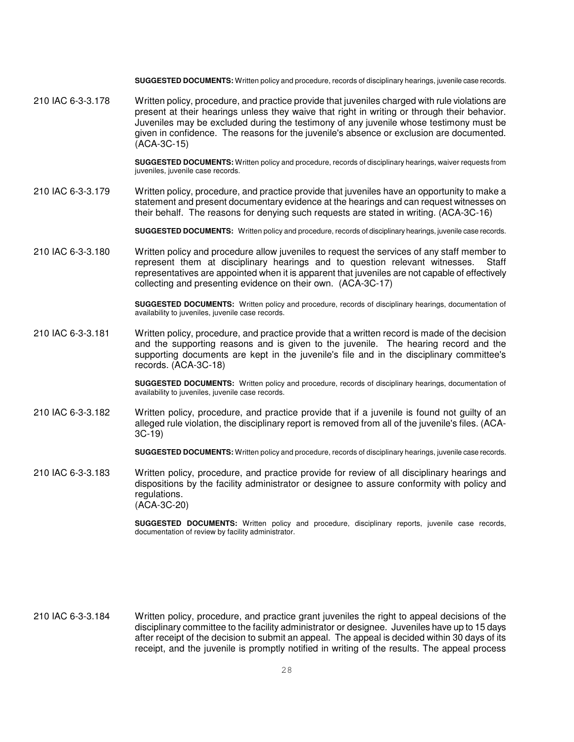**SUGGESTED DOCUMENTS:** Written policy and procedure, records of disciplinary hearings, juvenile case records.

210 IAC 6-3-3.178 Written policy, procedure, and practice provide that juveniles charged with rule violations are present at their hearings unless they waive that right in writing or through their behavior. Juveniles may be excluded during the testimony of any juvenile whose testimony must be given in confidence. The reasons for the juvenile's absence or exclusion are documented. (ACA-3C-15)

**SUGGESTED DOCUMENTS:** Written policy and procedure, records of disciplinary hearings, waiver requests from juveniles, juvenile case records.

210 IAC 6-3-3.179 Written policy, procedure, and practice provide that juveniles have an opportunity to make a statement and present documentary evidence at the hearings and can request witnesses on their behalf. The reasons for denying such requests are stated in writing. (ACA-3C-16)

**SUGGESTED DOCUMENTS:** Written policy and procedure, records of disciplinary hearings, juvenile case records.

210 IAC 6-3-3.180 Written policy and procedure allow juveniles to request the services of any staff member to represent them at disciplinary hearings and to question relevant witnesses. Staff representatives are appointed when it is apparent that juveniles are not capable of effectively collecting and presenting evidence on their own. (ACA-3C-17)

**SUGGESTED DOCUMENTS:** Written policy and procedure, records of disciplinary hearings, documentation of availability to juveniles, juvenile case records.

210 IAC 6-3-3.181 Written policy, procedure, and practice provide that a written record is made of the decision and the supporting reasons and is given to the juvenile. The hearing record and the supporting documents are kept in the juvenile's file and in the disciplinary committee's records. (ACA-3C-18)

**SUGGESTED DOCUMENTS:** Written policy and procedure, records of disciplinary hearings, documentation of availability to juveniles, juvenile case records.

210 IAC 6-3-3.182 Written policy, procedure, and practice provide that if a juvenile is found not guilty of an alleged rule violation, the disciplinary report is removed from all of the juvenile's files. (ACA-3C-19)

**SUGGESTED DOCUMENTS:** Written policy and procedure, records of disciplinary hearings, juvenile case records.

210 IAC 6-3-3.183 Written policy, procedure, and practice provide for review of all disciplinary hearings and dispositions by the facility administrator or designee to assure conformity with policy and regulations.
(ACA-3C-20)

**SUGGESTED DOCUMENTS:** Written policy and procedure, disciplinary reports, juvenile case records, documentation of review by facility administrator.

210 IAC 6-3-3.184 Written policy, procedure, and practice grant juveniles the right to appeal decisions of the disciplinary committee to the facility administrator or designee. Juveniles have up to 15 days after receipt of the decision to submit an appeal. The appeal is decided within 30 days of its receipt, and the juvenile is promptly notified in writing of the results. The appeal process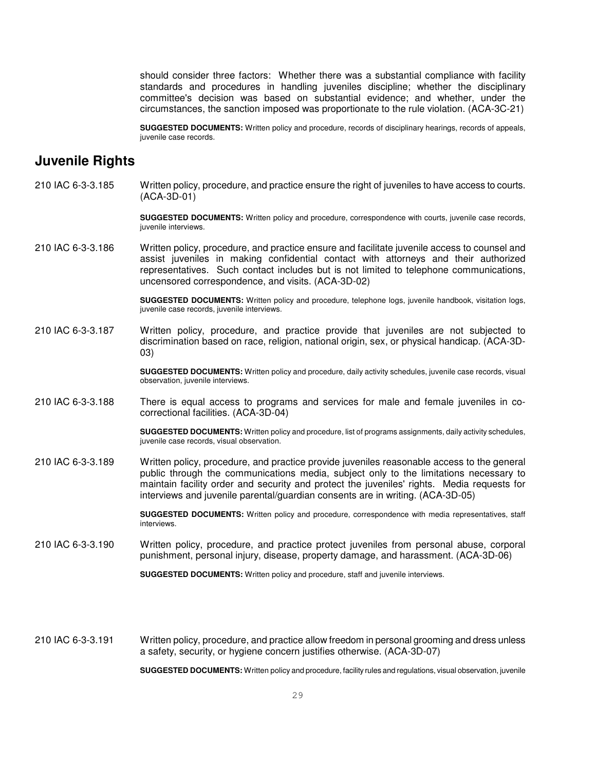should consider three factors: Whether there was a substantial compliance with facility standards and procedures in handling juveniles discipline; whether the disciplinary committee's decision was based on substantial evidence; and whether, under the circumstances, the sanction imposed was proportionate to the rule violation. (ACA-3C-21)

**SUGGESTED DOCUMENTS:** Written policy and procedure, records of disciplinary hearings, records of appeals, juvenile case records.

## Juvenile Rights

210 IAC 6-3-3.185 Written policy, procedure, and practice ensure the right of juveniles to have access to courts. (ACA-3D-01)

**SUGGESTED DOCUMENTS:** Written policy and procedure, correspondence with courts, juvenile case records, juvenile interviews.

210 IAC 6-3-3.186 Written policy, procedure, and practice ensure and facilitate juvenile access to counsel and assist juveniles in making confidential contact with attorneys and their authorized representatives. Such contact includes but is not limited to telephone communications, uncensored correspondence, and visits. (ACA-3D-02)

**SUGGESTED DOCUMENTS:** Written policy and procedure, telephone logs, juvenile handbook, visitation logs, juvenile case records, juvenile interviews.

210 IAC 6-3-3.187 Written policy, procedure, and practice provide that juveniles are not subjected to discrimination based on race, religion, national origin, sex, or physical handicap. (ACA-3D-03)

**SUGGESTED DOCUMENTS:** Written policy and procedure, daily activity schedules, juvenile case records, visual observation, juvenile interviews.

210 IAC 6-3-3.188 There is equal access to programs and services for male and female juveniles in co-correctional facilities. (ACA-3D-04)

**SUGGESTED DOCUMENTS:** Written policy and procedure, list of programs assignments, daily activity schedules, juvenile case records, visual observation.

210 IAC 6-3-3.189 Written policy, procedure, and practice provide juveniles reasonable access to the general public through the communications media, subject only to the limitations necessary to maintain facility order and security and protect the juveniles' rights. Media requests for interviews and juvenile parental/guardian consents are in writing. (ACA-3D-05)

**SUGGESTED DOCUMENTS:** Written policy and procedure, correspondence with media representatives, staff interviews.

210 IAC 6-3-3.190 Written policy, procedure, and practice protect juveniles from personal abuse, corporal punishment, personal injury, disease, property damage, and harassment. (ACA-3D-06)

**SUGGESTED DOCUMENTS:** Written policy and procedure, staff and juvenile interviews.

210 IAC 6-3-3.191 Written policy, procedure, and practice allow freedom in personal grooming and dress unless a safety, security, or hygiene concern justifies otherwise. (ACA-3D-07)

**SUGGESTED DOCUMENTS:** Written policy and procedure, facility rules and regulations, visual observation, juvenile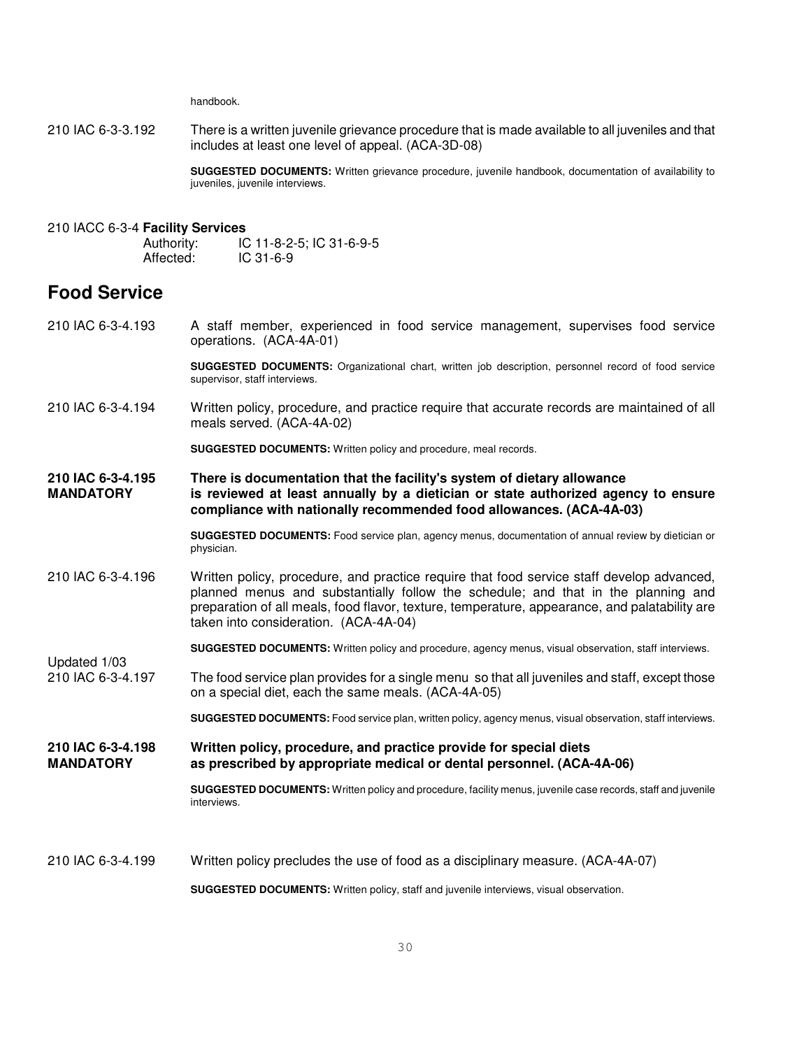handbook.

210 IAC 6-3-3.192 There is a written juvenile grievance procedure that is made available to all juveniles and that includes at least one level of appeal. (ACA-3D-08)

**SUGGESTED DOCUMENTS:** Written grievance procedure, juvenile handbook, documentation of availability to juveniles, juvenile interviews.

210 IACC 6-3-4 **Facility Services**

Authority: IC 11-8-2-5; IC 31-6-9-5

Affected: IC 31-6-9

## Food Service

210 IAC 6-3-4.193 A staff member, experienced in food service management, supervises food service operations. (ACA-4A-01)

**SUGGESTED DOCUMENTS:** Organizational chart, written job description, personnel record of food service supervisor, staff interviews.

210 IAC 6-3-4.194 Written policy, procedure, and practice require that accurate records are maintained of all meals served. (ACA-4A-02)

**SUGGESTED DOCUMENTS:** Written policy and procedure, meal records.

**210 IAC 6-3-4.195 MANDATORY There is documentation that the facility's system of dietary allowance is reviewed at least annually by a dietician or state authorized agency to ensure compliance with nationally recommended food allowances. (ACA-4A-03)**

**SUGGESTED DOCUMENTS:** Food service plan, agency menus, documentation of annual review by dietician or physician.

210 IAC 6-3-4.196 Written policy, procedure, and practice require that food service staff develop advanced, planned menus and substantially follow the schedule; and that in the planning and preparation of all meals, food flavor, texture, temperature, appearance, and palatability are taken into consideration. (ACA-4A-04)

**SUGGESTED DOCUMENTS:** Written policy and procedure, agency menus, visual observation, staff interviews.

Updated 1/03

210 IAC 6-3-4.197 The food service plan provides for a single menu so that all juveniles and staff, except those on a special diet, each the same meals. (ACA-4A-05)

**SUGGESTED DOCUMENTS:** Food service plan, written policy, agency menus, visual observation, staff interviews.

**210 IAC 6-3-4.198 MANDATORY Written policy, procedure, and practice provide for special diets as prescribed by appropriate medical or dental personnel. (ACA-4A-06)**

**SUGGESTED DOCUMENTS:** Written policy and procedure, facility menus, juvenile case records, staff and juvenile interviews.

210 IAC 6-3-4.199 Written policy precludes the use of food as a disciplinary measure. (ACA-4A-07)

**SUGGESTED DOCUMENTS:** Written policy, staff and juvenile interviews, visual observation.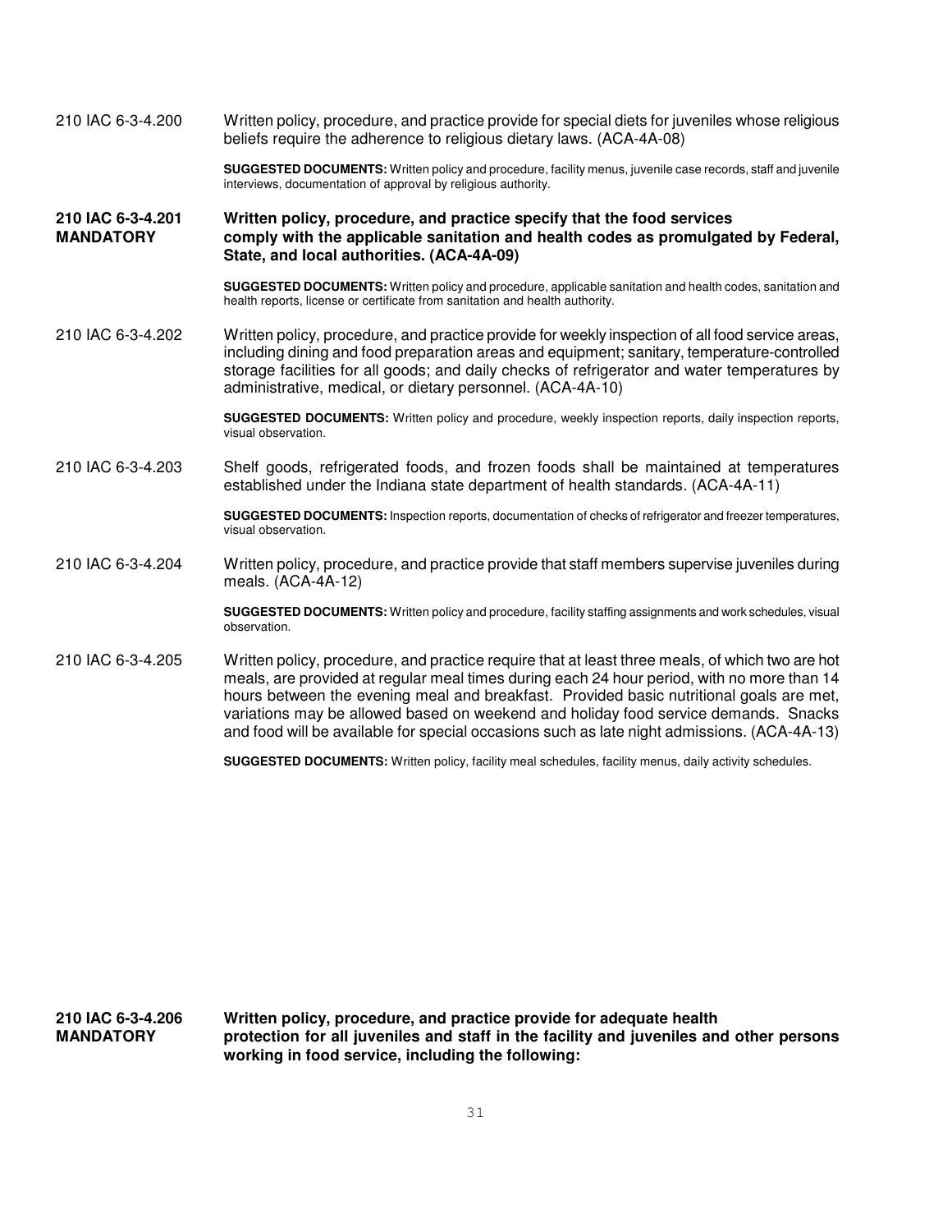210 IAC 6-3-4.200 Written policy, procedure, and practice provide for special diets for juveniles whose religious beliefs require the adherence to religious dietary laws. (ACA-4A-08)

**SUGGESTED DOCUMENTS:** Written policy and procedure, facility menus, juvenile case records, staff and juvenile interviews, documentation of approval by religious authority.

**210 IAC 6-3-4.201 MANDATORY** **Written policy, procedure, and practice specify that the food services comply with the applicable sanitation and health codes as promulgated by Federal, State, and local authorities. (ACA-4A-09)**

**SUGGESTED DOCUMENTS:** Written policy and procedure, applicable sanitation and health codes, sanitation and health reports, license or certificate from sanitation and health authority.

210 IAC 6-3-4.202 Written policy, procedure, and practice provide for weekly inspection of all food service areas, including dining and food preparation areas and equipment; sanitary, temperature-controlled storage facilities for all goods; and daily checks of refrigerator and water temperatures by administrative, medical, or dietary personnel. (ACA-4A-10)

**SUGGESTED DOCUMENTS:** Written policy and procedure, weekly inspection reports, daily inspection reports, visual observation.

210 IAC 6-3-4.203 Shelf goods, refrigerated foods, and frozen foods shall be maintained at temperatures established under the Indiana state department of health standards. (ACA-4A-11)

**SUGGESTED DOCUMENTS:** Inspection reports, documentation of checks of refrigerator and freezer temperatures, visual observation.

210 IAC 6-3-4.204 Written policy, procedure, and practice provide that staff members supervise juveniles during meals. (ACA-4A-12)

**SUGGESTED DOCUMENTS:** Written policy and procedure, facility staffing assignments and work schedules, visual observation.

210 IAC 6-3-4.205 Written policy, procedure, and practice require that at least three meals, of which two are hot meals, are provided at regular meal times during each 24 hour period, with no more than 14 hours between the evening meal and breakfast. Provided basic nutritional goals are met, variations may be allowed based on weekend and holiday food service demands. Snacks and food will be available for special occasions such as late night admissions. (ACA-4A-13)

**SUGGESTED DOCUMENTS:** Written policy, facility meal schedules, facility menus, daily activity schedules.

**210 IAC 6-3-4.206 MANDATORY** **Written policy, procedure, and practice provide for adequate health protection for all juveniles and staff in the facility and juveniles and other persons working in food service, including the following:**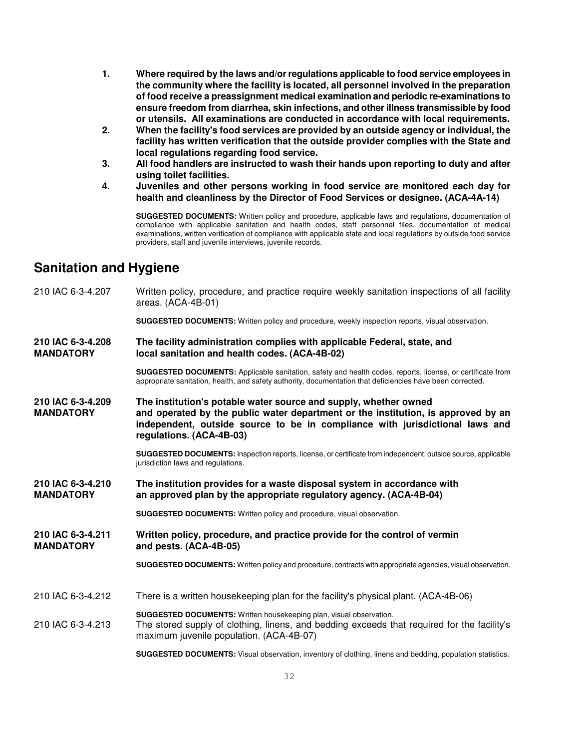1. **Where required by the laws and/or regulations applicable to food service employees in the community where the facility is located, all personnel involved in the preparation of food receive a preassignment medical examination and periodic re-examinations to ensure freedom from diarrhea, skin infections, and other illness transmissible by food or utensils. All examinations are conducted in accordance with local requirements.**
2. **When the facility's food services are provided by an outside agency or individual, the facility has written verification that the outside provider complies with the State and local regulations regarding food service.**
3. **All food handlers are instructed to wash their hands upon reporting to duty and after using toilet facilities.**
4. **Juveniles and other persons working in food service are monitored each day for health and cleanliness by the Director of Food Services or designee. (ACA-4A-14)**

**SUGGESTED DOCUMENTS:** Written policy and procedure, applicable laws and regulations, documentation of compliance with applicable sanitation and health codes, staff personnel files, documentation of medical examinations, written verification of compliance with applicable state and local regulations by outside food service providers, staff and juvenile interviews, juvenile records.

## Sanitation and Hygiene

210 IAC 6-3-4.207 — Written policy, procedure, and practice require weekly sanitation inspections of all facility areas. (ACA-4B-01)

**SUGGESTED DOCUMENTS:** Written policy and procedure, weekly inspection reports, visual observation.

**210 IAC 6-3-4.208 MANDATORY** — **The facility administration complies with applicable Federal, state, and local sanitation and health codes. (ACA-4B-02)**

**SUGGESTED DOCUMENTS:** Applicable sanitation, safety and health codes, reports, license, or certificate from appropriate sanitation, health, and safety authority, documentation that deficiencies have been corrected.

**210 IAC 6-3-4.209 MANDATORY** — **The institution's potable water source and supply, whether owned and operated by the public water department or the institution, is approved by an independent, outside source to be in compliance with jurisdictional laws and regulations. (ACA-4B-03)**

**SUGGESTED DOCUMENTS:** Inspection reports, license, or certificate from independent, outside source, applicable jurisdiction laws and regulations.

**210 IAC 6-3-4.210 MANDATORY** — **The institution provides for a waste disposal system in accordance with an approved plan by the appropriate regulatory agency. (ACA-4B-04)**

**SUGGESTED DOCUMENTS:** Written policy and procedure, visual observation.

**210 IAC 6-3-4.211 MANDATORY** — **Written policy, procedure, and practice provide for the control of vermin and pests. (ACA-4B-05)**

**SUGGESTED DOCUMENTS:** Written policy and procedure, contracts with appropriate agencies, visual observation.

210 IAC 6-3-4.212 — There is a written housekeeping plan for the facility's physical plant. (ACA-4B-06)

**SUGGESTED DOCUMENTS:** Written housekeeping plan, visual observation.

210 IAC 6-3-4.213 — The stored supply of clothing, linens, and bedding exceeds that required for the facility's maximum juvenile population. (ACA-4B-07)

**SUGGESTED DOCUMENTS:** Visual observation, inventory of clothing, linens and bedding, population statistics.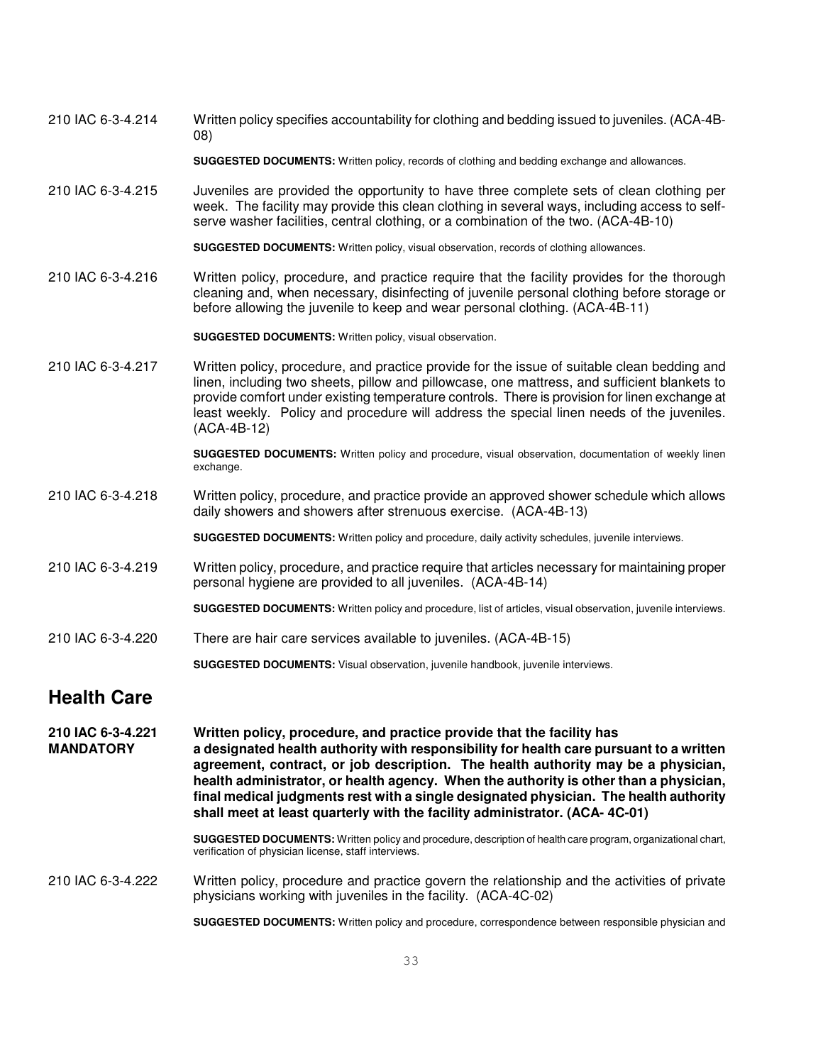210 IAC 6-3-4.214 Written policy specifies accountability for clothing and bedding issued to juveniles. (ACA-4B-08)

**SUGGESTED DOCUMENTS:** Written policy, records of clothing and bedding exchange and allowances.

210 IAC 6-3-4.215 Juveniles are provided the opportunity to have three complete sets of clean clothing per week. The facility may provide this clean clothing in several ways, including access to self-serve washer facilities, central clothing, or a combination of the two. (ACA-4B-10)

**SUGGESTED DOCUMENTS:** Written policy, visual observation, records of clothing allowances.

210 IAC 6-3-4.216 Written policy, procedure, and practice require that the facility provides for the thorough cleaning and, when necessary, disinfecting of juvenile personal clothing before storage or before allowing the juvenile to keep and wear personal clothing. (ACA-4B-11)

**SUGGESTED DOCUMENTS:** Written policy, visual observation.

210 IAC 6-3-4.217 Written policy, procedure, and practice provide for the issue of suitable clean bedding and linen, including two sheets, pillow and pillowcase, one mattress, and sufficient blankets to provide comfort under existing temperature controls. There is provision for linen exchange at least weekly. Policy and procedure will address the special linen needs of the juveniles. (ACA-4B-12)

**SUGGESTED DOCUMENTS:** Written policy and procedure, visual observation, documentation of weekly linen exchange.

210 IAC 6-3-4.218 Written policy, procedure, and practice provide an approved shower schedule which allows daily showers and showers after strenuous exercise. (ACA-4B-13)

**SUGGESTED DOCUMENTS:** Written policy and procedure, daily activity schedules, juvenile interviews.

210 IAC 6-3-4.219 Written policy, procedure, and practice require that articles necessary for maintaining proper personal hygiene are provided to all juveniles. (ACA-4B-14)

**SUGGESTED DOCUMENTS:** Written policy and procedure, list of articles, visual observation, juvenile interviews.

210 IAC 6-3-4.220 There are hair care services available to juveniles. (ACA-4B-15)

**SUGGESTED DOCUMENTS:** Visual observation, juvenile handbook, juvenile interviews.

## Health Care

**210 IAC 6-3-4.221 MANDATORY** **Written policy, procedure, and practice provide that the facility has a designated health authority with responsibility for health care pursuant to a written agreement, contract, or job description. The health authority may be a physician, health administrator, or health agency. When the authority is other than a physician, final medical judgments rest with a single designated physician. The health authority shall meet at least quarterly with the facility administrator. (ACA- 4C-01)**

**SUGGESTED DOCUMENTS:** Written policy and procedure, description of health care program, organizational chart, verification of physician license, staff interviews.

210 IAC 6-3-4.222 Written policy, procedure and practice govern the relationship and the activities of private physicians working with juveniles in the facility. (ACA-4C-02)

**SUGGESTED DOCUMENTS:** Written policy and procedure, correspondence between responsible physician and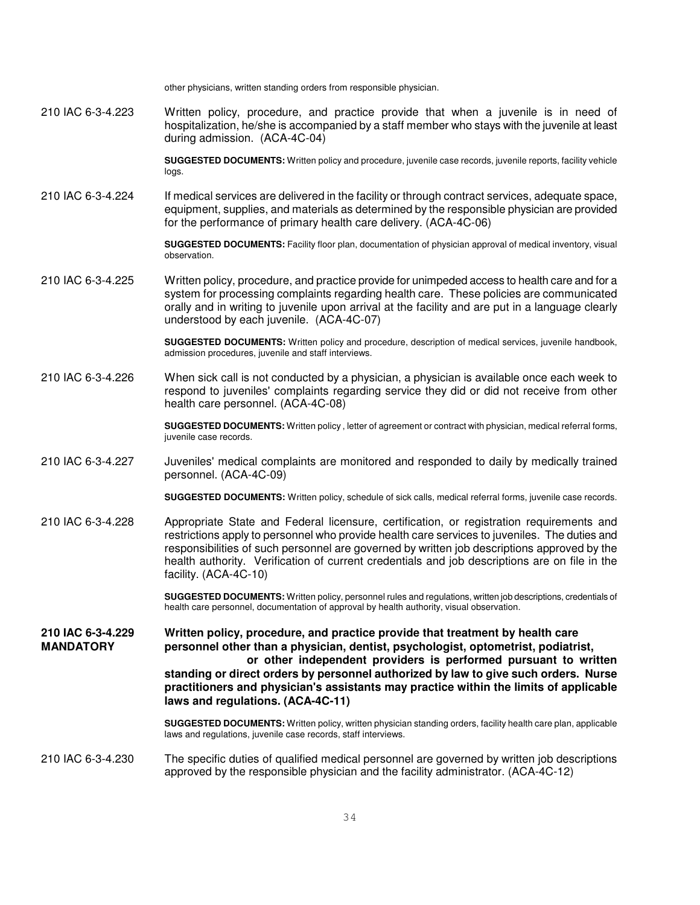other physicians, written standing orders from responsible physician.

210 IAC 6-3-4.223 Written policy, procedure, and practice provide that when a juvenile is in need of hospitalization, he/she is accompanied by a staff member who stays with the juvenile at least during admission. (ACA-4C-04)

**SUGGESTED DOCUMENTS:** Written policy and procedure, juvenile case records, juvenile reports, facility vehicle logs.

210 IAC 6-3-4.224 If medical services are delivered in the facility or through contract services, adequate space, equipment, supplies, and materials as determined by the responsible physician are provided for the performance of primary health care delivery. (ACA-4C-06)

**SUGGESTED DOCUMENTS:** Facility floor plan, documentation of physician approval of medical inventory, visual observation.

210 IAC 6-3-4.225 Written policy, procedure, and practice provide for unimpeded access to health care and for a system for processing complaints regarding health care. These policies are communicated orally and in writing to juvenile upon arrival at the facility and are put in a language clearly understood by each juvenile. (ACA-4C-07)

**SUGGESTED DOCUMENTS:** Written policy and procedure, description of medical services, juvenile handbook, admission procedures, juvenile and staff interviews.

210 IAC 6-3-4.226 When sick call is not conducted by a physician, a physician is available once each week to respond to juveniles' complaints regarding service they did or did not receive from other health care personnel. (ACA-4C-08)

**SUGGESTED DOCUMENTS:** Written policy , letter of agreement or contract with physician, medical referral forms, juvenile case records.

210 IAC 6-3-4.227 Juveniles' medical complaints are monitored and responded to daily by medically trained personnel. (ACA-4C-09)

**SUGGESTED DOCUMENTS:** Written policy, schedule of sick calls, medical referral forms, juvenile case records.

210 IAC 6-3-4.228 Appropriate State and Federal licensure, certification, or registration requirements and restrictions apply to personnel who provide health care services to juveniles. The duties and responsibilities of such personnel are governed by written job descriptions approved by the health authority. Verification of current credentials and job descriptions are on file in the facility. (ACA-4C-10)

**SUGGESTED DOCUMENTS:** Written policy, personnel rules and regulations, written job descriptions, credentials of health care personnel, documentation of approval by health authority, visual observation.

**210 IAC 6-3-4.229 MANDATORY** **Written policy, procedure, and practice provide that treatment by health care personnel other than a physician, dentist, psychologist, optometrist, podiatrist, or other independent providers is performed pursuant to written standing or direct orders by personnel authorized by law to give such orders. Nurse practitioners and physician's assistants may practice within the limits of applicable laws and regulations. (ACA-4C-11)**

**SUGGESTED DOCUMENTS:** Written policy, written physician standing orders, facility health care plan, applicable laws and regulations, juvenile case records, staff interviews.

210 IAC 6-3-4.230 The specific duties of qualified medical personnel are governed by written job descriptions approved by the responsible physician and the facility administrator. (ACA-4C-12)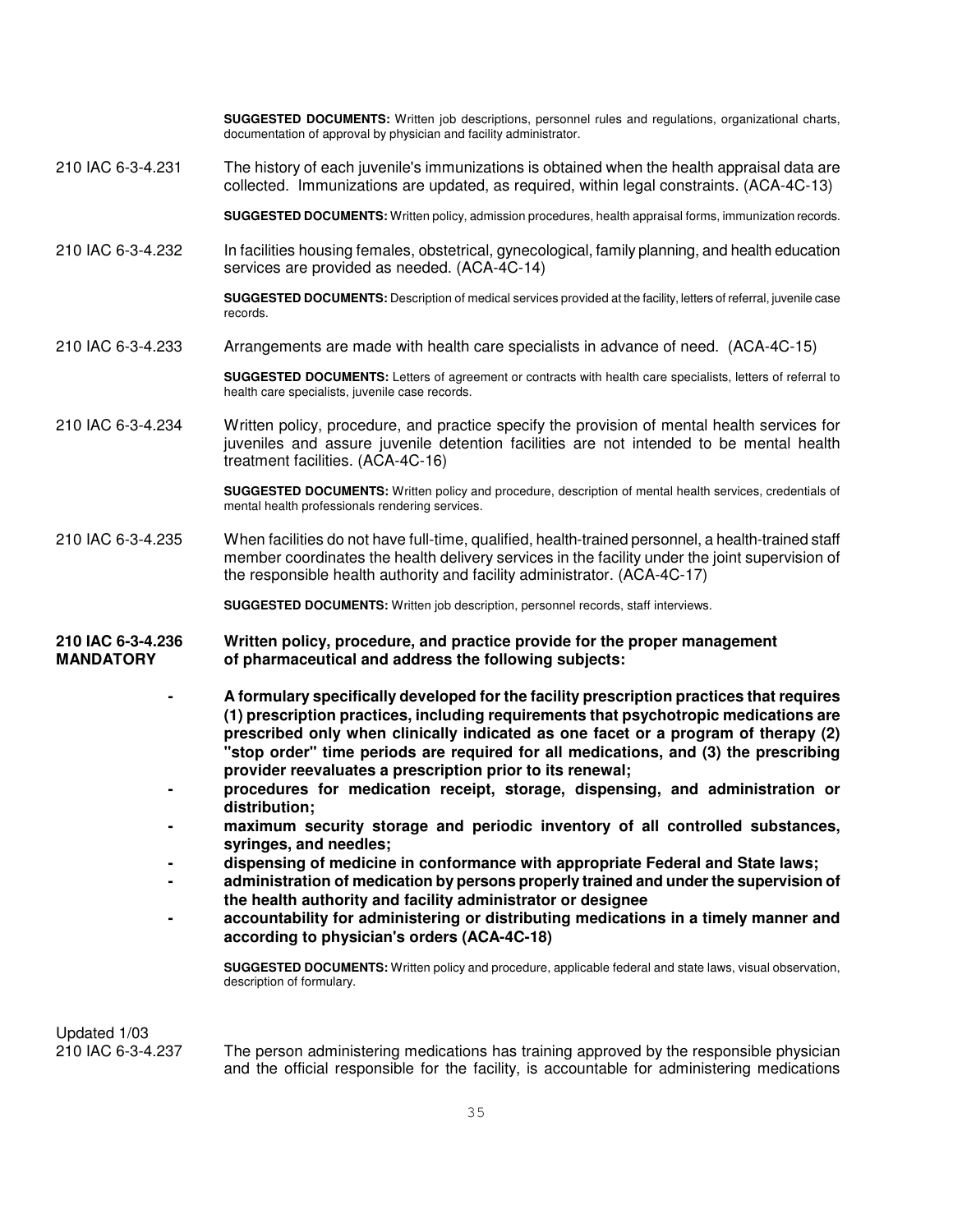**SUGGESTED DOCUMENTS:** Written job descriptions, personnel rules and regulations, organizational charts, documentation of approval by physician and facility administrator.

210 IAC 6-3-4.231 The history of each juvenile's immunizations is obtained when the health appraisal data are collected. Immunizations are updated, as required, within legal constraints. (ACA-4C-13)

**SUGGESTED DOCUMENTS:** Written policy, admission procedures, health appraisal forms, immunization records.

210 IAC 6-3-4.232 In facilities housing females, obstetrical, gynecological, family planning, and health education services are provided as needed. (ACA-4C-14)

**SUGGESTED DOCUMENTS:** Description of medical services provided at the facility, letters of referral, juvenile case records.

210 IAC 6-3-4.233 Arrangements are made with health care specialists in advance of need. (ACA-4C-15)

**SUGGESTED DOCUMENTS:** Letters of agreement or contracts with health care specialists, letters of referral to health care specialists, juvenile case records.

210 IAC 6-3-4.234 Written policy, procedure, and practice specify the provision of mental health services for juveniles and assure juvenile detention facilities are not intended to be mental health treatment facilities. (ACA-4C-16)

**SUGGESTED DOCUMENTS:** Written policy and procedure, description of mental health services, credentials of mental health professionals rendering services.

210 IAC 6-3-4.235 When facilities do not have full-time, qualified, health-trained personnel, a health-trained staff member coordinates the health delivery services in the facility under the joint supervision of the responsible health authority and facility administrator. (ACA-4C-17)

**SUGGESTED DOCUMENTS:** Written job description, personnel records, staff interviews.

**210 IAC 6-3-4.236 MANDATORY** **Written policy, procedure, and practice provide for the proper management of pharmaceutical and address the following subjects:**

- **A formulary specifically developed for the facility prescription practices that requires (1) prescription practices, including requirements that psychotropic medications are prescribed only when clinically indicated as one facet or a program of therapy (2) "stop order" time periods are required for all medications, and (3) the prescribing provider reevaluates a prescription prior to its renewal;**
- **procedures for medication receipt, storage, dispensing, and administration or distribution;**
- **maximum security storage and periodic inventory of all controlled substances, syringes, and needles;**
- **dispensing of medicine in conformance with appropriate Federal and State laws;**
- **administration of medication by persons properly trained and under the supervision of the health authority and facility administrator or designee**
- **accountability for administering or distributing medications in a timely manner and according to physician's orders (ACA-4C-18)**

**SUGGESTED DOCUMENTS:** Written policy and procedure, applicable federal and state laws, visual observation, description of formulary.

Updated 1/03
210 IAC 6-3-4.237 The person administering medications has training approved by the responsible physician and the official responsible for the facility, is accountable for administering medications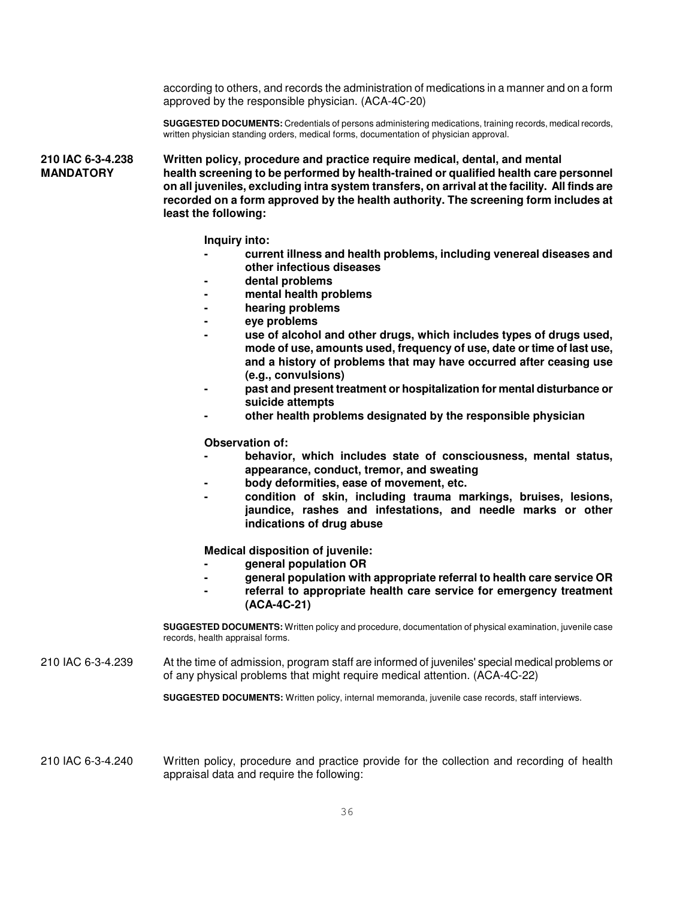according to others, and records the administration of medications in a manner and on a form approved by the responsible physician. (ACA-4C-20)

**SUGGESTED DOCUMENTS:** Credentials of persons administering medications, training records, medical records, written physician standing orders, medical forms, documentation of physician approval.

**210 IAC 6-3-4.238 MANDATORY**

**Written policy, procedure and practice require medical, dental, and mental health screening to be performed by health-trained or qualified health care personnel on all juveniles, excluding intra system transfers, on arrival at the facility. All finds are recorded on a form approved by the health authority. The screening form includes at least the following:**

**Inquiry into:**

- **current illness and health problems, including venereal diseases and other infectious diseases**
- **dental problems**
- **mental health problems**
- **hearing problems**
- **eye problems**
- **use of alcohol and other drugs, which includes types of drugs used, mode of use, amounts used, frequency of use, date or time of last use, and a history of problems that may have occurred after ceasing use (e.g., convulsions)**
- **past and present treatment or hospitalization for mental disturbance or suicide attempts**
- **other health problems designated by the responsible physician**

**Observation of:**

- **behavior, which includes state of consciousness, mental status, appearance, conduct, tremor, and sweating**
- **body deformities, ease of movement, etc.**
- **condition of skin, including trauma markings, bruises, lesions, jaundice, rashes and infestations, and needle marks or other indications of drug abuse**

**Medical disposition of juvenile:**

- **general population OR**
- **general population with appropriate referral to health care service OR**
- **referral to appropriate health care service for emergency treatment (ACA-4C-21)**

**SUGGESTED DOCUMENTS:** Written policy and procedure, documentation of physical examination, juvenile case records, health appraisal forms.

210 IAC 6-3-4.239

At the time of admission, program staff are informed of juveniles' special medical problems or of any physical problems that might require medical attention. (ACA-4C-22)

**SUGGESTED DOCUMENTS:** Written policy, internal memoranda, juvenile case records, staff interviews.

210 IAC 6-3-4.240

Written policy, procedure and practice provide for the collection and recording of health appraisal data and require the following: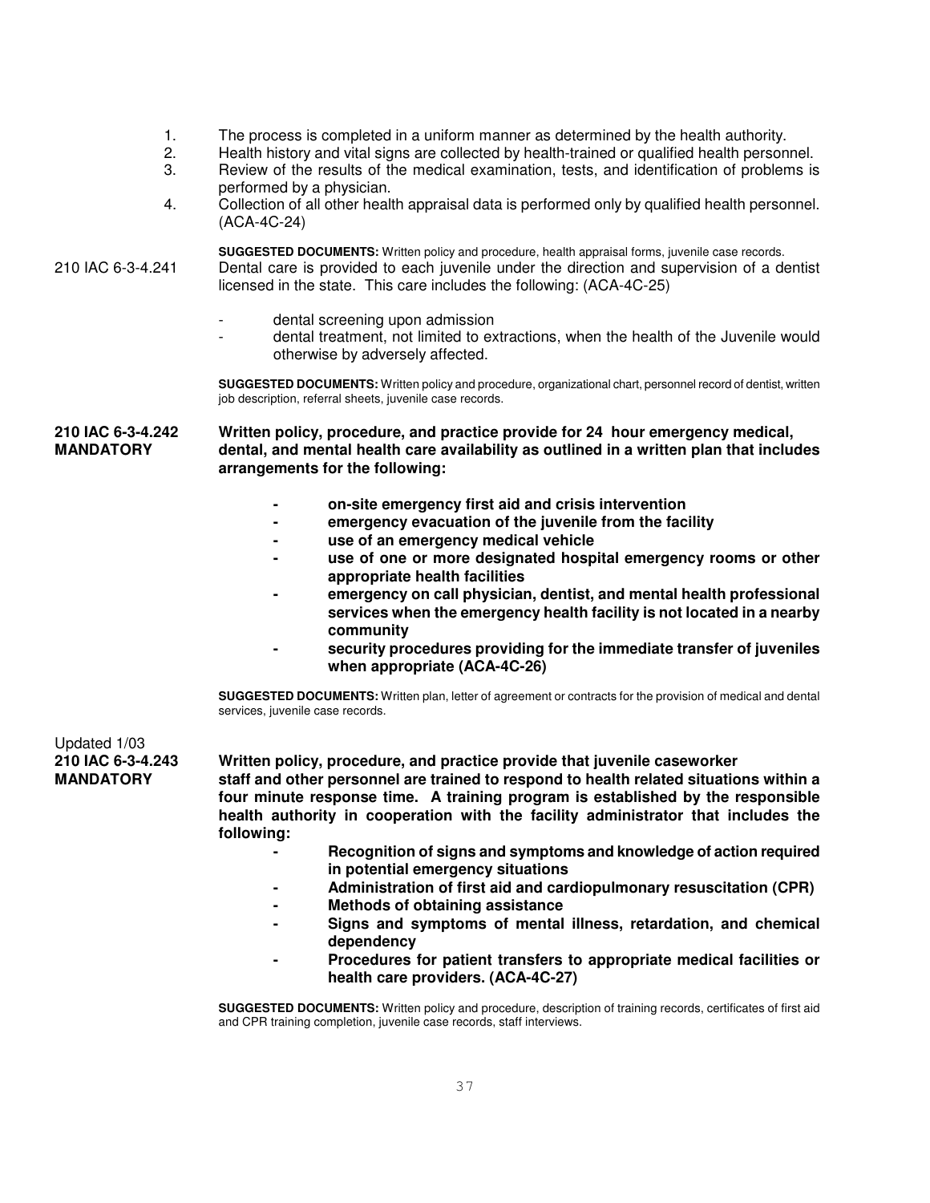1. The process is completed in a uniform manner as determined by the health authority.
2. Health history and vital signs are collected by health-trained or qualified health personnel.
3. Review of the results of the medical examination, tests, and identification of problems is performed by a physician.
4. Collection of all other health appraisal data is performed only by qualified health personnel. (ACA-4C-24)

**SUGGESTED DOCUMENTS:** Written policy and procedure, health appraisal forms, juvenile case records.

210 IAC 6-3-4.241 Dental care is provided to each juvenile under the direction and supervision of a dentist licensed in the state. This care includes the following: (ACA-4C-25)

- dental screening upon admission
- dental treatment, not limited to extractions, when the health of the Juvenile would otherwise by adversely affected.

**SUGGESTED DOCUMENTS:** Written policy and procedure, organizational chart, personnel record of dentist, written job description, referral sheets, juvenile case records.

**210 IAC 6-3-4.242 MANDATORY** **Written policy, procedure, and practice provide for 24 hour emergency medical, dental, and mental health care availability as outlined in a written plan that includes arrangements for the following:**

- **on-site emergency first aid and crisis intervention**
- **emergency evacuation of the juvenile from the facility**
- **use of an emergency medical vehicle**
- **use of one or more designated hospital emergency rooms or other appropriate health facilities**
- **emergency on call physician, dentist, and mental health professional services when the emergency health facility is not located in a nearby community**
- **security procedures providing for the immediate transfer of juveniles when appropriate (ACA-4C-26)**

**SUGGESTED DOCUMENTS:** Written plan, letter of agreement or contracts for the provision of medical and dental services, juvenile case records.

Updated 1/03

**210 IAC 6-3-4.243 MANDATORY** **Written policy, procedure, and practice provide that juvenile caseworker staff and other personnel are trained to respond to health related situations within a four minute response time. A training program is established by the responsible health authority in cooperation with the facility administrator that includes the following:**

- **Recognition of signs and symptoms and knowledge of action required in potential emergency situations**
- **Administration of first aid and cardiopulmonary resuscitation (CPR)**
- **Methods of obtaining assistance**
- **Signs and symptoms of mental illness, retardation, and chemical dependency**
- **Procedures for patient transfers to appropriate medical facilities or health care providers. (ACA-4C-27)**

**SUGGESTED DOCUMENTS:** Written policy and procedure, description of training records, certificates of first aid and CPR training completion, juvenile case records, staff interviews.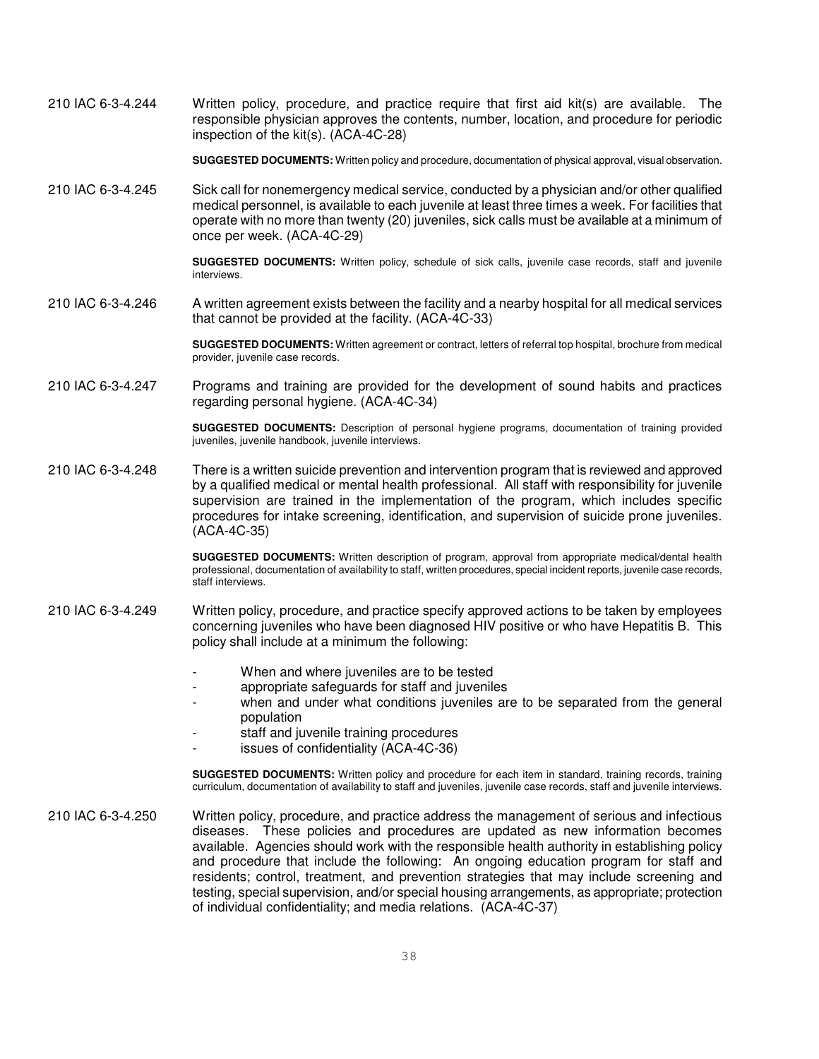210 IAC 6-3-4.244 Written policy, procedure, and practice require that first aid kit(s) are available. The responsible physician approves the contents, number, location, and procedure for periodic inspection of the kit(s). (ACA-4C-28)

**SUGGESTED DOCUMENTS:** Written policy and procedure, documentation of physical approval, visual observation.

210 IAC 6-3-4.245 Sick call for nonemergency medical service, conducted by a physician and/or other qualified medical personnel, is available to each juvenile at least three times a week. For facilities that operate with no more than twenty (20) juveniles, sick calls must be available at a minimum of once per week. (ACA-4C-29)

**SUGGESTED DOCUMENTS:** Written policy, schedule of sick calls, juvenile case records, staff and juvenile interviews.

210 IAC 6-3-4.246 A written agreement exists between the facility and a nearby hospital for all medical services that cannot be provided at the facility. (ACA-4C-33)

**SUGGESTED DOCUMENTS:** Written agreement or contract, letters of referral top hospital, brochure from medical provider, juvenile case records.

210 IAC 6-3-4.247 Programs and training are provided for the development of sound habits and practices regarding personal hygiene. (ACA-4C-34)

**SUGGESTED DOCUMENTS:** Description of personal hygiene programs, documentation of training provided juveniles, juvenile handbook, juvenile interviews.

210 IAC 6-3-4.248 There is a written suicide prevention and intervention program that is reviewed and approved by a qualified medical or mental health professional. All staff with responsibility for juvenile supervision are trained in the implementation of the program, which includes specific procedures for intake screening, identification, and supervision of suicide prone juveniles. (ACA-4C-35)

**SUGGESTED DOCUMENTS:** Written description of program, approval from appropriate medical/dental health professional, documentation of availability to staff, written procedures, special incident reports, juvenile case records, staff interviews.

210 IAC 6-3-4.249 Written policy, procedure, and practice specify approved actions to be taken by employees concerning juveniles who have been diagnosed HIV positive or who have Hepatitis B. This policy shall include at a minimum the following:

- When and where juveniles are to be tested
- appropriate safeguards for staff and juveniles
- when and under what conditions juveniles are to be separated from the general population
- staff and juvenile training procedures
- issues of confidentiality (ACA-4C-36)

**SUGGESTED DOCUMENTS:** Written policy and procedure for each item in standard, training records, training curriculum, documentation of availability to staff and juveniles, juvenile case records, staff and juvenile interviews.

210 IAC 6-3-4.250 Written policy, procedure, and practice address the management of serious and infectious diseases. These policies and procedures are updated as new information becomes available. Agencies should work with the responsible health authority in establishing policy and procedure that include the following: An ongoing education program for staff and residents; control, treatment, and prevention strategies that may include screening and testing, special supervision, and/or special housing arrangements, as appropriate; protection of individual confidentiality; and media relations. (ACA-4C-37)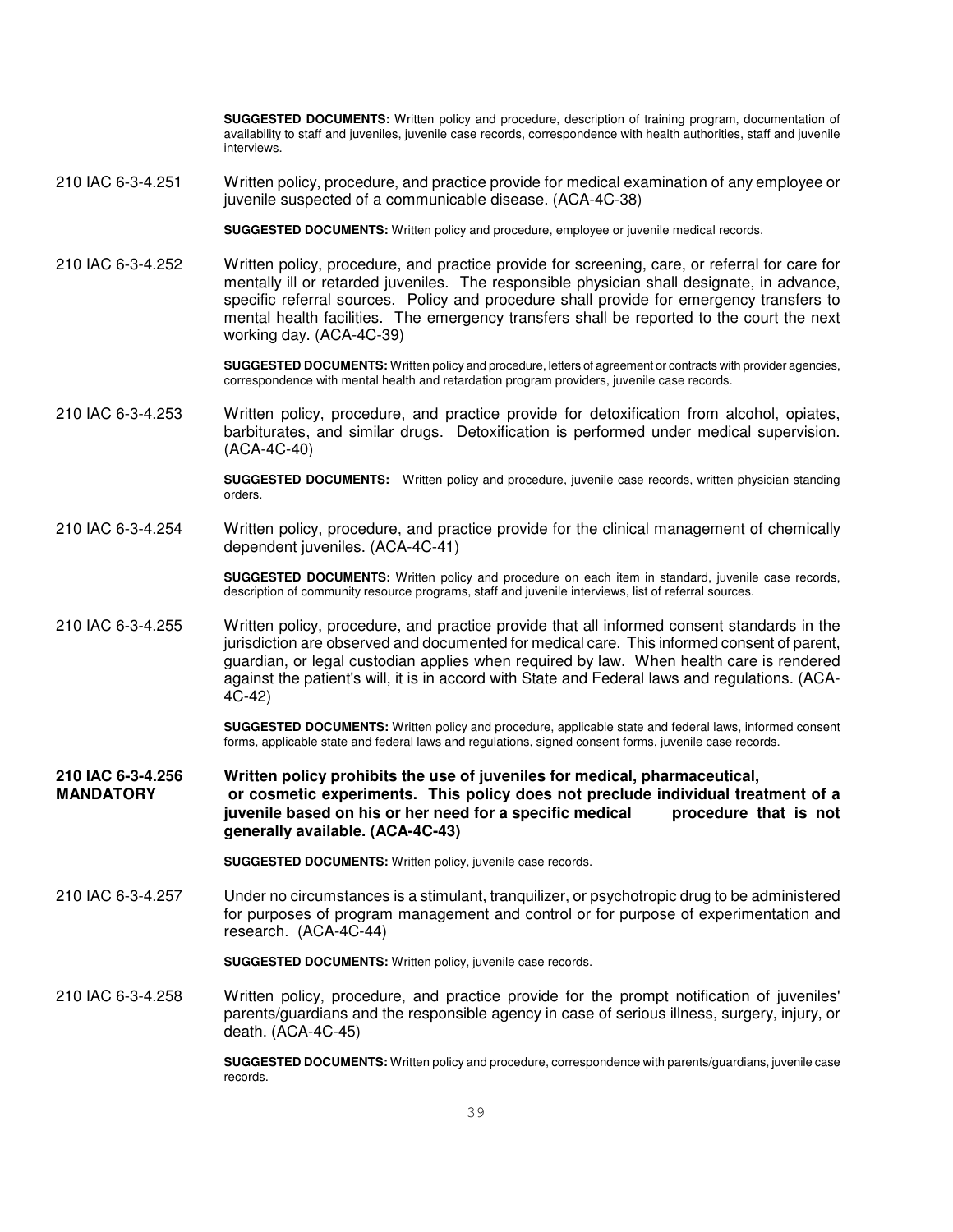**SUGGESTED DOCUMENTS:** Written policy and procedure, description of training program, documentation of availability to staff and juveniles, juvenile case records, correspondence with health authorities, staff and juvenile interviews.

210 IAC 6-3-4.251 Written policy, procedure, and practice provide for medical examination of any employee or juvenile suspected of a communicable disease. (ACA-4C-38)

**SUGGESTED DOCUMENTS:** Written policy and procedure, employee or juvenile medical records.

210 IAC 6-3-4.252 Written policy, procedure, and practice provide for screening, care, or referral for care for mentally ill or retarded juveniles. The responsible physician shall designate, in advance, specific referral sources. Policy and procedure shall provide for emergency transfers to mental health facilities. The emergency transfers shall be reported to the court the next working day. (ACA-4C-39)

**SUGGESTED DOCUMENTS:** Written policy and procedure, letters of agreement or contracts with provider agencies, correspondence with mental health and retardation program providers, juvenile case records.

210 IAC 6-3-4.253 Written policy, procedure, and practice provide for detoxification from alcohol, opiates, barbiturates, and similar drugs. Detoxification is performed under medical supervision. (ACA-4C-40)

**SUGGESTED DOCUMENTS:** Written policy and procedure, juvenile case records, written physician standing orders.

210 IAC 6-3-4.254 Written policy, procedure, and practice provide for the clinical management of chemically dependent juveniles. (ACA-4C-41)

**SUGGESTED DOCUMENTS:** Written policy and procedure on each item in standard, juvenile case records, description of community resource programs, staff and juvenile interviews, list of referral sources.

210 IAC 6-3-4.255 Written policy, procedure, and practice provide that all informed consent standards in the jurisdiction are observed and documented for medical care. This informed consent of parent, guardian, or legal custodian applies when required by law. When health care is rendered against the patient's will, it is in accord with State and Federal laws and regulations. (ACA-4C-42)

**SUGGESTED DOCUMENTS:** Written policy and procedure, applicable state and federal laws, informed consent forms, applicable state and federal laws and regulations, signed consent forms, juvenile case records.

**210 IAC 6-3-4.256 MANDATORY** **Written policy prohibits the use of juveniles for medical, pharmaceutical, or cosmetic experiments. This policy does not preclude individual treatment of a juvenile based on his or her need for a specific medical procedure that is not generally available. (ACA-4C-43)**

**SUGGESTED DOCUMENTS:** Written policy, juvenile case records.

210 IAC 6-3-4.257 Under no circumstances is a stimulant, tranquilizer, or psychotropic drug to be administered for purposes of program management and control or for purpose of experimentation and research. (ACA-4C-44)

**SUGGESTED DOCUMENTS:** Written policy, juvenile case records.

210 IAC 6-3-4.258 Written policy, procedure, and practice provide for the prompt notification of juveniles' parents/guardians and the responsible agency in case of serious illness, surgery, injury, or death. (ACA-4C-45)

**SUGGESTED DOCUMENTS:** Written policy and procedure, correspondence with parents/guardians, juvenile case records.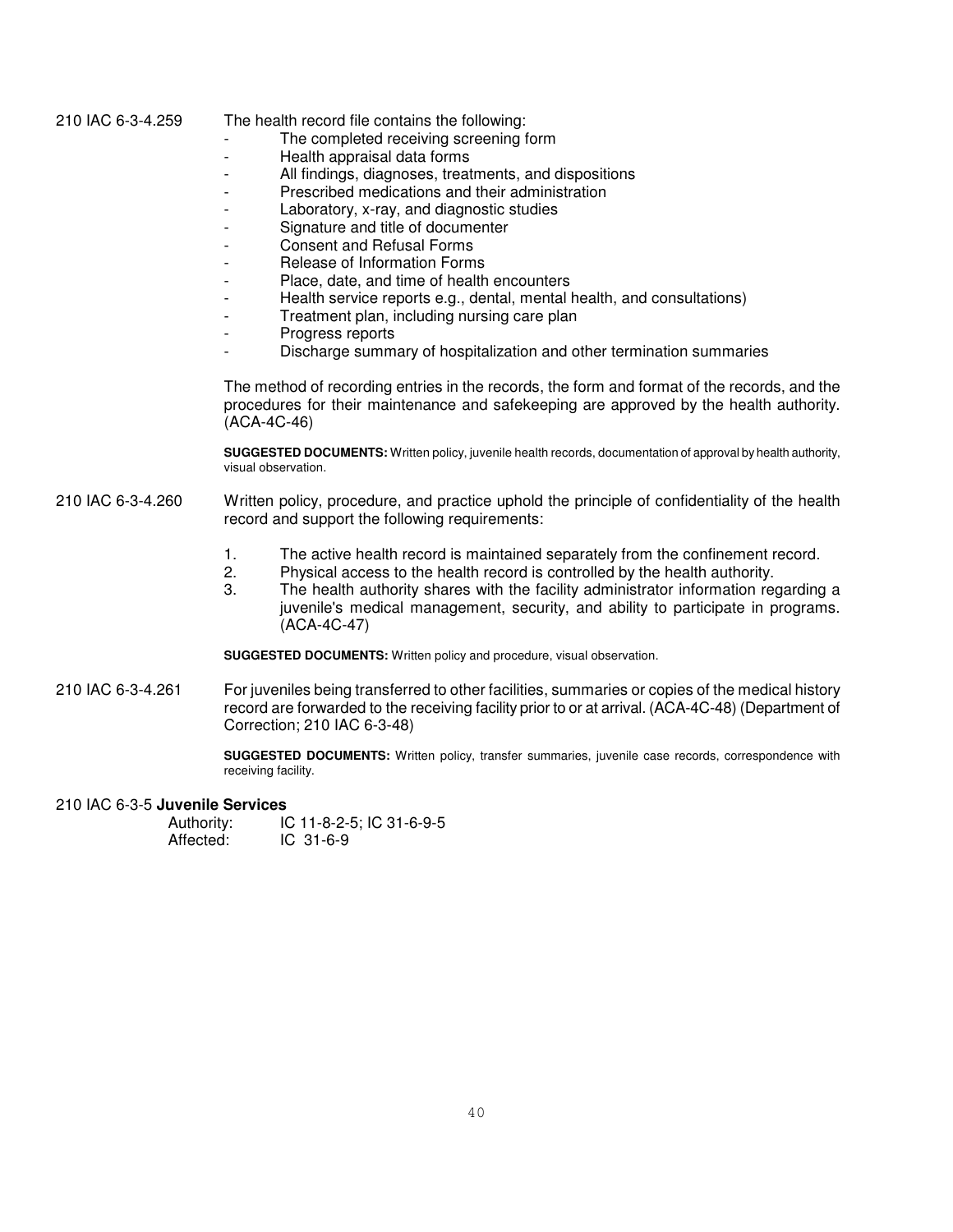210 IAC 6-3-4.259 The health record file contains the following:

- The completed receiving screening form
- Health appraisal data forms
- All findings, diagnoses, treatments, and dispositions
- Prescribed medications and their administration
- Laboratory, x-ray, and diagnostic studies
- Signature and title of documenter
- Consent and Refusal Forms
- Release of Information Forms
- Place, date, and time of health encounters
- Health service reports e.g., dental, mental health, and consultations)
- Treatment plan, including nursing care plan
- Progress reports
- Discharge summary of hospitalization and other termination summaries

The method of recording entries in the records, the form and format of the records, and the procedures for their maintenance and safekeeping are approved by the health authority. (ACA-4C-46)

**SUGGESTED DOCUMENTS:** Written policy, juvenile health records, documentation of approval by health authority, visual observation.

210 IAC 6-3-4.260 Written policy, procedure, and practice uphold the principle of confidentiality of the health record and support the following requirements:

1. The active health record is maintained separately from the confinement record.
2. Physical access to the health record is controlled by the health authority.
3. The health authority shares with the facility administrator information regarding a juvenile's medical management, security, and ability to participate in programs. (ACA-4C-47)

**SUGGESTED DOCUMENTS:** Written policy and procedure, visual observation.

210 IAC 6-3-4.261 For juveniles being transferred to other facilities, summaries or copies of the medical history record are forwarded to the receiving facility prior to or at arrival. (ACA-4C-48) (Department of Correction; 210 IAC 6-3-48)

**SUGGESTED DOCUMENTS:** Written policy, transfer summaries, juvenile case records, correspondence with receiving facility.

210 IAC 6-3-5 **Juvenile Services**

Authority: IC 11-8-2-5; IC 31-6-9-5
Affected: IC 31-6-9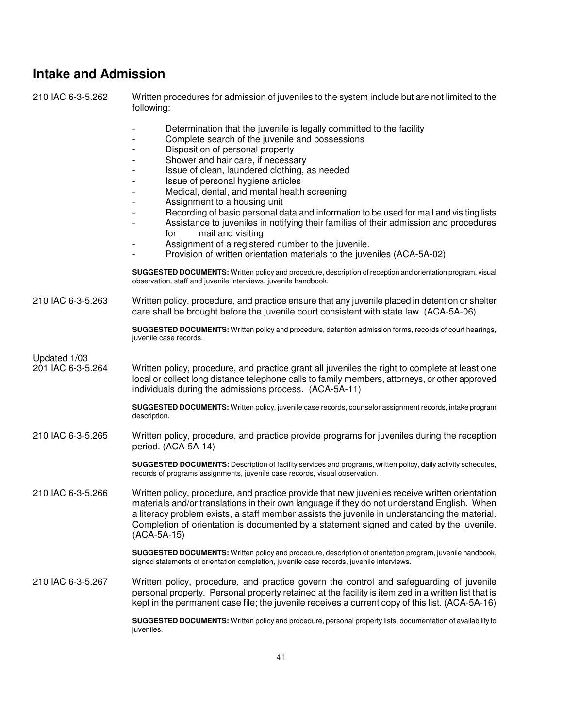## Intake and Admission

210 IAC 6-3-5.262 Written procedures for admission of juveniles to the system include but are not limited to the following:

- Determination that the juvenile is legally committed to the facility
- Complete search of the juvenile and possessions
- Disposition of personal property
- Shower and hair care, if necessary
- Issue of clean, laundered clothing, as needed
- Issue of personal hygiene articles
- Medical, dental, and mental health screening
- Assignment to a housing unit
- Recording of basic personal data and information to be used for mail and visiting lists
- Assistance to juveniles in notifying their families of their admission and procedures for mail and visiting
- Assignment of a registered number to the juvenile.
- Provision of written orientation materials to the juveniles (ACA-5A-02)

**SUGGESTED DOCUMENTS:** Written policy and procedure, description of reception and orientation program, visual observation, staff and juvenile interviews, juvenile handbook.

210 IAC 6-3-5.263 Written policy, procedure, and practice ensure that any juvenile placed in detention or shelter care shall be brought before the juvenile court consistent with state law. (ACA-5A-06)

**SUGGESTED DOCUMENTS:** Written policy and procedure, detention admission forms, records of court hearings, juvenile case records.

Updated 1/03
201 IAC 6-3-5.264 Written policy, procedure, and practice grant all juveniles the right to complete at least one local or collect long distance telephone calls to family members, attorneys, or other approved individuals during the admissions process. (ACA-5A-11)

**SUGGESTED DOCUMENTS:** Written policy, juvenile case records, counselor assignment records, intake program description.

210 IAC 6-3-5.265 Written policy, procedure, and practice provide programs for juveniles during the reception period. (ACA-5A-14)

**SUGGESTED DOCUMENTS:** Description of facility services and programs, written policy, daily activity schedules, records of programs assignments, juvenile case records, visual observation.

210 IAC 6-3-5.266 Written policy, procedure, and practice provide that new juveniles receive written orientation materials and/or translations in their own language if they do not understand English. When a literacy problem exists, a staff member assists the juvenile in understanding the material. Completion of orientation is documented by a statement signed and dated by the juvenile. (ACA-5A-15)

**SUGGESTED DOCUMENTS:** Written policy and procedure, description of orientation program, juvenile handbook, signed statements of orientation completion, juvenile case records, juvenile interviews.

210 IAC 6-3-5.267 Written policy, procedure, and practice govern the control and safeguarding of juvenile personal property. Personal property retained at the facility is itemized in a written list that is kept in the permanent case file; the juvenile receives a current copy of this list. (ACA-5A-16)

**SUGGESTED DOCUMENTS:** Written policy and procedure, personal property lists, documentation of availability to juveniles.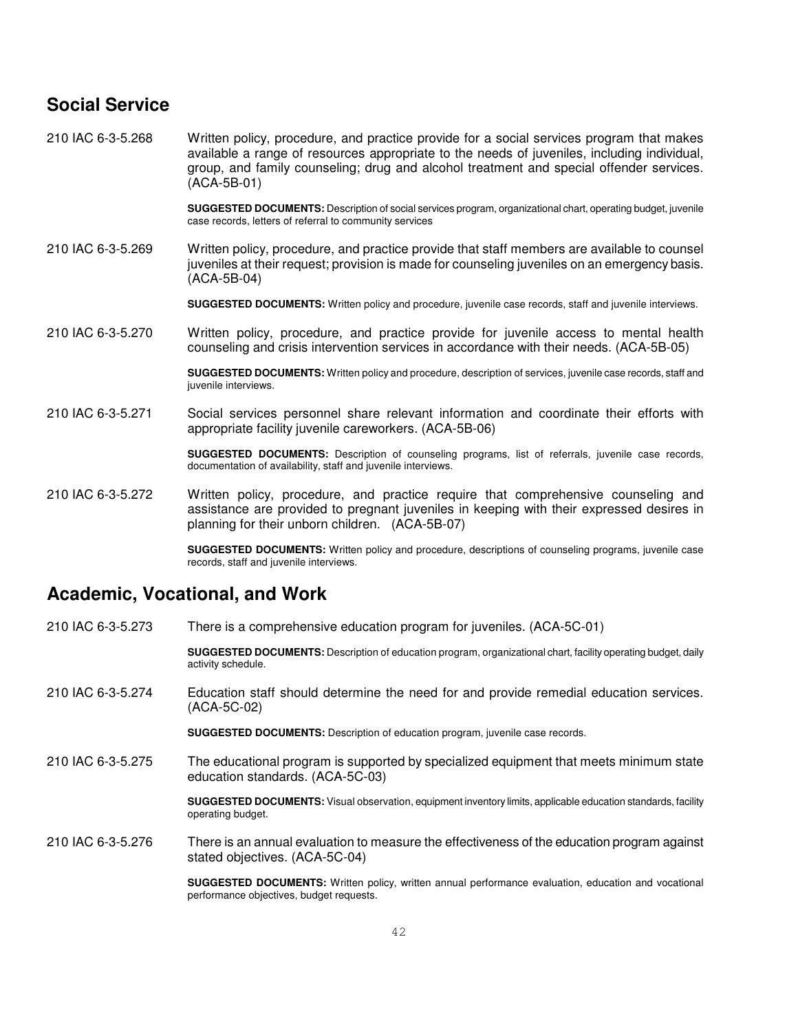## Social Service

210 IAC 6-3-5.268 Written policy, procedure, and practice provide for a social services program that makes available a range of resources appropriate to the needs of juveniles, including individual, group, and family counseling; drug and alcohol treatment and special offender services. (ACA-5B-01)

**SUGGESTED DOCUMENTS:** Description of social services program, organizational chart, operating budget, juvenile case records, letters of referral to community services

210 IAC 6-3-5.269 Written policy, procedure, and practice provide that staff members are available to counsel juveniles at their request; provision is made for counseling juveniles on an emergency basis. (ACA-5B-04)

**SUGGESTED DOCUMENTS:** Written policy and procedure, juvenile case records, staff and juvenile interviews.

210 IAC 6-3-5.270 Written policy, procedure, and practice provide for juvenile access to mental health counseling and crisis intervention services in accordance with their needs. (ACA-5B-05)

**SUGGESTED DOCUMENTS:** Written policy and procedure, description of services, juvenile case records, staff and juvenile interviews.

210 IAC 6-3-5.271 Social services personnel share relevant information and coordinate their efforts with appropriate facility juvenile careworkers. (ACA-5B-06)

**SUGGESTED DOCUMENTS:** Description of counseling programs, list of referrals, juvenile case records, documentation of availability, staff and juvenile interviews.

210 IAC 6-3-5.272 Written policy, procedure, and practice require that comprehensive counseling and assistance are provided to pregnant juveniles in keeping with their expressed desires in planning for their unborn children. (ACA-5B-07)

**SUGGESTED DOCUMENTS:** Written policy and procedure, descriptions of counseling programs, juvenile case records, staff and juvenile interviews.

## Academic, Vocational, and Work

210 IAC 6-3-5.273 There is a comprehensive education program for juveniles. (ACA-5C-01)

**SUGGESTED DOCUMENTS:** Description of education program, organizational chart, facility operating budget, daily activity schedule.

210 IAC 6-3-5.274 Education staff should determine the need for and provide remedial education services. (ACA-5C-02)

**SUGGESTED DOCUMENTS:** Description of education program, juvenile case records.

210 IAC 6-3-5.275 The educational program is supported by specialized equipment that meets minimum state education standards. (ACA-5C-03)

**SUGGESTED DOCUMENTS:** Visual observation, equipment inventory limits, applicable education standards, facility operating budget.

210 IAC 6-3-5.276 There is an annual evaluation to measure the effectiveness of the education program against stated objectives. (ACA-5C-04)

**SUGGESTED DOCUMENTS:** Written policy, written annual performance evaluation, education and vocational performance objectives, budget requests.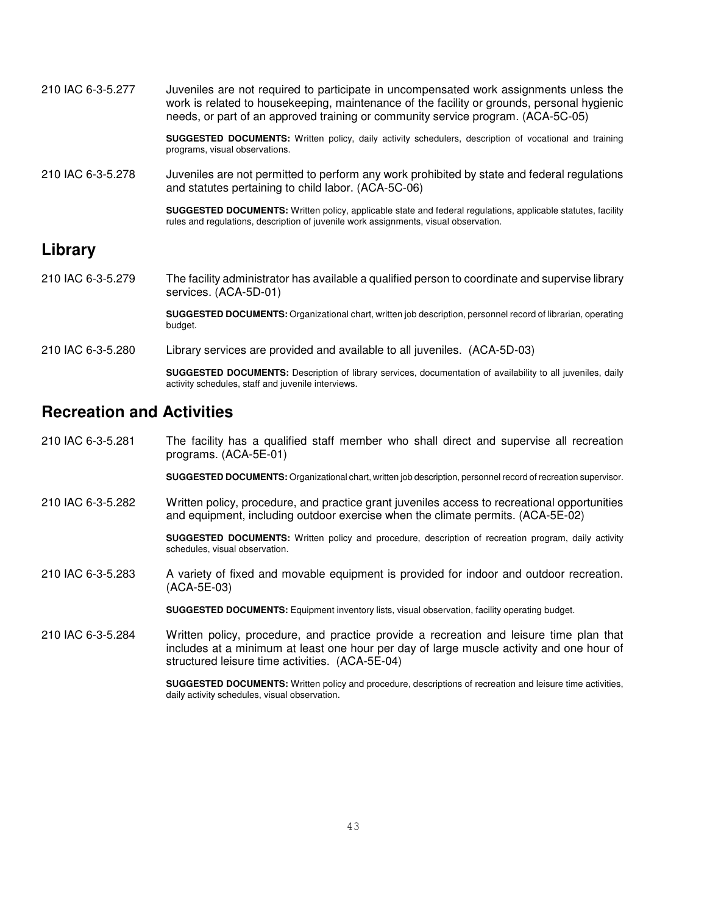210 IAC 6-3-5.277 Juveniles are not required to participate in uncompensated work assignments unless the work is related to housekeeping, maintenance of the facility or grounds, personal hygienic needs, or part of an approved training or community service program. (ACA-5C-05)

**SUGGESTED DOCUMENTS:** Written policy, daily activity schedulers, description of vocational and training programs, visual observations.

210 IAC 6-3-5.278 Juveniles are not permitted to perform any work prohibited by state and federal regulations and statutes pertaining to child labor. (ACA-5C-06)

**SUGGESTED DOCUMENTS:** Written policy, applicable state and federal regulations, applicable statutes, facility rules and regulations, description of juvenile work assignments, visual observation.

## Library

210 IAC 6-3-5.279 The facility administrator has available a qualified person to coordinate and supervise library services. (ACA-5D-01)

**SUGGESTED DOCUMENTS:** Organizational chart, written job description, personnel record of librarian, operating budget.

210 IAC 6-3-5.280 Library services are provided and available to all juveniles. (ACA-5D-03)

**SUGGESTED DOCUMENTS:** Description of library services, documentation of availability to all juveniles, daily activity schedules, staff and juvenile interviews.

## Recreation and Activities

210 IAC 6-3-5.281 The facility has a qualified staff member who shall direct and supervise all recreation programs. (ACA-5E-01)

**SUGGESTED DOCUMENTS:** Organizational chart, written job description, personnel record of recreation supervisor.

210 IAC 6-3-5.282 Written policy, procedure, and practice grant juveniles access to recreational opportunities and equipment, including outdoor exercise when the climate permits. (ACA-5E-02)

**SUGGESTED DOCUMENTS:** Written policy and procedure, description of recreation program, daily activity schedules, visual observation.

210 IAC 6-3-5.283 A variety of fixed and movable equipment is provided for indoor and outdoor recreation. (ACA-5E-03)

**SUGGESTED DOCUMENTS:** Equipment inventory lists, visual observation, facility operating budget.

210 IAC 6-3-5.284 Written policy, procedure, and practice provide a recreation and leisure time plan that includes at a minimum at least one hour per day of large muscle activity and one hour of structured leisure time activities. (ACA-5E-04)

**SUGGESTED DOCUMENTS:** Written policy and procedure, descriptions of recreation and leisure time activities, daily activity schedules, visual observation.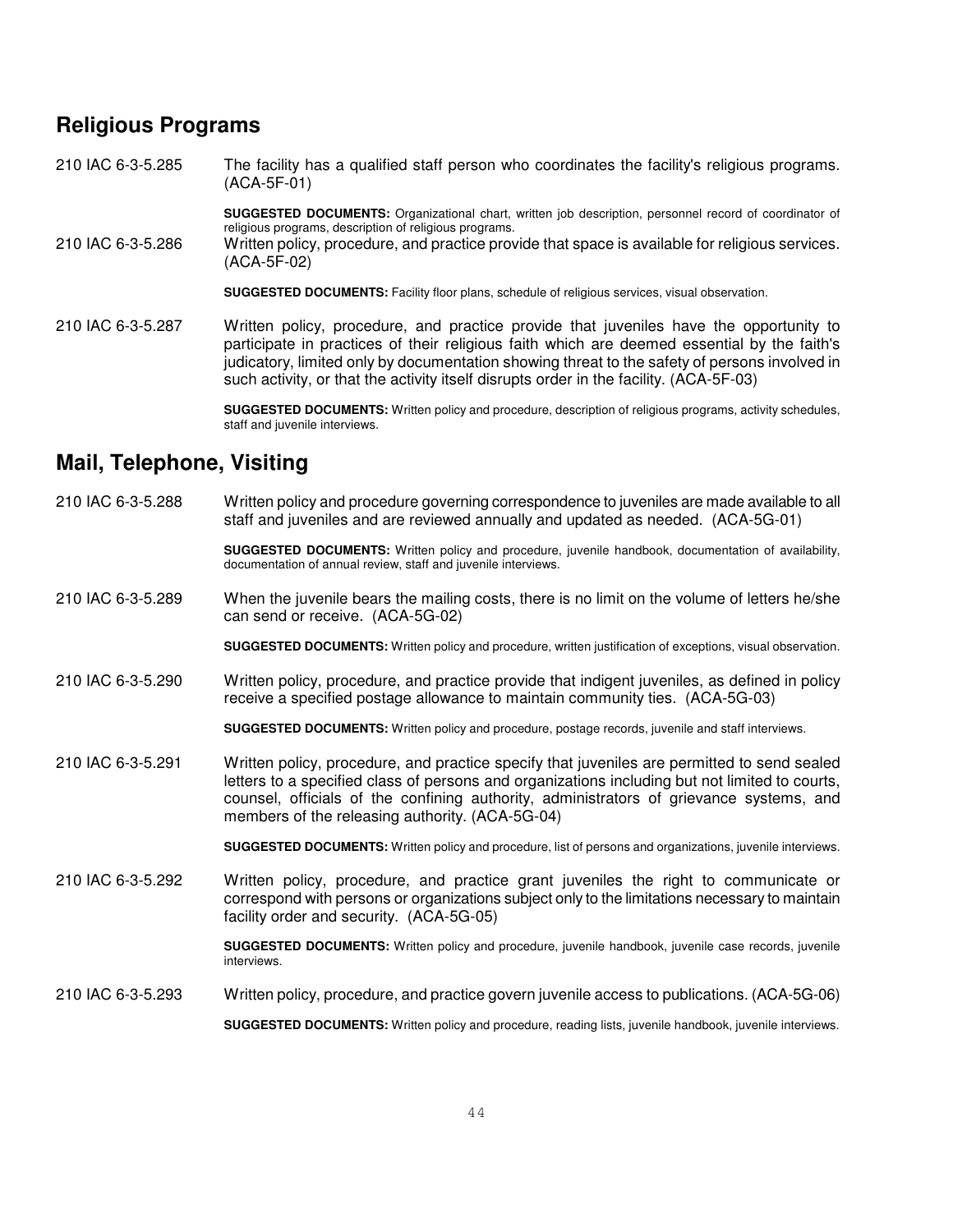## Religious Programs

210 IAC 6-3-5.285 The facility has a qualified staff person who coordinates the facility's religious programs. (ACA-5F-01)

**SUGGESTED DOCUMENTS:** Organizational chart, written job description, personnel record of coordinator of religious programs, description of religious programs.

210 IAC 6-3-5.286 Written policy, procedure, and practice provide that space is available for religious services. (ACA-5F-02)

**SUGGESTED DOCUMENTS:** Facility floor plans, schedule of religious services, visual observation.

210 IAC 6-3-5.287 Written policy, procedure, and practice provide that juveniles have the opportunity to participate in practices of their religious faith which are deemed essential by the faith's judicatory, limited only by documentation showing threat to the safety of persons involved in such activity, or that the activity itself disrupts order in the facility. (ACA-5F-03)

**SUGGESTED DOCUMENTS:** Written policy and procedure, description of religious programs, activity schedules, staff and juvenile interviews.

## Mail, Telephone, Visiting

210 IAC 6-3-5.288 Written policy and procedure governing correspondence to juveniles are made available to all staff and juveniles and are reviewed annually and updated as needed. (ACA-5G-01)

**SUGGESTED DOCUMENTS:** Written policy and procedure, juvenile handbook, documentation of availability, documentation of annual review, staff and juvenile interviews.

210 IAC 6-3-5.289 When the juvenile bears the mailing costs, there is no limit on the volume of letters he/she can send or receive. (ACA-5G-02)

**SUGGESTED DOCUMENTS:** Written policy and procedure, written justification of exceptions, visual observation.

210 IAC 6-3-5.290 Written policy, procedure, and practice provide that indigent juveniles, as defined in policy receive a specified postage allowance to maintain community ties. (ACA-5G-03)

**SUGGESTED DOCUMENTS:** Written policy and procedure, postage records, juvenile and staff interviews.

210 IAC 6-3-5.291 Written policy, procedure, and practice specify that juveniles are permitted to send sealed letters to a specified class of persons and organizations including but not limited to courts, counsel, officials of the confining authority, administrators of grievance systems, and members of the releasing authority. (ACA-5G-04)

**SUGGESTED DOCUMENTS:** Written policy and procedure, list of persons and organizations, juvenile interviews.

210 IAC 6-3-5.292 Written policy, procedure, and practice grant juveniles the right to communicate or correspond with persons or organizations subject only to the limitations necessary to maintain facility order and security. (ACA-5G-05)

**SUGGESTED DOCUMENTS:** Written policy and procedure, juvenile handbook, juvenile case records, juvenile interviews.

210 IAC 6-3-5.293 Written policy, procedure, and practice govern juvenile access to publications. (ACA-5G-06)

**SUGGESTED DOCUMENTS:** Written policy and procedure, reading lists, juvenile handbook, juvenile interviews.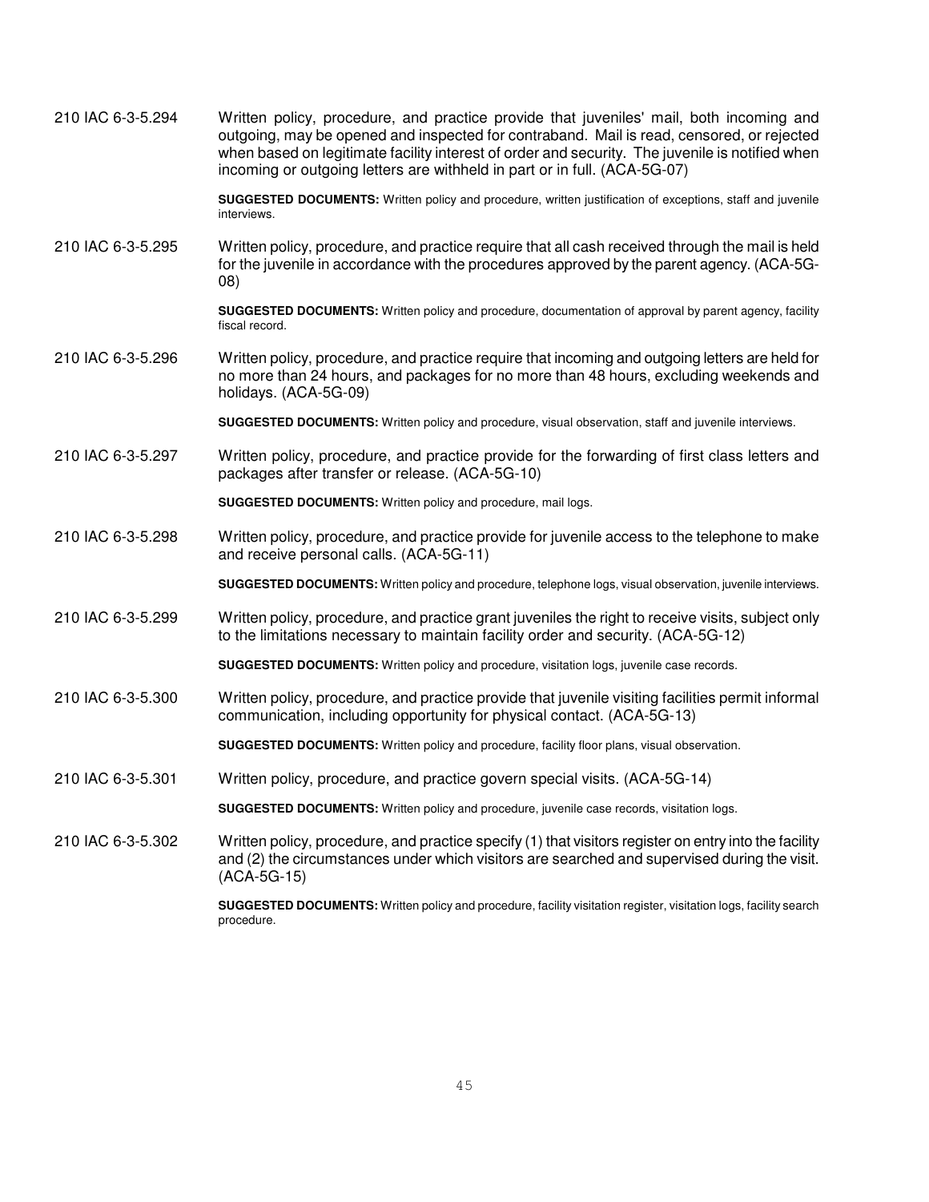210 IAC 6-3-5.294 Written policy, procedure, and practice provide that juveniles' mail, both incoming and outgoing, may be opened and inspected for contraband. Mail is read, censored, or rejected when based on legitimate facility interest of order and security. The juvenile is notified when incoming or outgoing letters are withheld in part or in full. (ACA-5G-07)

**SUGGESTED DOCUMENTS:** Written policy and procedure, written justification of exceptions, staff and juvenile interviews.

210 IAC 6-3-5.295 Written policy, procedure, and practice require that all cash received through the mail is held for the juvenile in accordance with the procedures approved by the parent agency. (ACA-5G-08)

**SUGGESTED DOCUMENTS:** Written policy and procedure, documentation of approval by parent agency, facility fiscal record.

210 IAC 6-3-5.296 Written policy, procedure, and practice require that incoming and outgoing letters are held for no more than 24 hours, and packages for no more than 48 hours, excluding weekends and holidays. (ACA-5G-09)

**SUGGESTED DOCUMENTS:** Written policy and procedure, visual observation, staff and juvenile interviews.

210 IAC 6-3-5.297 Written policy, procedure, and practice provide for the forwarding of first class letters and packages after transfer or release. (ACA-5G-10)

**SUGGESTED DOCUMENTS:** Written policy and procedure, mail logs.

210 IAC 6-3-5.298 Written policy, procedure, and practice provide for juvenile access to the telephone to make and receive personal calls. (ACA-5G-11)

**SUGGESTED DOCUMENTS:** Written policy and procedure, telephone logs, visual observation, juvenile interviews.

210 IAC 6-3-5.299 Written policy, procedure, and practice grant juveniles the right to receive visits, subject only to the limitations necessary to maintain facility order and security. (ACA-5G-12)

**SUGGESTED DOCUMENTS:** Written policy and procedure, visitation logs, juvenile case records.

210 IAC 6-3-5.300 Written policy, procedure, and practice provide that juvenile visiting facilities permit informal communication, including opportunity for physical contact. (ACA-5G-13)

**SUGGESTED DOCUMENTS:** Written policy and procedure, facility floor plans, visual observation.

210 IAC 6-3-5.301 Written policy, procedure, and practice govern special visits. (ACA-5G-14)

**SUGGESTED DOCUMENTS:** Written policy and procedure, juvenile case records, visitation logs.

210 IAC 6-3-5.302 Written policy, procedure, and practice specify (1) that visitors register on entry into the facility and (2) the circumstances under which visitors are searched and supervised during the visit. (ACA-5G-15)

**SUGGESTED DOCUMENTS:** Written policy and procedure, facility visitation register, visitation logs, facility search procedure.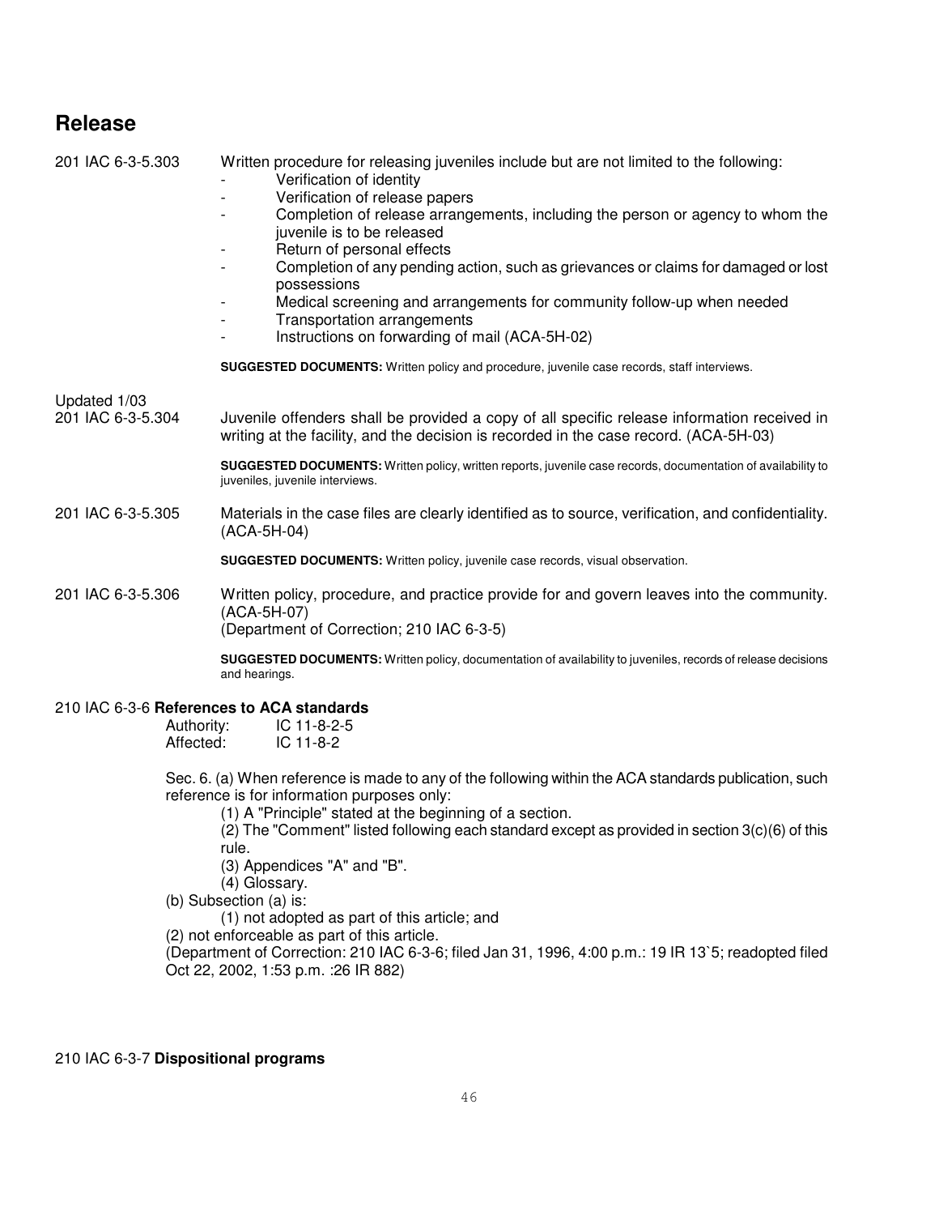## Release

201 IAC 6-3-5.303 Written procedure for releasing juveniles include but are not limited to the following:

- Verification of identity
- Verification of release papers
- Completion of release arrangements, including the person or agency to whom the juvenile is to be released
- Return of personal effects
- Completion of any pending action, such as grievances or claims for damaged or lost possessions
- Medical screening and arrangements for community follow-up when needed
- Transportation arrangements
- Instructions on forwarding of mail (ACA-5H-02)

**SUGGESTED DOCUMENTS:** Written policy and procedure, juvenile case records, staff interviews.

Updated 1/03

201 IAC 6-3-5.304 Juvenile offenders shall be provided a copy of all specific release information received in writing at the facility, and the decision is recorded in the case record. (ACA-5H-03)

**SUGGESTED DOCUMENTS:** Written policy, written reports, juvenile case records, documentation of availability to juveniles, juvenile interviews.

201 IAC 6-3-5.305 Materials in the case files are clearly identified as to source, verification, and confidentiality. (ACA-5H-04)

**SUGGESTED DOCUMENTS:** Written policy, juvenile case records, visual observation.

201 IAC 6-3-5.306 Written policy, procedure, and practice provide for and govern leaves into the community. (ACA-5H-07)
(Department of Correction; 210 IAC 6-3-5)

**SUGGESTED DOCUMENTS:** Written policy, documentation of availability to juveniles, records of release decisions and hearings.

210 IAC 6-3-6 **References to ACA standards**

Authority: IC 11-8-2-5
Affected: IC 11-8-2

Sec. 6. (a) When reference is made to any of the following within the ACA standards publication, such reference is for information purposes only:

(1) A "Principle" stated at the beginning of a section.
(2) The "Comment" listed following each standard except as provided in section 3(c)(6) of this rule.
(3) Appendices "A" and "B".
(4) Glossary.

(b) Subsection (a) is:

(1) not adopted as part of this article; and
(2) not enforceable as part of this article.

(Department of Correction: 210 IAC 6-3-6; filed Jan 31, 1996, 4:00 p.m.: 19 IR 13`5; readopted filed Oct 22, 2002, 1:53 p.m. :26 IR 882)

210 IAC 6-3-7 **Dispositional programs**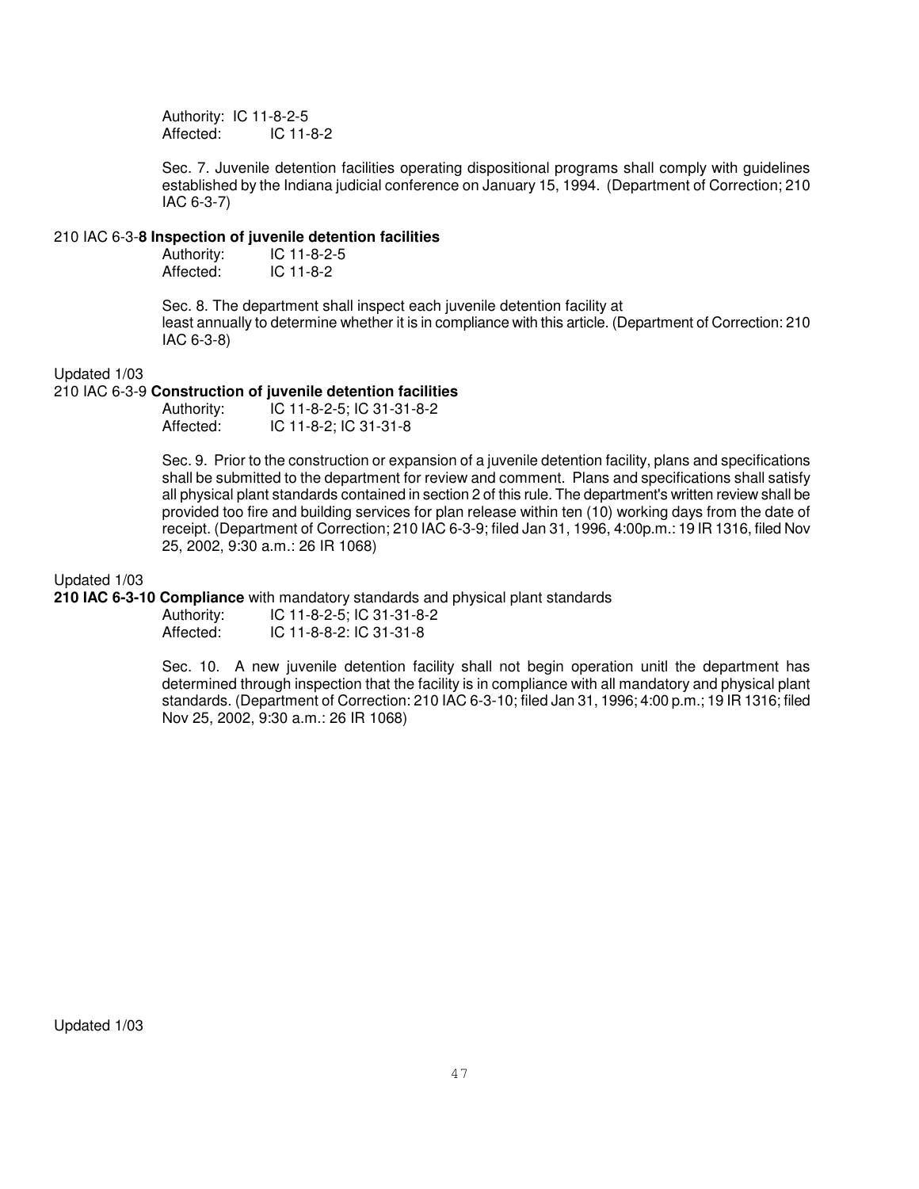Authority: IC 11-8-2-5
Affected: IC 11-8-2

Sec. 7. Juvenile detention facilities operating dispositional programs shall comply with guidelines established by the Indiana judicial conference on January 15, 1994. (Department of Correction; 210 IAC 6-3-7)

210 IAC 6-3-**8 Inspection of juvenile detention facilities**

Authority: IC 11-8-2-5
Affected: IC 11-8-2

Sec. 8. The department shall inspect each juvenile detention facility at least annually to determine whether it is in compliance with this article. (Department of Correction: 210 IAC 6-3-8)

Updated 1/03

210 IAC 6-3-9 **Construction of juvenile detention facilities**

Authority: IC 11-8-2-5; IC 31-31-8-2
Affected: IC 11-8-2; IC 31-31-8

Sec. 9. Prior to the construction or expansion of a juvenile detention facility, plans and specifications shall be submitted to the department for review and comment. Plans and specifications shall satisfy all physical plant standards contained in section 2 of this rule. The department's written review shall be provided too fire and building services for plan release within ten (10) working days from the date of receipt. (Department of Correction; 210 IAC 6-3-9; filed Jan 31, 1996, 4:00p.m.: 19 IR 1316, filed Nov 25, 2002, 9:30 a.m.: 26 IR 1068)

Updated 1/03

**210 IAC 6-3-10 Compliance** with mandatory standards and physical plant standards

Authority: IC 11-8-2-5; IC 31-31-8-2
Affected: IC 11-8-8-2: IC 31-31-8

Sec. 10. A new juvenile detention facility shall not begin operation unitl the department has determined through inspection that the facility is in compliance with all mandatory and physical plant standards. (Department of Correction: 210 IAC 6-3-10; filed Jan 31, 1996; 4:00 p.m.; 19 IR 1316; filed Nov 25, 2002, 9:30 a.m.: 26 IR 1068)

Updated 1/03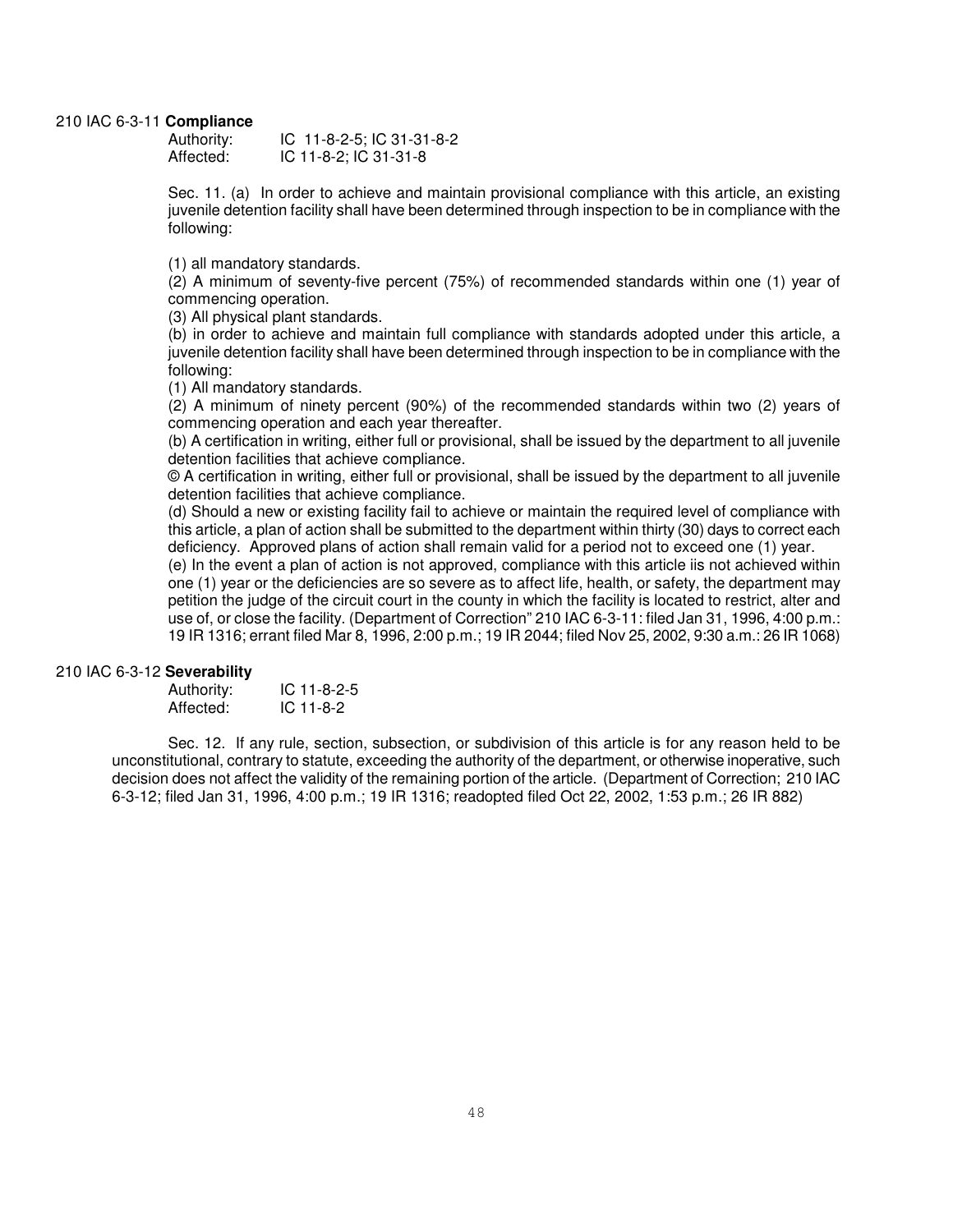210 IAC 6-3-11 **Compliance**

Authority: IC 11-8-2-5; IC 31-31-8-2
Affected: IC 11-8-2; IC 31-31-8

Sec. 11. (a) In order to achieve and maintain provisional compliance with this article, an existing juvenile detention facility shall have been determined through inspection to be in compliance with the following:

(1) all mandatory standards.
(2) A minimum of seventy-five percent (75%) of recommended standards within one (1) year of commencing operation.
(3) All physical plant standards.
(b) in order to achieve and maintain full compliance with standards adopted under this article, a juvenile detention facility shall have been determined through inspection to be in compliance with the following:
(1) All mandatory standards.
(2) A minimum of ninety percent (90%) of the recommended standards within two (2) years of commencing operation and each year thereafter.
(b) A certification in writing, either full or provisional, shall be issued by the department to all juvenile detention facilities that achieve compliance.
© A certification in writing, either full or provisional, shall be issued by the department to all juvenile detention facilities that achieve compliance.
(d) Should a new or existing facility fail to achieve or maintain the required level of compliance with this article, a plan of action shall be submitted to the department within thirty (30) days to correct each deficiency. Approved plans of action shall remain valid for a period not to exceed one (1) year.
(e) In the event a plan of action is not approved, compliance with this article iis not achieved within one (1) year or the deficiencies are so severe as to affect life, health, or safety, the department may petition the judge of the circuit court in the county in which the facility is located to restrict, alter and use of, or close the facility. (Department of Correction" 210 IAC 6-3-11: filed Jan 31, 1996, 4:00 p.m.: 19 IR 1316; errant filed Mar 8, 1996, 2:00 p.m.; 19 IR 2044; filed Nov 25, 2002, 9:30 a.m.: 26 IR 1068)

210 IAC 6-3-12 **Severability**

Authority: IC 11-8-2-5
Affected: IC 11-8-2

Sec. 12. If any rule, section, subsection, or subdivision of this article is for any reason held to be unconstitutional, contrary to statute, exceeding the authority of the department, or otherwise inoperative, such decision does not affect the validity of the remaining portion of the article. (Department of Correction; 210 IAC 6-3-12; filed Jan 31, 1996, 4:00 p.m.; 19 IR 1316; readopted filed Oct 22, 2002, 1:53 p.m.; 26 IR 882)